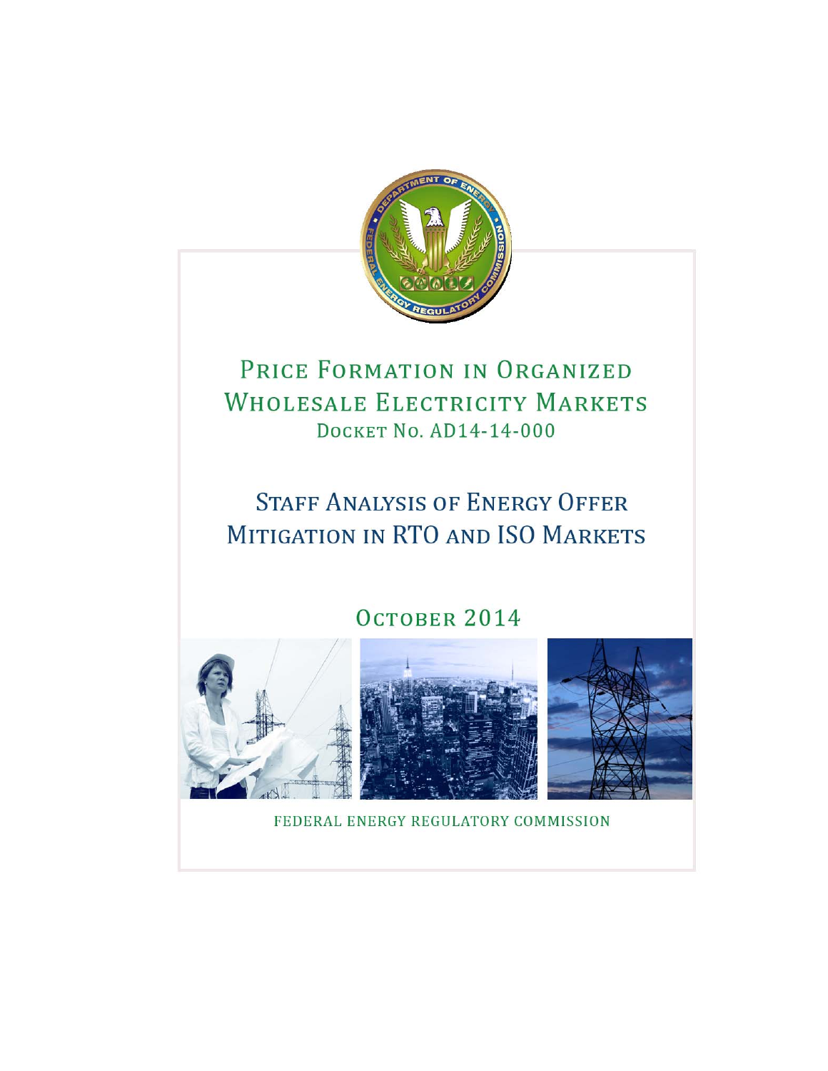# Price Formation in Organized Wholesale Electricity Markets

Docket No. AD14-14-000

## Staff Analysis of Energy Offer Mitigation in RTO and ISO Markets

October 2014

FEDERAL ENERGY REGULATORY COMMISSION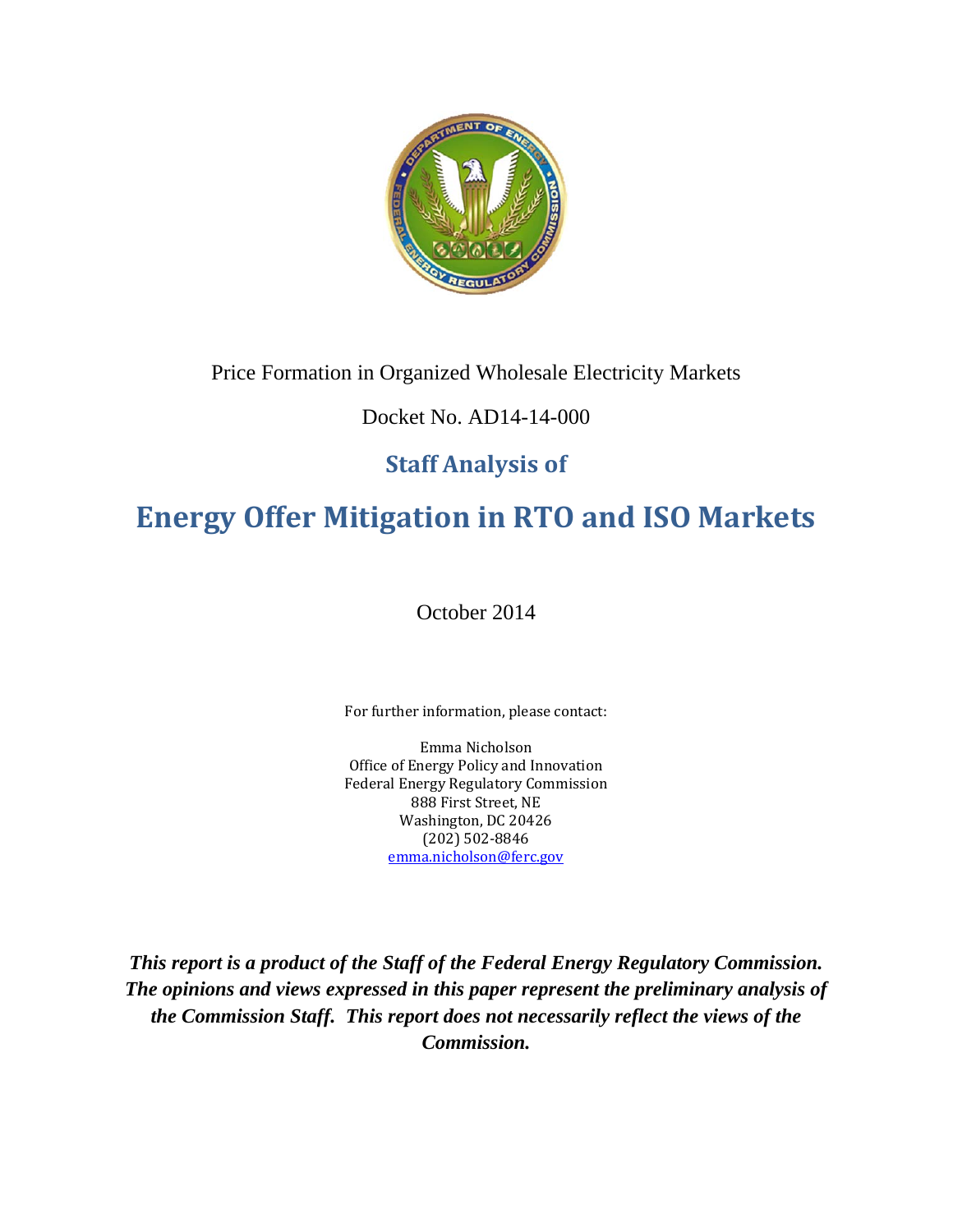Price Formation in Organized Wholesale Electricity Markets

Docket No. AD14-14-000

## Staff Analysis of

# Energy Offer Mitigation in RTO and ISO Markets

October 2014

For further information, please contact:

Emma Nicholson
Office of Energy Policy and Innovation
Federal Energy Regulatory Commission
888 First Street, NE
Washington, DC 20426
(202) 502-8846
emma.nicholson@ferc.gov

***This report is a product of the Staff of the Federal Energy Regulatory Commission. The opinions and views expressed in this paper represent the preliminary analysis of the Commission Staff. This report does not necessarily reflect the views of the Commission.***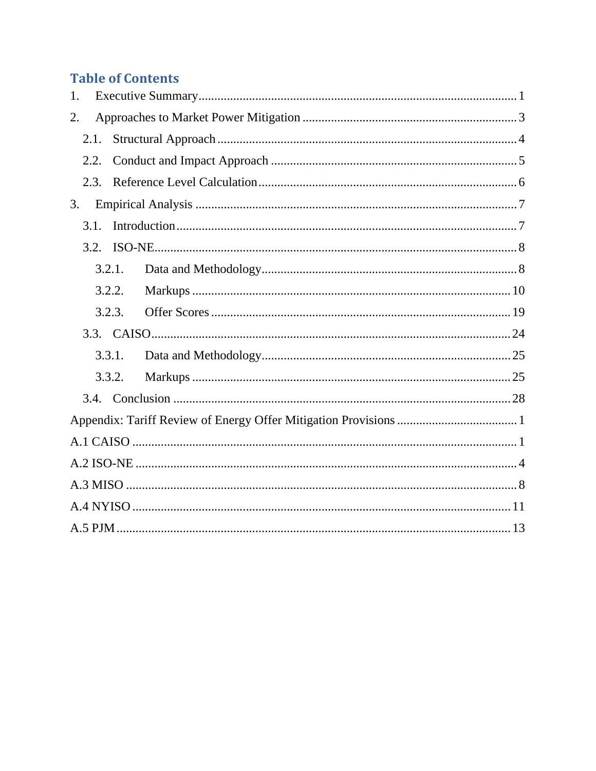# Table of Contents

1. Executive Summary ..... 1
2. Approaches to Market Power Mitigation ..... 3
   - 2.1. Structural Approach ..... 4
   - 2.2. Conduct and Impact Approach ..... 5
   - 2.3. Reference Level Calculation ..... 6
3. Empirical Analysis ..... 7
   - 3.1. Introduction ..... 7
   - 3.2. ISO-NE ..... 8
     - 3.2.1. Data and Methodology ..... 8
     - 3.2.2. Markups ..... 10
     - 3.2.3. Offer Scores ..... 19
   - 3.3. CAISO ..... 24
     - 3.3.1. Data and Methodology ..... 25
     - 3.3.2. Markups ..... 25
   - 3.4. Conclusion ..... 28

Appendix: Tariff Review of Energy Offer Mitigation Provisions ..... 1

A.1 CAISO ..... 1

A.2 ISO-NE ..... 4

A.3 MISO ..... 8

A.4 NYISO ..... 11

A.5 PJM ..... 13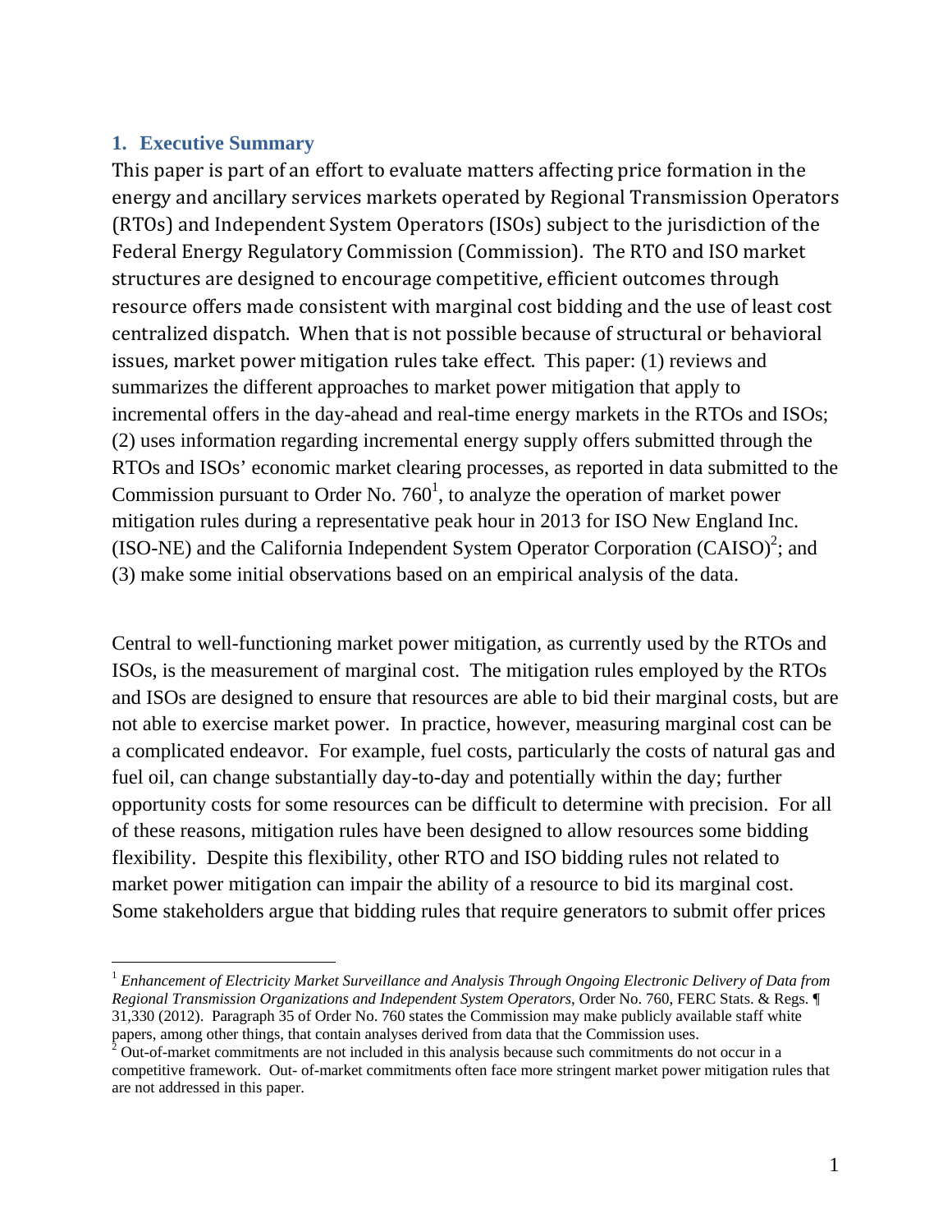## 1. Executive Summary

This paper is part of an effort to evaluate matters affecting price formation in the energy and ancillary services markets operated by Regional Transmission Operators (RTOs) and Independent System Operators (ISOs) subject to the jurisdiction of the Federal Energy Regulatory Commission (Commission). The RTO and ISO market structures are designed to encourage competitive, efficient outcomes through resource offers made consistent with marginal cost bidding and the use of least cost centralized dispatch. When that is not possible because of structural or behavioral issues, market power mitigation rules take effect. This paper: (1) reviews and summarizes the different approaches to market power mitigation that apply to incremental offers in the day-ahead and real-time energy markets in the RTOs and ISOs; (2) uses information regarding incremental energy supply offers submitted through the RTOs and ISOs' economic market clearing processes, as reported in data submitted to the Commission pursuant to Order No. 760[1], to analyze the operation of market power mitigation rules during a representative peak hour in 2013 for ISO New England Inc. (ISO-NE) and the California Independent System Operator Corporation (CAISO)[2]; and (3) make some initial observations based on an empirical analysis of the data.

Central to well-functioning market power mitigation, as currently used by the RTOs and ISOs, is the measurement of marginal cost. The mitigation rules employed by the RTOs and ISOs are designed to ensure that resources are able to bid their marginal costs, but are not able to exercise market power. In practice, however, measuring marginal cost can be a complicated endeavor. For example, fuel costs, particularly the costs of natural gas and fuel oil, can change substantially day-to-day and potentially within the day; further opportunity costs for some resources can be difficult to determine with precision. For all of these reasons, mitigation rules have been designed to allow resources some bidding flexibility. Despite this flexibility, other RTO and ISO bidding rules not related to market power mitigation can impair the ability of a resource to bid its marginal cost. Some stakeholders argue that bidding rules that require generators to submit offer prices

[1] *Enhancement of Electricity Market Surveillance and Analysis Through Ongoing Electronic Delivery of Data from Regional Transmission Organizations and Independent System Operators*, Order No. 760, FERC Stats. & Regs. ¶ 31,330 (2012). Paragraph 35 of Order No. 760 states the Commission may make publicly available staff white papers, among other things, that contain analyses derived from data that the Commission uses.

[2] Out-of-market commitments are not included in this analysis because such commitments do not occur in a competitive framework. Out- of-market commitments often face more stringent market power mitigation rules that are not addressed in this paper.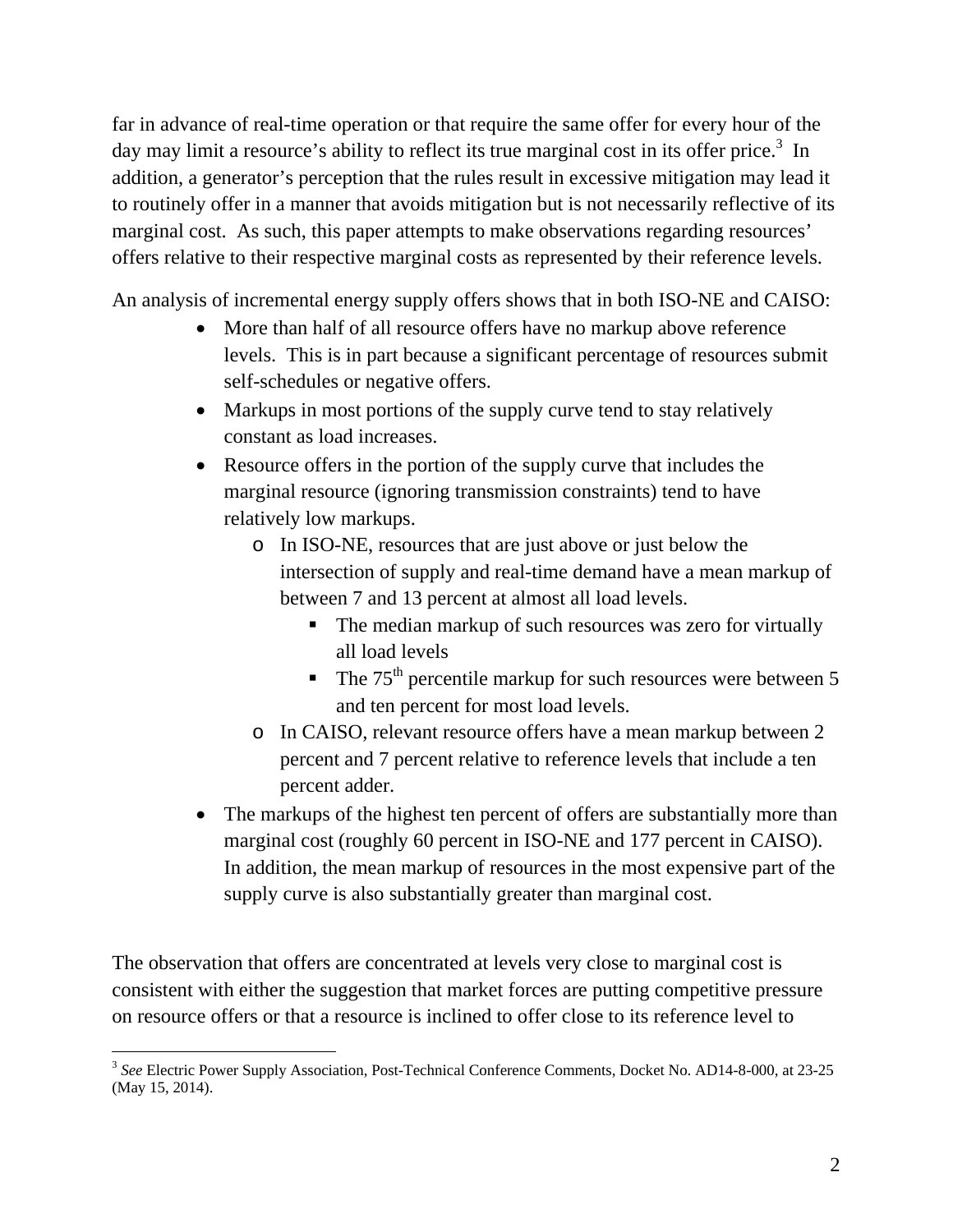far in advance of real-time operation or that require the same offer for every hour of the day may limit a resource's ability to reflect its true marginal cost in its offer price.[3] In addition, a generator's perception that the rules result in excessive mitigation may lead it to routinely offer in a manner that avoids mitigation but is not necessarily reflective of its marginal cost. As such, this paper attempts to make observations regarding resources' offers relative to their respective marginal costs as represented by their reference levels.

An analysis of incremental energy supply offers shows that in both ISO-NE and CAISO:

- More than half of all resource offers have no markup above reference levels. This is in part because a significant percentage of resources submit self-schedules or negative offers.
- Markups in most portions of the supply curve tend to stay relatively constant as load increases.
- Resource offers in the portion of the supply curve that includes the marginal resource (ignoring transmission constraints) tend to have relatively low markups.
    - In ISO-NE, resources that are just above or just below the intersection of supply and real-time demand have a mean markup of between 7 and 13 percent at almost all load levels.
        - The median markup of such resources was zero for virtually all load levels
        - The 75th percentile markup for such resources were between 5 and ten percent for most load levels.
    - In CAISO, relevant resource offers have a mean markup between 2 percent and 7 percent relative to reference levels that include a ten percent adder.
- The markups of the highest ten percent of offers are substantially more than marginal cost (roughly 60 percent in ISO-NE and 177 percent in CAISO). In addition, the mean markup of resources in the most expensive part of the supply curve is also substantially greater than marginal cost.

The observation that offers are concentrated at levels very close to marginal cost is consistent with either the suggestion that market forces are putting competitive pressure on resource offers or that a resource is inclined to offer close to its reference level to

[3] *See* Electric Power Supply Association, Post-Technical Conference Comments, Docket No. AD14-8-000, at 23-25 (May 15, 2014).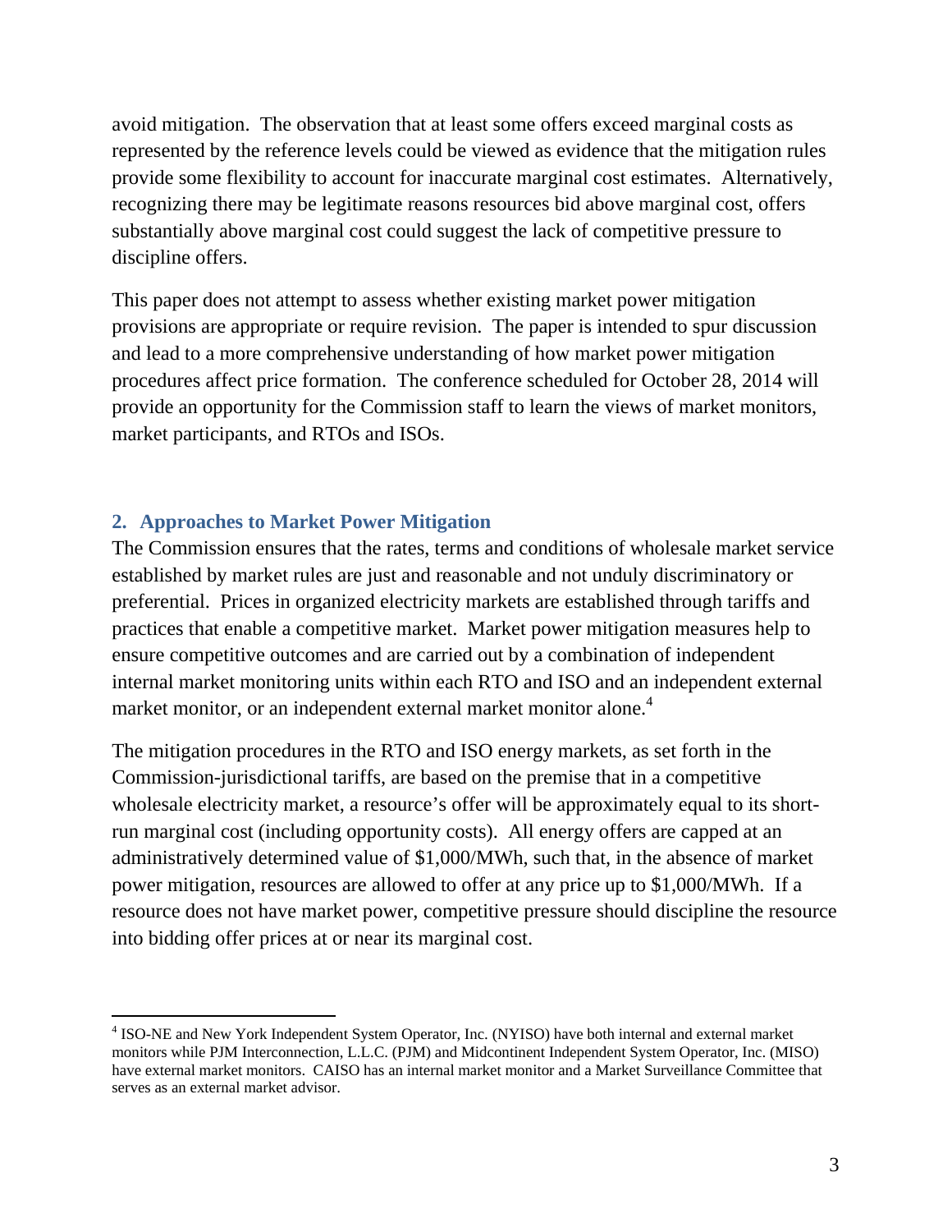avoid mitigation. The observation that at least some offers exceed marginal costs as represented by the reference levels could be viewed as evidence that the mitigation rules provide some flexibility to account for inaccurate marginal cost estimates. Alternatively, recognizing there may be legitimate reasons resources bid above marginal cost, offers substantially above marginal cost could suggest the lack of competitive pressure to discipline offers.

This paper does not attempt to assess whether existing market power mitigation provisions are appropriate or require revision. The paper is intended to spur discussion and lead to a more comprehensive understanding of how market power mitigation procedures affect price formation. The conference scheduled for October 28, 2014 will provide an opportunity for the Commission staff to learn the views of market monitors, market participants, and RTOs and ISOs.

## 2. Approaches to Market Power Mitigation

The Commission ensures that the rates, terms and conditions of wholesale market service established by market rules are just and reasonable and not unduly discriminatory or preferential. Prices in organized electricity markets are established through tariffs and practices that enable a competitive market. Market power mitigation measures help to ensure competitive outcomes and are carried out by a combination of independent internal market monitoring units within each RTO and ISO and an independent external market monitor, or an independent external market monitor alone.[4]

The mitigation procedures in the RTO and ISO energy markets, as set forth in the Commission-jurisdictional tariffs, are based on the premise that in a competitive wholesale electricity market, a resource's offer will be approximately equal to its short-run marginal cost (including opportunity costs). All energy offers are capped at an administratively determined value of $1,000/MWh, such that, in the absence of market power mitigation, resources are allowed to offer at any price up to $1,000/MWh. If a resource does not have market power, competitive pressure should discipline the resource into bidding offer prices at or near its marginal cost.

[4] ISO-NE and New York Independent System Operator, Inc. (NYISO) have both internal and external market monitors while PJM Interconnection, L.L.C. (PJM) and Midcontinent Independent System Operator, Inc. (MISO) have external market monitors. CAISO has an internal market monitor and a Market Surveillance Committee that serves as an external market advisor.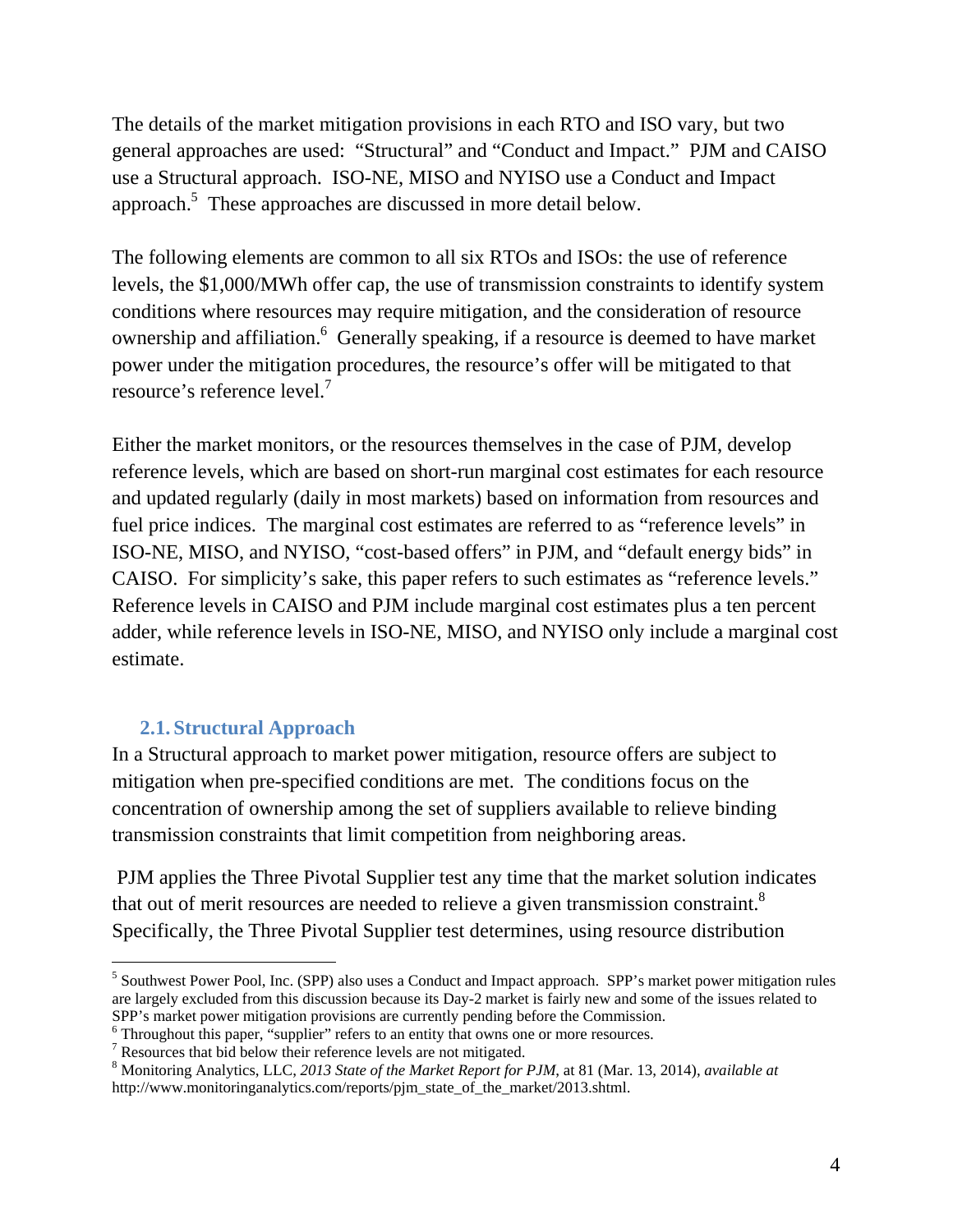The details of the market mitigation provisions in each RTO and ISO vary, but two general approaches are used: "Structural" and "Conduct and Impact." PJM and CAISO use a Structural approach. ISO-NE, MISO and NYISO use a Conduct and Impact approach.[5] These approaches are discussed in more detail below.

The following elements are common to all six RTOs and ISOs: the use of reference levels, the $1,000/MWh offer cap, the use of transmission constraints to identify system conditions where resources may require mitigation, and the consideration of resource ownership and affiliation.[6] Generally speaking, if a resource is deemed to have market power under the mitigation procedures, the resource's offer will be mitigated to that resource's reference level.[7]

Either the market monitors, or the resources themselves in the case of PJM, develop reference levels, which are based on short-run marginal cost estimates for each resource and updated regularly (daily in most markets) based on information from resources and fuel price indices. The marginal cost estimates are referred to as "reference levels" in ISO-NE, MISO, and NYISO, "cost-based offers" in PJM, and "default energy bids" in CAISO. For simplicity's sake, this paper refers to such estimates as "reference levels." Reference levels in CAISO and PJM include marginal cost estimates plus a ten percent adder, while reference levels in ISO-NE, MISO, and NYISO only include a marginal cost estimate.

### 2.1. Structural Approach

In a Structural approach to market power mitigation, resource offers are subject to mitigation when pre-specified conditions are met. The conditions focus on the concentration of ownership among the set of suppliers available to relieve binding transmission constraints that limit competition from neighboring areas.

PJM applies the Three Pivotal Supplier test any time that the market solution indicates that out of merit resources are needed to relieve a given transmission constraint.[8] Specifically, the Three Pivotal Supplier test determines, using resource distribution

---

[5] Southwest Power Pool, Inc. (SPP) also uses a Conduct and Impact approach. SPP's market power mitigation rules are largely excluded from this discussion because its Day-2 market is fairly new and some of the issues related to SPP's market power mitigation provisions are currently pending before the Commission.

[6] Throughout this paper, "supplier" refers to an entity that owns one or more resources.

[7] Resources that bid below their reference levels are not mitigated.

[8] Monitoring Analytics, LLC, *2013 State of the Market Report for PJM*, at 81 (Mar. 13, 2014), *available at* http://www.monitoringanalytics.com/reports/pjm_state_of_the_market/2013.shtml.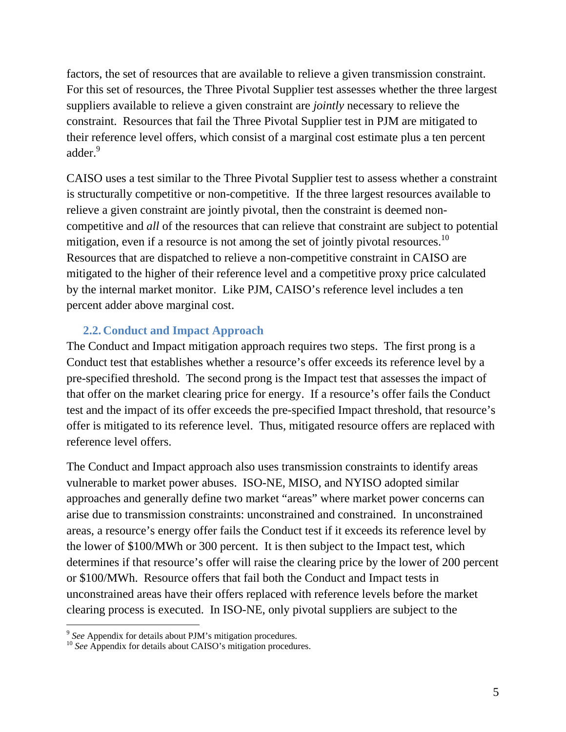factors, the set of resources that are available to relieve a given transmission constraint. For this set of resources, the Three Pivotal Supplier test assesses whether the three largest suppliers available to relieve a given constraint are *jointly* necessary to relieve the constraint. Resources that fail the Three Pivotal Supplier test in PJM are mitigated to their reference level offers, which consist of a marginal cost estimate plus a ten percent adder.[9]

CAISO uses a test similar to the Three Pivotal Supplier test to assess whether a constraint is structurally competitive or non-competitive. If the three largest resources available to relieve a given constraint are jointly pivotal, then the constraint is deemed non-competitive and *all* of the resources that can relieve that constraint are subject to potential mitigation, even if a resource is not among the set of jointly pivotal resources.[10] Resources that are dispatched to relieve a non-competitive constraint in CAISO are mitigated to the higher of their reference level and a competitive proxy price calculated by the internal market monitor. Like PJM, CAISO's reference level includes a ten percent adder above marginal cost.

### 2.2. Conduct and Impact Approach

The Conduct and Impact mitigation approach requires two steps. The first prong is a Conduct test that establishes whether a resource's offer exceeds its reference level by a pre-specified threshold. The second prong is the Impact test that assesses the impact of that offer on the market clearing price for energy. If a resource's offer fails the Conduct test and the impact of its offer exceeds the pre-specified Impact threshold, that resource's offer is mitigated to its reference level. Thus, mitigated resource offers are replaced with reference level offers.

The Conduct and Impact approach also uses transmission constraints to identify areas vulnerable to market power abuses. ISO-NE, MISO, and NYISO adopted similar approaches and generally define two market "areas" where market power concerns can arise due to transmission constraints: unconstrained and constrained. In unconstrained areas, a resource's energy offer fails the Conduct test if it exceeds its reference level by the lower of $100/MWh or 300 percent. It is then subject to the Impact test, which determines if that resource's offer will raise the clearing price by the lower of 200 percent or $100/MWh. Resource offers that fail both the Conduct and Impact tests in unconstrained areas have their offers replaced with reference levels before the market clearing process is executed. In ISO-NE, only pivotal suppliers are subject to the

---

[9] *See* Appendix for details about PJM's mitigation procedures.

[10] *See* Appendix for details about CAISO's mitigation procedures.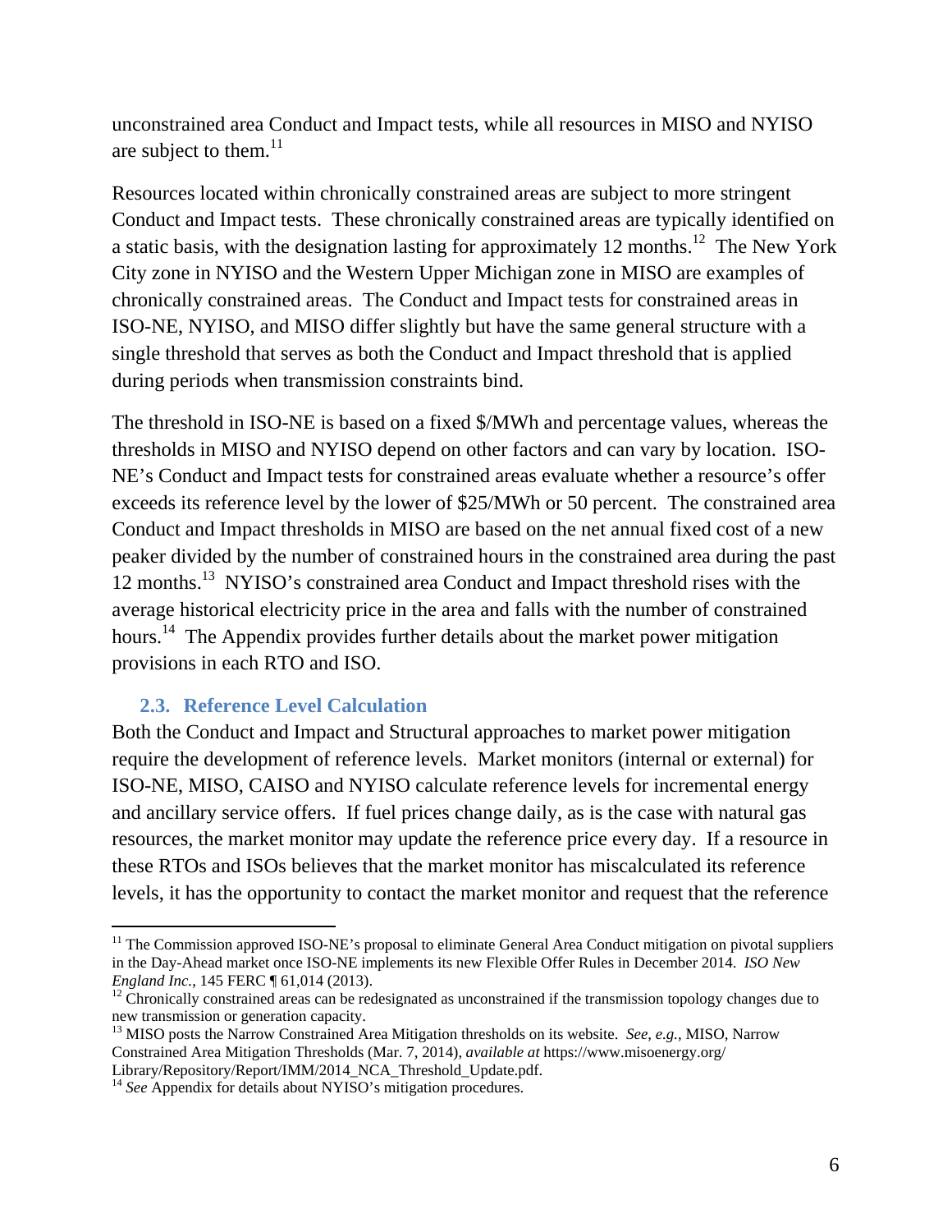unconstrained area Conduct and Impact tests, while all resources in MISO and NYISO are subject to them.[11]

Resources located within chronically constrained areas are subject to more stringent Conduct and Impact tests. These chronically constrained areas are typically identified on a static basis, with the designation lasting for approximately 12 months.[12] The New York City zone in NYISO and the Western Upper Michigan zone in MISO are examples of chronically constrained areas. The Conduct and Impact tests for constrained areas in ISO-NE, NYISO, and MISO differ slightly but have the same general structure with a single threshold that serves as both the Conduct and Impact threshold that is applied during periods when transmission constraints bind.

The threshold in ISO-NE is based on a fixed $/MWh and percentage values, whereas the thresholds in MISO and NYISO depend on other factors and can vary by location. ISO-NE's Conduct and Impact tests for constrained areas evaluate whether a resource's offer exceeds its reference level by the lower of $25/MWh or 50 percent. The constrained area Conduct and Impact thresholds in MISO are based on the net annual fixed cost of a new peaker divided by the number of constrained hours in the constrained area during the past 12 months.[13] NYISO's constrained area Conduct and Impact threshold rises with the average historical electricity price in the area and falls with the number of constrained hours.[14] The Appendix provides further details about the market power mitigation provisions in each RTO and ISO.

### 2.3. Reference Level Calculation

Both the Conduct and Impact and Structural approaches to market power mitigation require the development of reference levels. Market monitors (internal or external) for ISO-NE, MISO, CAISO and NYISO calculate reference levels for incremental energy and ancillary service offers. If fuel prices change daily, as is the case with natural gas resources, the market monitor may update the reference price every day. If a resource in these RTOs and ISOs believes that the market monitor has miscalculated its reference levels, it has the opportunity to contact the market monitor and request that the reference

---

[11] The Commission approved ISO-NE's proposal to eliminate General Area Conduct mitigation on pivotal suppliers in the Day-Ahead market once ISO-NE implements its new Flexible Offer Rules in December 2014. *ISO New England Inc.*, 145 FERC ¶ 61,014 (2013).

[12] Chronically constrained areas can be redesignated as unconstrained if the transmission topology changes due to new transmission or generation capacity.

[13] MISO posts the Narrow Constrained Area Mitigation thresholds on its website. *See, e.g.*, MISO, Narrow Constrained Area Mitigation Thresholds (Mar. 7, 2014), *available at* https://www.misoenergy.org/Library/Repository/Report/IMM/2014_NCA_Threshold_Update.pdf.

[14] *See* Appendix for details about NYISO's mitigation procedures.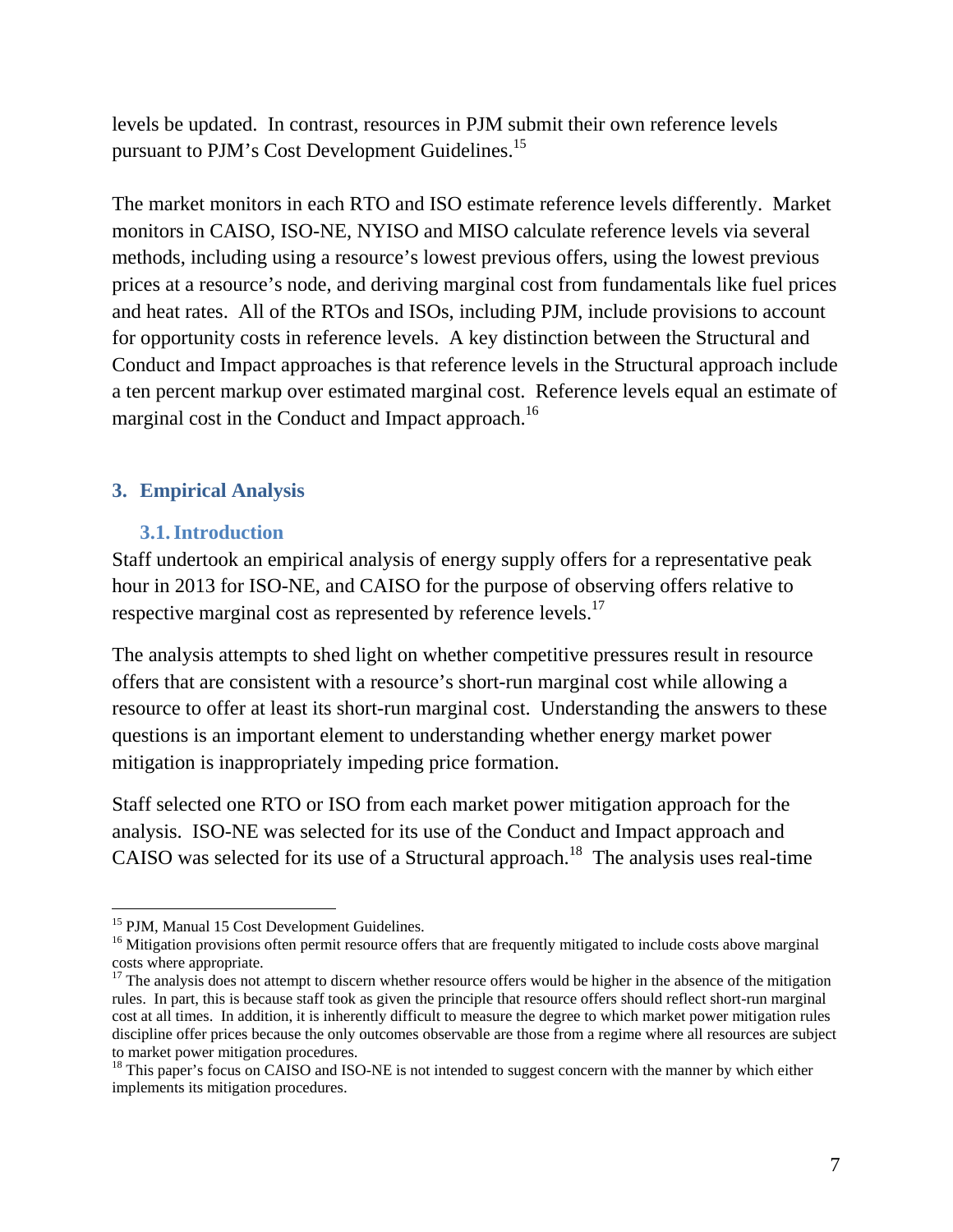levels be updated. In contrast, resources in PJM submit their own reference levels pursuant to PJM's Cost Development Guidelines.[15]

The market monitors in each RTO and ISO estimate reference levels differently. Market monitors in CAISO, ISO-NE, NYISO and MISO calculate reference levels via several methods, including using a resource's lowest previous offers, using the lowest previous prices at a resource's node, and deriving marginal cost from fundamentals like fuel prices and heat rates. All of the RTOs and ISOs, including PJM, include provisions to account for opportunity costs in reference levels. A key distinction between the Structural and Conduct and Impact approaches is that reference levels in the Structural approach include a ten percent markup over estimated marginal cost. Reference levels equal an estimate of marginal cost in the Conduct and Impact approach.[16]

## 3. Empirical Analysis

### 3.1. Introduction

Staff undertook an empirical analysis of energy supply offers for a representative peak hour in 2013 for ISO-NE, and CAISO for the purpose of observing offers relative to respective marginal cost as represented by reference levels.[17]

The analysis attempts to shed light on whether competitive pressures result in resource offers that are consistent with a resource's short-run marginal cost while allowing a resource to offer at least its short-run marginal cost. Understanding the answers to these questions is an important element to understanding whether energy market power mitigation is inappropriately impeding price formation.

Staff selected one RTO or ISO from each market power mitigation approach for the analysis. ISO-NE was selected for its use of the Conduct and Impact approach and CAISO was selected for its use of a Structural approach.[18] The analysis uses real-time

---

[15] PJM, Manual 15 Cost Development Guidelines.

[16] Mitigation provisions often permit resource offers that are frequently mitigated to include costs above marginal costs where appropriate.

[17] The analysis does not attempt to discern whether resource offers would be higher in the absence of the mitigation rules. In part, this is because staff took as given the principle that resource offers should reflect short-run marginal cost at all times. In addition, it is inherently difficult to measure the degree to which market power mitigation rules discipline offer prices because the only outcomes observable are those from a regime where all resources are subject to market power mitigation procedures.

[18] This paper's focus on CAISO and ISO-NE is not intended to suggest concern with the manner by which either implements its mitigation procedures.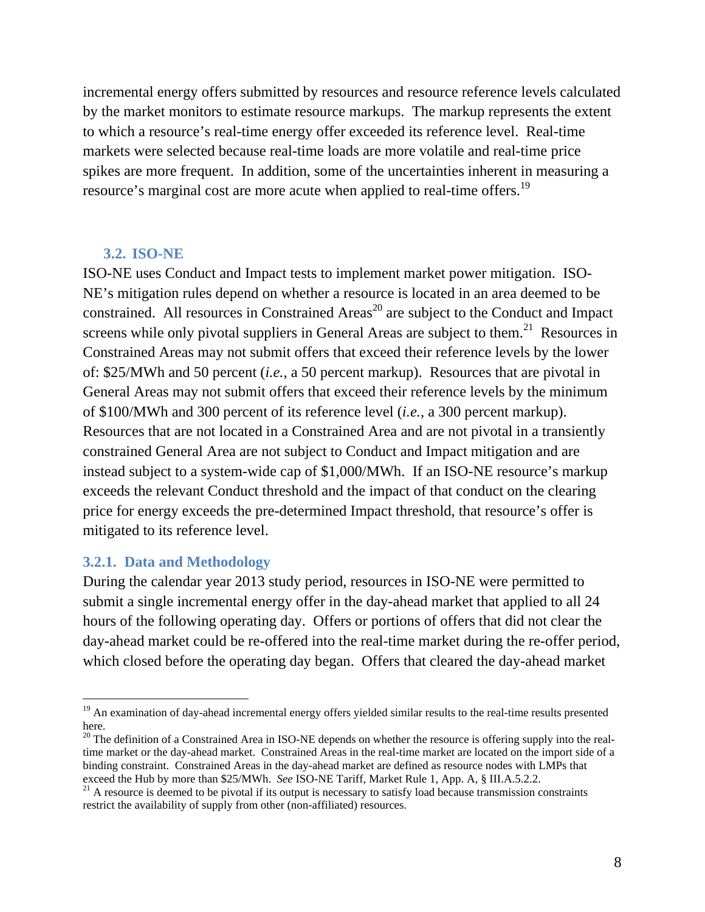incremental energy offers submitted by resources and resource reference levels calculated by the market monitors to estimate resource markups. The markup represents the extent to which a resource's real-time energy offer exceeded its reference level. Real-time markets were selected because real-time loads are more volatile and real-time price spikes are more frequent. In addition, some of the uncertainties inherent in measuring a resource's marginal cost are more acute when applied to real-time offers.[19]

## 3.2. ISO-NE

ISO-NE uses Conduct and Impact tests to implement market power mitigation. ISO-NE's mitigation rules depend on whether a resource is located in an area deemed to be constrained. All resources in Constrained Areas[20] are subject to the Conduct and Impact screens while only pivotal suppliers in General Areas are subject to them.[21] Resources in Constrained Areas may not submit offers that exceed their reference levels by the lower of: $25/MWh and 50 percent (*i.e.*, a 50 percent markup). Resources that are pivotal in General Areas may not submit offers that exceed their reference levels by the minimum of $100/MWh and 300 percent of its reference level (*i.e.*, a 300 percent markup). Resources that are not located in a Constrained Area and are not pivotal in a transiently constrained General Area are not subject to Conduct and Impact mitigation and are instead subject to a system-wide cap of $1,000/MWh. If an ISO-NE resource's markup exceeds the relevant Conduct threshold and the impact of that conduct on the clearing price for energy exceeds the pre-determined Impact threshold, that resource's offer is mitigated to its reference level.

### 3.2.1. Data and Methodology

During the calendar year 2013 study period, resources in ISO-NE were permitted to submit a single incremental energy offer in the day-ahead market that applied to all 24 hours of the following operating day. Offers or portions of offers that did not clear the day-ahead market could be re-offered into the real-time market during the re-offer period, which closed before the operating day began. Offers that cleared the day-ahead market

---

[19] An examination of day-ahead incremental energy offers yielded similar results to the real-time results presented here.

[20] The definition of a Constrained Area in ISO-NE depends on whether the resource is offering supply into the real-time market or the day-ahead market. Constrained Areas in the real-time market are located on the import side of a binding constraint. Constrained Areas in the day-ahead market are defined as resource nodes with LMPs that exceed the Hub by more than $25/MWh. *See* ISO-NE Tariff, Market Rule 1, App. A, § III.A.5.2.2.

[21] A resource is deemed to be pivotal if its output is necessary to satisfy load because transmission constraints restrict the availability of supply from other (non-affiliated) resources.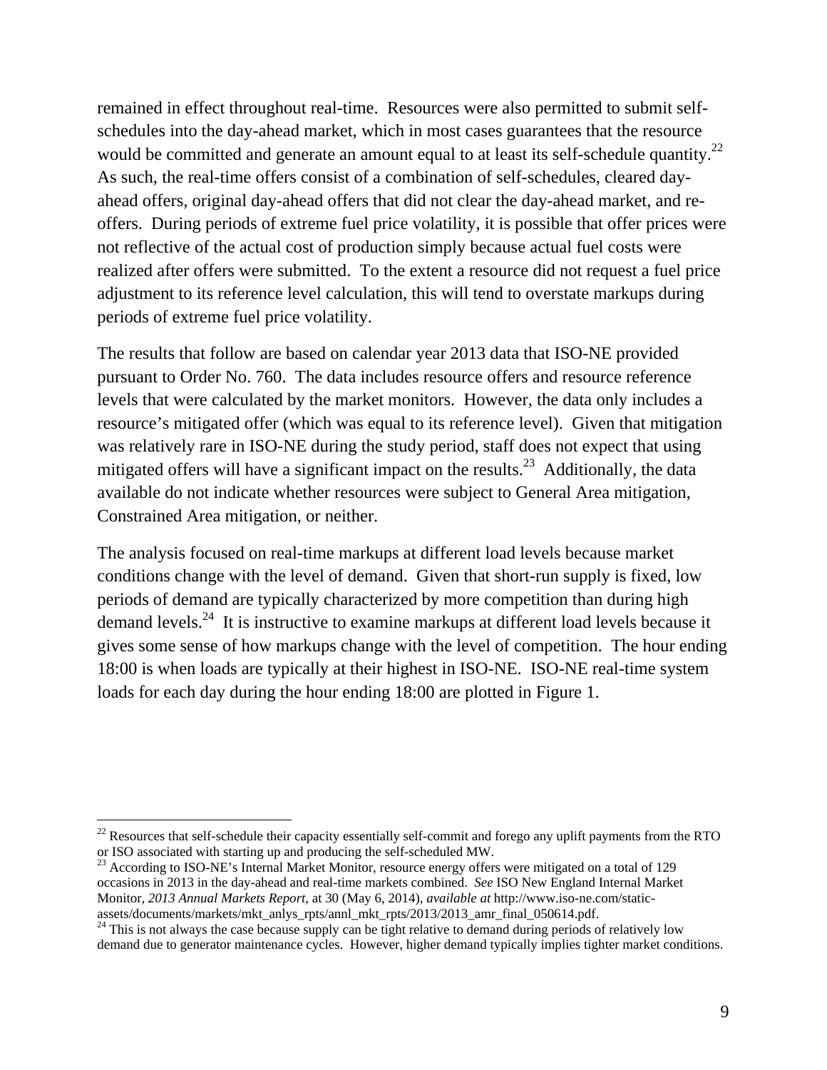remained in effect throughout real-time. Resources were also permitted to submit self-schedules into the day-ahead market, which in most cases guarantees that the resource would be committed and generate an amount equal to at least its self-schedule quantity.[22] As such, the real-time offers consist of a combination of self-schedules, cleared day-ahead offers, original day-ahead offers that did not clear the day-ahead market, and re-offers. During periods of extreme fuel price volatility, it is possible that offer prices were not reflective of the actual cost of production simply because actual fuel costs were realized after offers were submitted. To the extent a resource did not request a fuel price adjustment to its reference level calculation, this will tend to overstate markups during periods of extreme fuel price volatility.

The results that follow are based on calendar year 2013 data that ISO-NE provided pursuant to Order No. 760. The data includes resource offers and resource reference levels that were calculated by the market monitors. However, the data only includes a resource's mitigated offer (which was equal to its reference level). Given that mitigation was relatively rare in ISO-NE during the study period, staff does not expect that using mitigated offers will have a significant impact on the results.[23] Additionally, the data available do not indicate whether resources were subject to General Area mitigation, Constrained Area mitigation, or neither.

The analysis focused on real-time markups at different load levels because market conditions change with the level of demand. Given that short-run supply is fixed, low periods of demand are typically characterized by more competition than during high demand levels.[24] It is instructive to examine markups at different load levels because it gives some sense of how markups change with the level of competition. The hour ending 18:00 is when loads are typically at their highest in ISO-NE. ISO-NE real-time system loads for each day during the hour ending 18:00 are plotted in Figure 1.

---

[22] Resources that self-schedule their capacity essentially self-commit and forego any uplift payments from the RTO or ISO associated with starting up and producing the self-scheduled MW.

[23] According to ISO-NE's Internal Market Monitor, resource energy offers were mitigated on a total of 129 occasions in 2013 in the day-ahead and real-time markets combined. *See* ISO New England Internal Market Monitor, *2013 Annual Markets Report*, at 30 (May 6, 2014), *available at* http://www.iso-ne.com/static-assets/documents/markets/mkt_anlys_rpts/annl_mkt_rpts/2013/2013_amr_final_050614.pdf.

[24] This is not always the case because supply can be tight relative to demand during periods of relatively low demand due to generator maintenance cycles. However, higher demand typically implies tighter market conditions.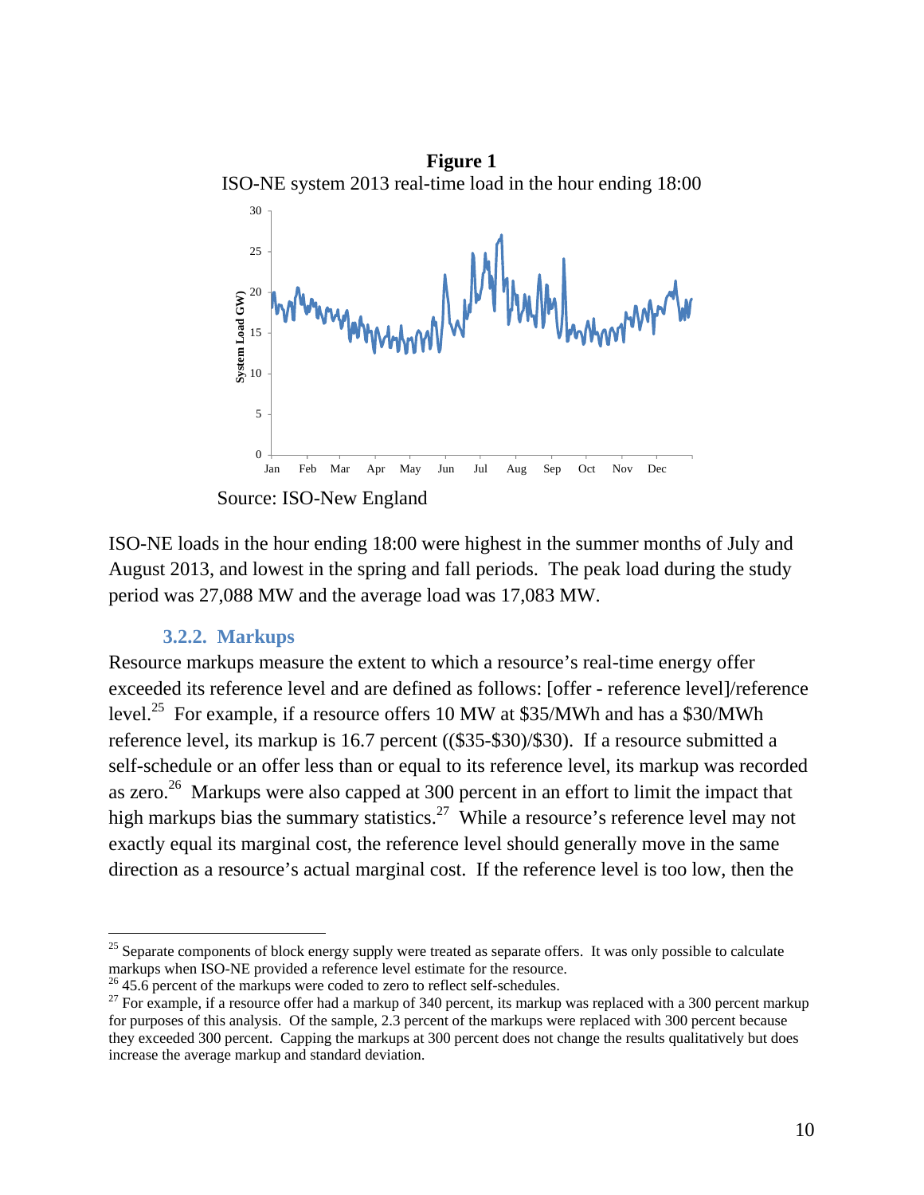**Figure 1**

ISO-NE system 2013 real-time load in the hour ending 18:00

Source: ISO-New England

ISO-NE loads in the hour ending 18:00 were highest in the summer months of July and August 2013, and lowest in the spring and fall periods. The peak load during the study period was 27,088 MW and the average load was 17,083 MW.

### 3.2.2. Markups

Resource markups measure the extent to which a resource's real-time energy offer exceeded its reference level and are defined as follows: [offer - reference level]/reference level.[25] For example, if a resource offers 10 MW at $35/MWh and has a $30/MWh reference level, its markup is 16.7 percent (($35-$30)/$30). If a resource submitted a self-schedule or an offer less than or equal to its reference level, its markup was recorded as zero.[26] Markups were also capped at 300 percent in an effort to limit the impact that high markups bias the summary statistics.[27] While a resource's reference level may not exactly equal its marginal cost, the reference level should generally move in the same direction as a resource's actual marginal cost. If the reference level is too low, then the

---

[25] Separate components of block energy supply were treated as separate offers. It was only possible to calculate markups when ISO-NE provided a reference level estimate for the resource.

[26] 45.6 percent of the markups were coded to zero to reflect self-schedules.

[27] For example, if a resource offer had a markup of 340 percent, its markup was replaced with a 300 percent markup for purposes of this analysis. Of the sample, 2.3 percent of the markups were replaced with 300 percent because they exceeded 300 percent. Capping the markups at 300 percent does not change the results qualitatively but does increase the average markup and standard deviation.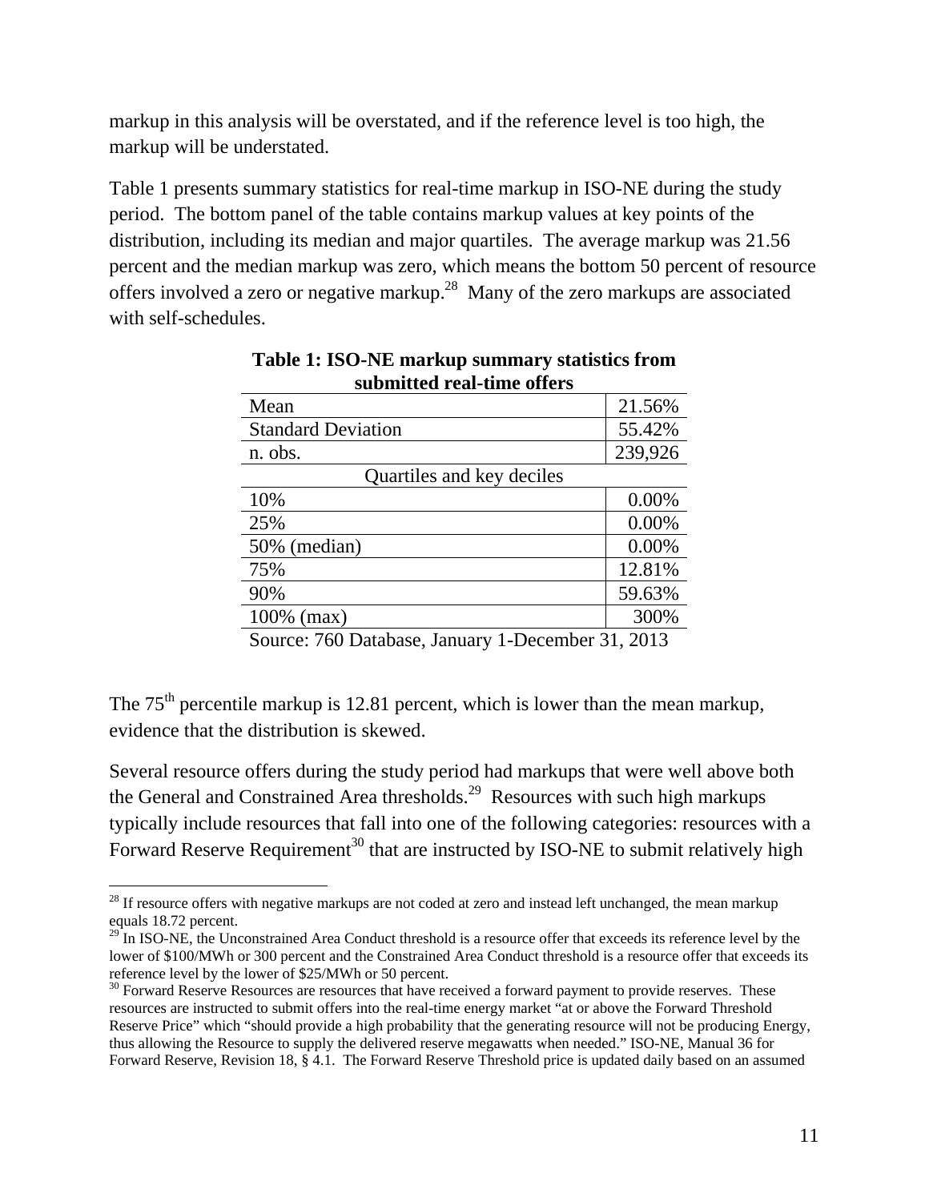markup in this analysis will be overstated, and if the reference level is too high, the markup will be understated.

Table 1 presents summary statistics for real-time markup in ISO-NE during the study period. The bottom panel of the table contains markup values at key points of the distribution, including its median and major quartiles. The average markup was 21.56 percent and the median markup was zero, which means the bottom 50 percent of resource offers involved a zero or negative markup.[28] Many of the zero markups are associated with self-schedules.

**Table 1: ISO-NE markup summary statistics from submitted real-time offers**

| | |
|---|---|
| Mean | 21.56% |
| Standard Deviation | 55.42% |
| n. obs. | 239,926 |
| Quartiles and key deciles | |
| 10% | 0.00% |
| 25% | 0.00% |
| 50% (median) | 0.00% |
| 75% | 12.81% |
| 90% | 59.63% |
| 100% (max) | 300% |

Source: 760 Database, January 1-December 31, 2013

The 75[th] percentile markup is 12.81 percent, which is lower than the mean markup, evidence that the distribution is skewed.

Several resource offers during the study period had markups that were well above both the General and Constrained Area thresholds.[29] Resources with such high markups typically include resources that fall into one of the following categories: resources with a Forward Reserve Requirement[30] that are instructed by ISO-NE to submit relatively high

[28] If resource offers with negative markups are not coded at zero and instead left unchanged, the mean markup equals 18.72 percent.

[29] In ISO-NE, the Unconstrained Area Conduct threshold is a resource offer that exceeds its reference level by the lower of \$100/MWh or 300 percent and the Constrained Area Conduct threshold is a resource offer that exceeds its reference level by the lower of \$25/MWh or 50 percent.

[30] Forward Reserve Resources are resources that have received a forward payment to provide reserves. These resources are instructed to submit offers into the real-time energy market "at or above the Forward Threshold Reserve Price" which "should provide a high probability that the generating resource will not be producing Energy, thus allowing the Resource to supply the delivered reserve megawatts when needed." ISO-NE, Manual 36 for Forward Reserve, Revision 18, § 4.1. The Forward Reserve Threshold price is updated daily based on an assumed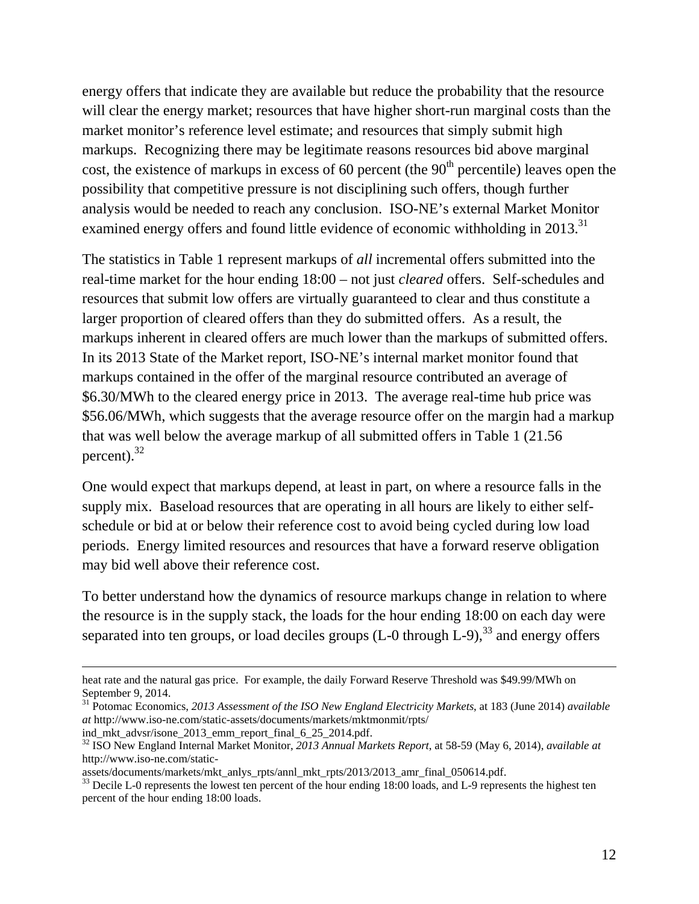energy offers that indicate they are available but reduce the probability that the resource will clear the energy market; resources that have higher short-run marginal costs than the market monitor's reference level estimate; and resources that simply submit high markups. Recognizing there may be legitimate reasons resources bid above marginal cost, the existence of markups in excess of 60 percent (the 90th percentile) leaves open the possibility that competitive pressure is not disciplining such offers, though further analysis would be needed to reach any conclusion. ISO-NE's external Market Monitor examined energy offers and found little evidence of economic withholding in 2013.[31]

The statistics in Table 1 represent markups of *all* incremental offers submitted into the real-time market for the hour ending 18:00 – not just *cleared* offers. Self-schedules and resources that submit low offers are virtually guaranteed to clear and thus constitute a larger proportion of cleared offers than they do submitted offers. As a result, the markups inherent in cleared offers are much lower than the markups of submitted offers. In its 2013 State of the Market report, ISO-NE's internal market monitor found that markups contained in the offer of the marginal resource contributed an average of $6.30/MWh to the cleared energy price in 2013. The average real-time hub price was $56.06/MWh, which suggests that the average resource offer on the margin had a markup that was well below the average markup of all submitted offers in Table 1 (21.56 percent).[32]

One would expect that markups depend, at least in part, on where a resource falls in the supply mix. Baseload resources that are operating in all hours are likely to either self-schedule or bid at or below their reference cost to avoid being cycled during low load periods. Energy limited resources and resources that have a forward reserve obligation may bid well above their reference cost.

To better understand how the dynamics of resource markups change in relation to where the resource is in the supply stack, the loads for the hour ending 18:00 on each day were separated into ten groups, or load deciles groups (L-0 through L-9),[33] and energy offers

---

heat rate and the natural gas price. For example, the daily Forward Reserve Threshold was $49.99/MWh on September 9, 2014.

[31] Potomac Economics, *2013 Assessment of the ISO New England Electricity Markets*, at 183 (June 2014) *available at* http://www.iso-ne.com/static-assets/documents/markets/mktmonmit/rpts/ind_mkt_advsr/isone_2013_emm_report_final_6_25_2014.pdf.

[32] ISO New England Internal Market Monitor, *2013 Annual Markets Report*, at 58-59 (May 6, 2014), *available at* http://www.iso-ne.com/static-assets/documents/markets/mkt_anlys_rpts/annl_mkt_rpts/2013/2013_amr_final_050614.pdf.

[33] Decile L-0 represents the lowest ten percent of the hour ending 18:00 loads, and L-9 represents the highest ten percent of the hour ending 18:00 loads.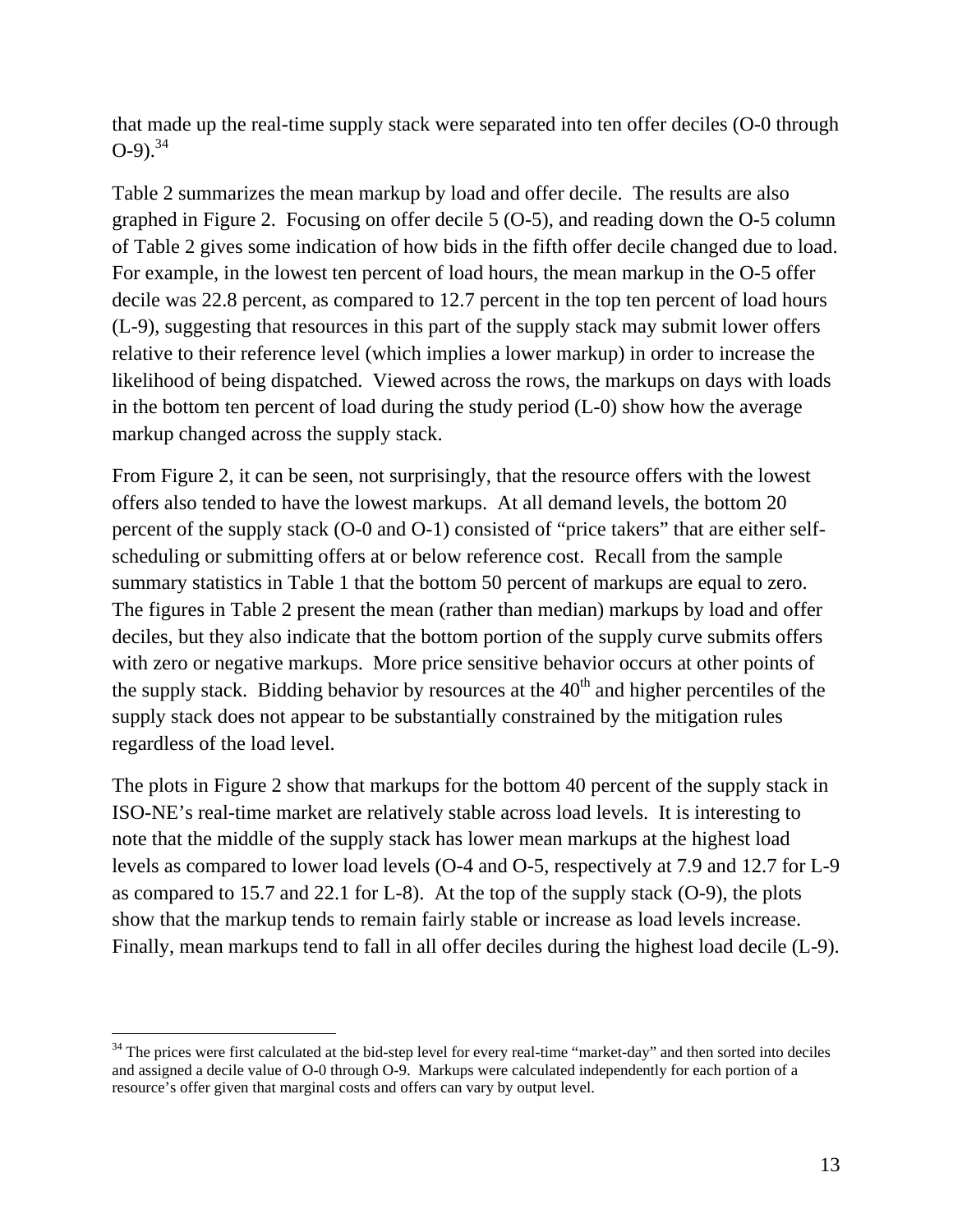that made up the real-time supply stack were separated into ten offer deciles (O-0 through O-9).[34]

Table 2 summarizes the mean markup by load and offer decile. The results are also graphed in Figure 2. Focusing on offer decile 5 (O-5), and reading down the O-5 column of Table 2 gives some indication of how bids in the fifth offer decile changed due to load. For example, in the lowest ten percent of load hours, the mean markup in the O-5 offer decile was 22.8 percent, as compared to 12.7 percent in the top ten percent of load hours (L-9), suggesting that resources in this part of the supply stack may submit lower offers relative to their reference level (which implies a lower markup) in order to increase the likelihood of being dispatched. Viewed across the rows, the markups on days with loads in the bottom ten percent of load during the study period (L-0) show how the average markup changed across the supply stack.

From Figure 2, it can be seen, not surprisingly, that the resource offers with the lowest offers also tended to have the lowest markups. At all demand levels, the bottom 20 percent of the supply stack (O-0 and O-1) consisted of "price takers" that are either self-scheduling or submitting offers at or below reference cost. Recall from the sample summary statistics in Table 1 that the bottom 50 percent of markups are equal to zero. The figures in Table 2 present the mean (rather than median) markups by load and offer deciles, but they also indicate that the bottom portion of the supply curve submits offers with zero or negative markups. More price sensitive behavior occurs at other points of the supply stack. Bidding behavior by resources at the 40th and higher percentiles of the supply stack does not appear to be substantially constrained by the mitigation rules regardless of the load level.

The plots in Figure 2 show that markups for the bottom 40 percent of the supply stack in ISO-NE's real-time market are relatively stable across load levels. It is interesting to note that the middle of the supply stack has lower mean markups at the highest load levels as compared to lower load levels (O-4 and O-5, respectively at 7.9 and 12.7 for L-9 as compared to 15.7 and 22.1 for L-8). At the top of the supply stack (O-9), the plots show that the markup tends to remain fairly stable or increase as load levels increase. Finally, mean markups tend to fall in all offer deciles during the highest load decile (L-9).

---

[34] The prices were first calculated at the bid-step level for every real-time "market-day" and then sorted into deciles and assigned a decile value of O-0 through O-9. Markups were calculated independently for each portion of a resource's offer given that marginal costs and offers can vary by output level.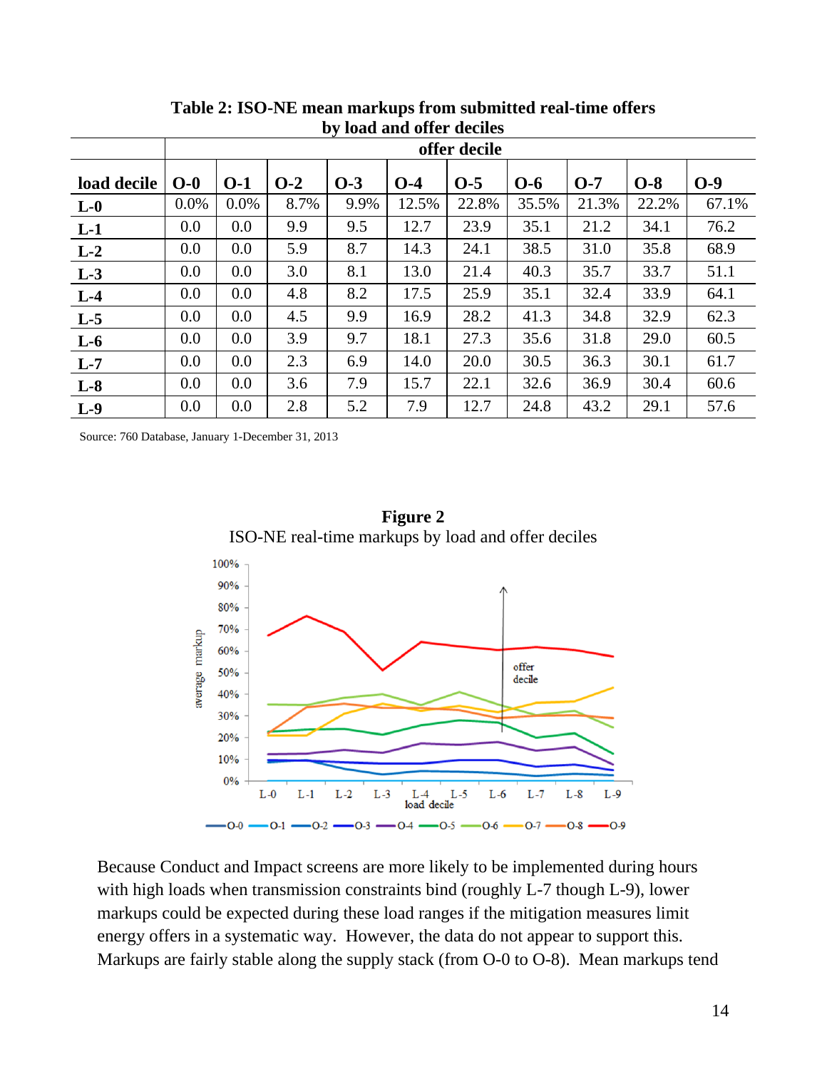**Table 2: ISO-NE mean markups from submitted real-time offers by load and offer deciles**

| | offer decile | | | | | | | | | |
|---|---|---|---|---|---|---|---|---|---|---|
| **load decile** | **O-0** | **O-1** | **O-2** | **O-3** | **O-4** | **O-5** | **O-6** | **O-7** | **O-8** | **O-9** |
| **L-0** | 0.0% | 0.0% | 8.7% | 9.9% | 12.5% | 22.8% | 35.5% | 21.3% | 22.2% | 67.1% |
| **L-1** | 0.0 | 0.0 | 9.9 | 9.5 | 12.7 | 23.9 | 35.1 | 21.2 | 34.1 | 76.2 |
| **L-2** | 0.0 | 0.0 | 5.9 | 8.7 | 14.3 | 24.1 | 38.5 | 31.0 | 35.8 | 68.9 |
| **L-3** | 0.0 | 0.0 | 3.0 | 8.1 | 13.0 | 21.4 | 40.3 | 35.7 | 33.7 | 51.1 |
| **L-4** | 0.0 | 0.0 | 4.8 | 8.2 | 17.5 | 25.9 | 35.1 | 32.4 | 33.9 | 64.1 |
| **L-5** | 0.0 | 0.0 | 4.5 | 9.9 | 16.9 | 28.2 | 41.3 | 34.8 | 32.9 | 62.3 |
| **L-6** | 0.0 | 0.0 | 3.9 | 9.7 | 18.1 | 27.3 | 35.6 | 31.8 | 29.0 | 60.5 |
| **L-7** | 0.0 | 0.0 | 2.3 | 6.9 | 14.0 | 20.0 | 30.5 | 36.3 | 30.1 | 61.7 |
| **L-8** | 0.0 | 0.0 | 3.6 | 7.9 | 15.7 | 22.1 | 32.6 | 36.9 | 30.4 | 60.6 |
| **L-9** | 0.0 | 0.0 | 2.8 | 5.2 | 7.9 | 12.7 | 24.8 | 43.2 | 29.1 | 57.6 |

Source: 760 Database, January 1-December 31, 2013

**Figure 2**

ISO-NE real-time markups by load and offer deciles

Because Conduct and Impact screens are more likely to be implemented during hours with high loads when transmission constraints bind (roughly L-7 though L-9), lower markups could be expected during these load ranges if the mitigation measures limit energy offers in a systematic way. However, the data do not appear to support this. Markups are fairly stable along the supply stack (from O-0 to O-8). Mean markups tend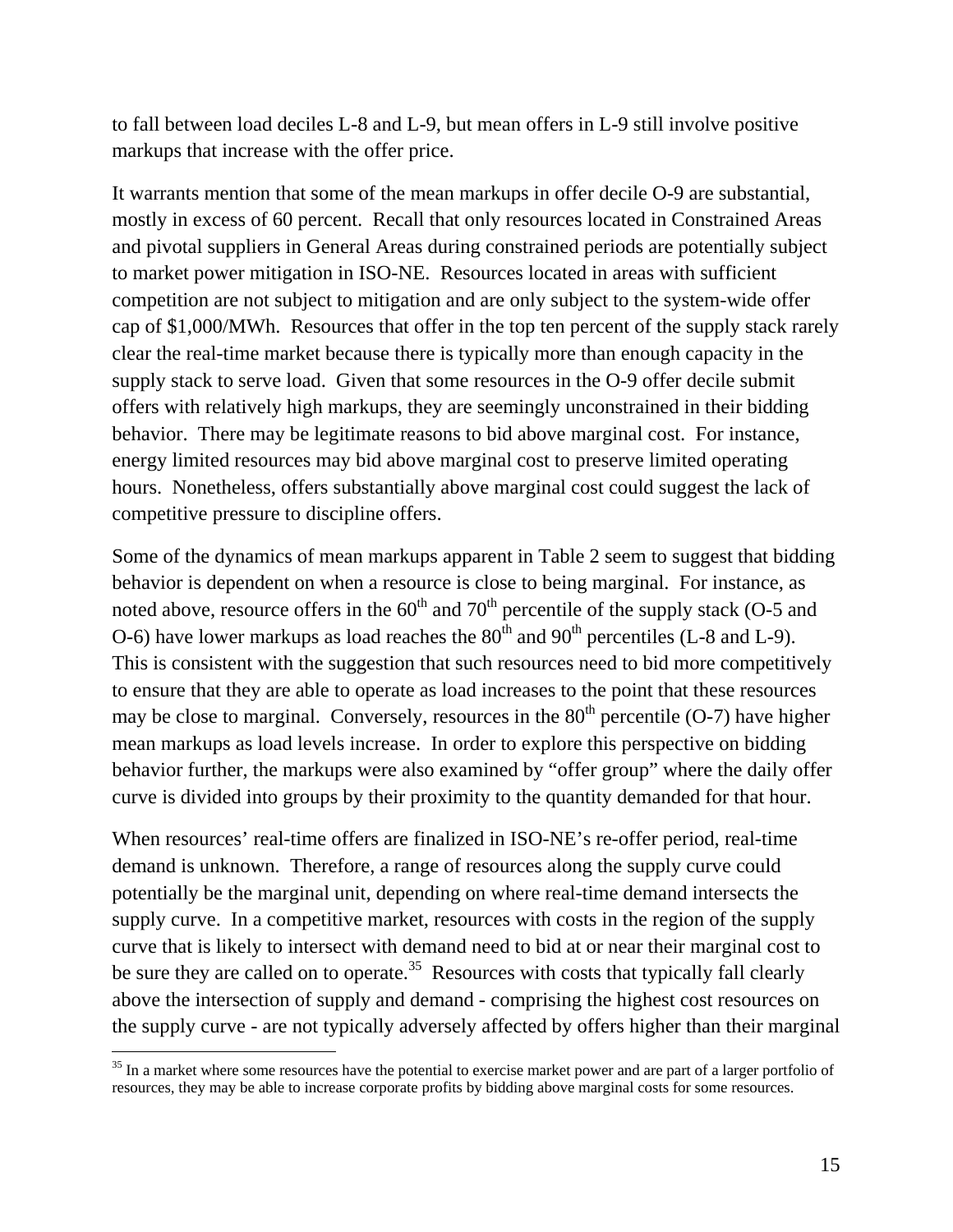to fall between load deciles L-8 and L-9, but mean offers in L-9 still involve positive markups that increase with the offer price.

It warrants mention that some of the mean markups in offer decile O-9 are substantial, mostly in excess of 60 percent. Recall that only resources located in Constrained Areas and pivotal suppliers in General Areas during constrained periods are potentially subject to market power mitigation in ISO-NE. Resources located in areas with sufficient competition are not subject to mitigation and are only subject to the system-wide offer cap of $1,000/MWh. Resources that offer in the top ten percent of the supply stack rarely clear the real-time market because there is typically more than enough capacity in the supply stack to serve load. Given that some resources in the O-9 offer decile submit offers with relatively high markups, they are seemingly unconstrained in their bidding behavior. There may be legitimate reasons to bid above marginal cost. For instance, energy limited resources may bid above marginal cost to preserve limited operating hours. Nonetheless, offers substantially above marginal cost could suggest the lack of competitive pressure to discipline offers.

Some of the dynamics of mean markups apparent in Table 2 seem to suggest that bidding behavior is dependent on when a resource is close to being marginal. For instance, as noted above, resource offers in the 60th and 70th percentile of the supply stack (O-5 and O-6) have lower markups as load reaches the 80th and 90th percentiles (L-8 and L-9). This is consistent with the suggestion that such resources need to bid more competitively to ensure that they are able to operate as load increases to the point that these resources may be close to marginal. Conversely, resources in the 80th percentile (O-7) have higher mean markups as load levels increase. In order to explore this perspective on bidding behavior further, the markups were also examined by "offer group" where the daily offer curve is divided into groups by their proximity to the quantity demanded for that hour.

When resources' real-time offers are finalized in ISO-NE's re-offer period, real-time demand is unknown. Therefore, a range of resources along the supply curve could potentially be the marginal unit, depending on where real-time demand intersects the supply curve. In a competitive market, resources with costs in the region of the supply curve that is likely to intersect with demand need to bid at or near their marginal cost to be sure they are called on to operate.[35] Resources with costs that typically fall clearly above the intersection of supply and demand - comprising the highest cost resources on the supply curve - are not typically adversely affected by offers higher than their marginal

[35] In a market where some resources have the potential to exercise market power and are part of a larger portfolio of resources, they may be able to increase corporate profits by bidding above marginal costs for some resources.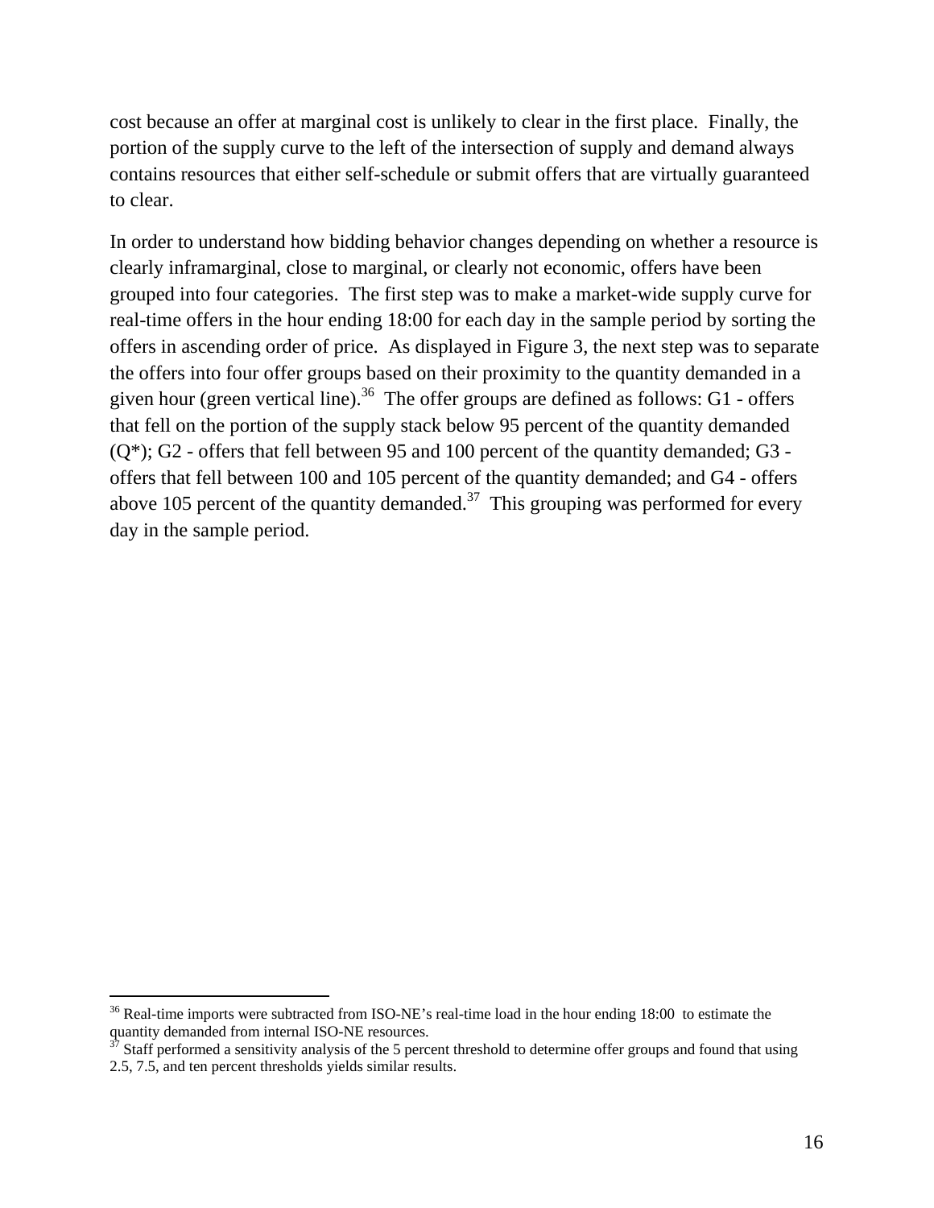cost because an offer at marginal cost is unlikely to clear in the first place. Finally, the portion of the supply curve to the left of the intersection of supply and demand always contains resources that either self-schedule or submit offers that are virtually guaranteed to clear.

In order to understand how bidding behavior changes depending on whether a resource is clearly inframarginal, close to marginal, or clearly not economic, offers have been grouped into four categories. The first step was to make a market-wide supply curve for real-time offers in the hour ending 18:00 for each day in the sample period by sorting the offers in ascending order of price. As displayed in Figure 3, the next step was to separate the offers into four offer groups based on their proximity to the quantity demanded in a given hour (green vertical line).[36] The offer groups are defined as follows: G1 - offers that fell on the portion of the supply stack below 95 percent of the quantity demanded (Q*); G2 - offers that fell between 95 and 100 percent of the quantity demanded; G3 - offers that fell between 100 and 105 percent of the quantity demanded; and G4 - offers above 105 percent of the quantity demanded.[37] This grouping was performed for every day in the sample period.

---

[36] Real-time imports were subtracted from ISO-NE's real-time load in the hour ending 18:00 to estimate the quantity demanded from internal ISO-NE resources.

[37] Staff performed a sensitivity analysis of the 5 percent threshold to determine offer groups and found that using 2.5, 7.5, and ten percent thresholds yields similar results.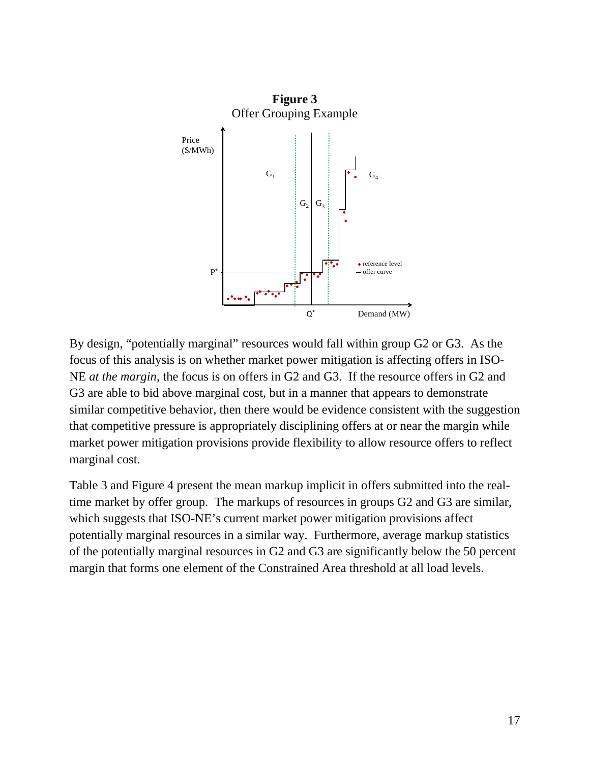**Figure 3**
Offer Grouping Example

By design, "potentially marginal" resources would fall within group G2 or G3. As the focus of this analysis is on whether market power mitigation is affecting offers in ISO-NE *at the margin*, the focus is on offers in G2 and G3. If the resource offers in G2 and G3 are able to bid above marginal cost, but in a manner that appears to demonstrate similar competitive behavior, then there would be evidence consistent with the suggestion that competitive pressure is appropriately disciplining offers at or near the margin while market power mitigation provisions provide flexibility to allow resource offers to reflect marginal cost.

Table 3 and Figure 4 present the mean markup implicit in offers submitted into the real-time market by offer group. The markups of resources in groups G2 and G3 are similar, which suggests that ISO-NE's current market power mitigation provisions affect potentially marginal resources in a similar way. Furthermore, average markup statistics of the potentially marginal resources in G2 and G3 are significantly below the 50 percent margin that forms one element of the Constrained Area threshold at all load levels.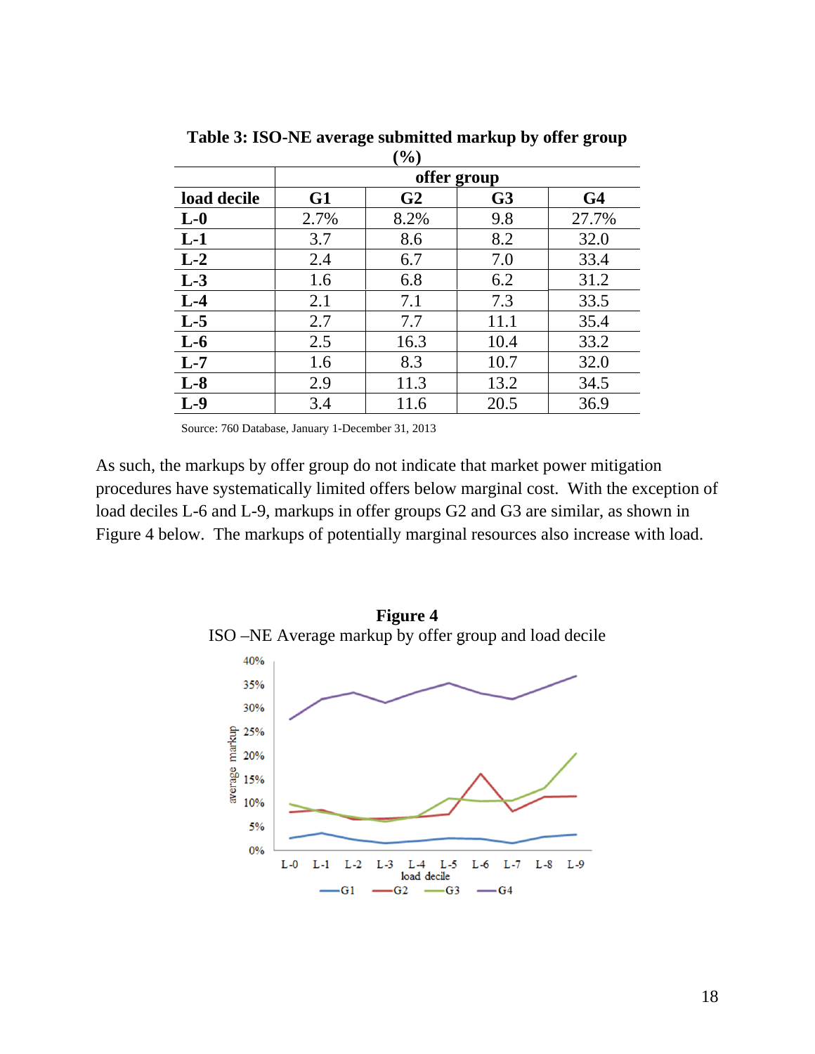**Table 3: ISO-NE average submitted markup by offer group (%)**

| | offer group | | | |
|---|---|---|---|---|
| **load decile** | **G1** | **G2** | **G3** | **G4** |
| **L-0** | 2.7% | 8.2% | 9.8 | 27.7% |
| **L-1** | 3.7 | 8.6 | 8.2 | 32.0 |
| **L-2** | 2.4 | 6.7 | 7.0 | 33.4 |
| **L-3** | 1.6 | 6.8 | 6.2 | 31.2 |
| **L-4** | 2.1 | 7.1 | 7.3 | 33.5 |
| **L-5** | 2.7 | 7.7 | 11.1 | 35.4 |
| **L-6** | 2.5 | 16.3 | 10.4 | 33.2 |
| **L-7** | 1.6 | 8.3 | 10.7 | 32.0 |
| **L-8** | 2.9 | 11.3 | 13.2 | 34.5 |
| **L-9** | 3.4 | 11.6 | 20.5 | 36.9 |

Source: 760 Database, January 1-December 31, 2013

As such, the markups by offer group do not indicate that market power mitigation procedures have systematically limited offers below marginal cost. With the exception of load deciles L-6 and L-9, markups in offer groups G2 and G3 are similar, as shown in Figure 4 below. The markups of potentially marginal resources also increase with load.

**Figure 4**
ISO –NE Average markup by offer group and load decile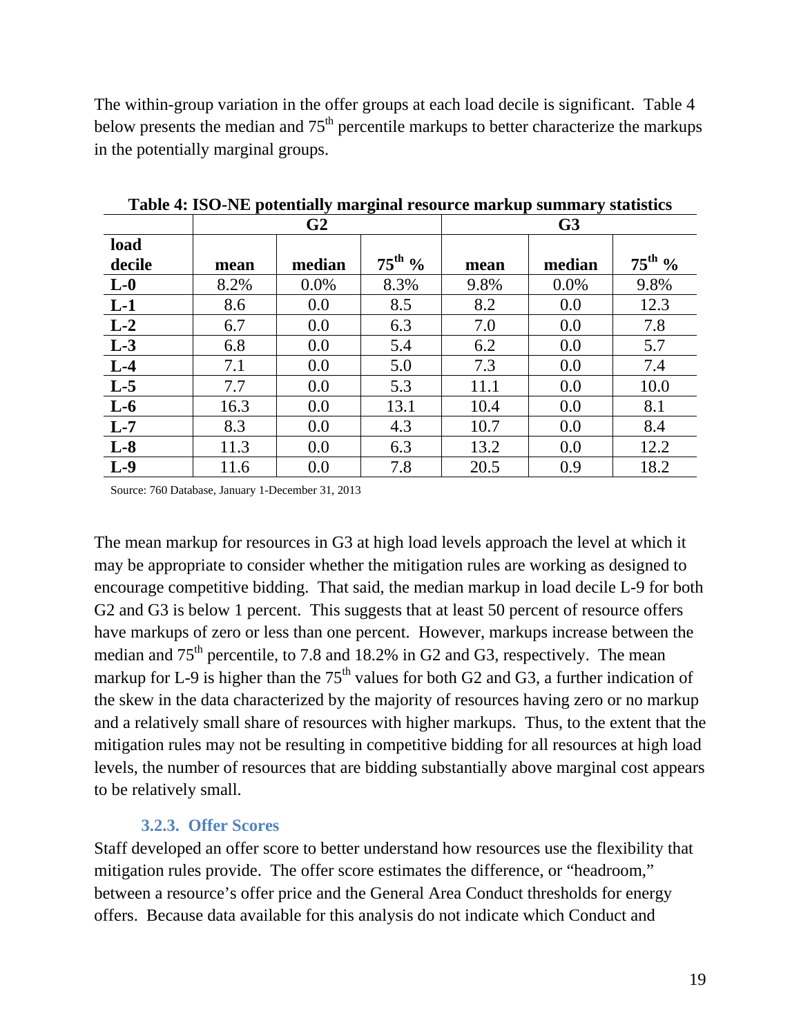The within-group variation in the offer groups at each load decile is significant. Table 4 below presents the median and 75th percentile markups to better characterize the markups in the potentially marginal groups.

**Table 4: ISO-NE potentially marginal resource markup summary statistics**

| | G2 | | | G3 | | |
|---|---|---|---|---|---|---|
| **load decile** | **mean** | **median** | **75th %** | **mean** | **median** | **75th %** |
| **L-0** | 8.2% | 0.0% | 8.3% | 9.8% | 0.0% | 9.8% |
| **L-1** | 8.6 | 0.0 | 8.5 | 8.2 | 0.0 | 12.3 |
| **L-2** | 6.7 | 0.0 | 6.3 | 7.0 | 0.0 | 7.8 |
| **L-3** | 6.8 | 0.0 | 5.4 | 6.2 | 0.0 | 5.7 |
| **L-4** | 7.1 | 0.0 | 5.0 | 7.3 | 0.0 | 7.4 |
| **L-5** | 7.7 | 0.0 | 5.3 | 11.1 | 0.0 | 10.0 |
| **L-6** | 16.3 | 0.0 | 13.1 | 10.4 | 0.0 | 8.1 |
| **L-7** | 8.3 | 0.0 | 4.3 | 10.7 | 0.0 | 8.4 |
| **L-8** | 11.3 | 0.0 | 6.3 | 13.2 | 0.0 | 12.2 |
| **L-9** | 11.6 | 0.0 | 7.8 | 20.5 | 0.9 | 18.2 |

Source: 760 Database, January 1-December 31, 2013

The mean markup for resources in G3 at high load levels approach the level at which it may be appropriate to consider whether the mitigation rules are working as designed to encourage competitive bidding. That said, the median markup in load decile L-9 for both G2 and G3 is below 1 percent. This suggests that at least 50 percent of resource offers have markups of zero or less than one percent. However, markups increase between the median and 75th percentile, to 7.8 and 18.2% in G2 and G3, respectively. The mean markup for L-9 is higher than the 75th values for both G2 and G3, a further indication of the skew in the data characterized by the majority of resources having zero or no markup and a relatively small share of resources with higher markups. Thus, to the extent that the mitigation rules may not be resulting in competitive bidding for all resources at high load levels, the number of resources that are bidding substantially above marginal cost appears to be relatively small.

### 3.2.3. Offer Scores

Staff developed an offer score to better understand how resources use the flexibility that mitigation rules provide. The offer score estimates the difference, or "headroom," between a resource's offer price and the General Area Conduct thresholds for energy offers. Because data available for this analysis do not indicate which Conduct and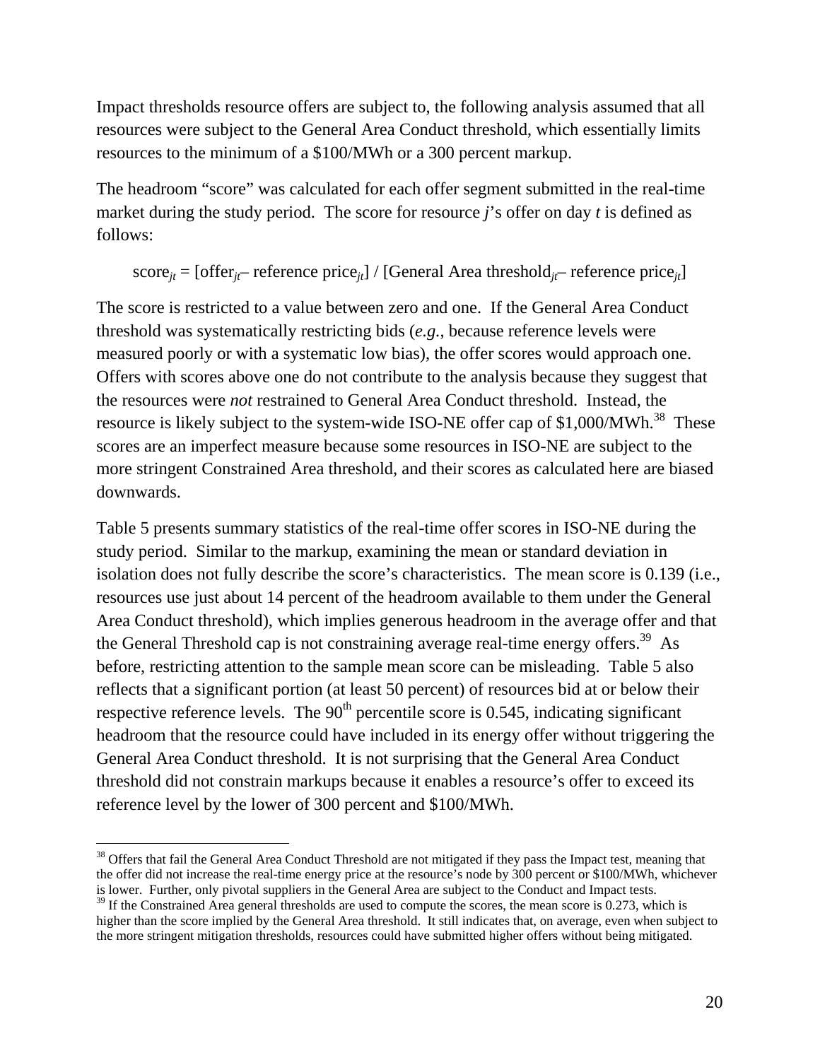Impact thresholds resource offers are subject to, the following analysis assumed that all resources were subject to the General Area Conduct threshold, which essentially limits resources to the minimum of a \$100/MWh or a 300 percent markup.

The headroom "score" was calculated for each offer segment submitted in the real-time market during the study period. The score for resource *j*'s offer on day *t* is defined as follows:

$$\text{score}_{jt} = [\text{offer}_{jt} - \text{reference price}_{jt}] / [\text{General Area threshold}_{jt} - \text{reference price}_{jt}]$$

The score is restricted to a value between zero and one. If the General Area Conduct threshold was systematically restricting bids (*e.g.*, because reference levels were measured poorly or with a systematic low bias), the offer scores would approach one. Offers with scores above one do not contribute to the analysis because they suggest that the resources were *not* restrained to General Area Conduct threshold. Instead, the resource is likely subject to the system-wide ISO-NE offer cap of \$1,000/MWh.[38] These scores are an imperfect measure because some resources in ISO-NE are subject to the more stringent Constrained Area threshold, and their scores as calculated here are biased downwards.

Table 5 presents summary statistics of the real-time offer scores in ISO-NE during the study period. Similar to the markup, examining the mean or standard deviation in isolation does not fully describe the score's characteristics. The mean score is 0.139 (i.e., resources use just about 14 percent of the headroom available to them under the General Area Conduct threshold), which implies generous headroom in the average offer and that the General Threshold cap is not constraining average real-time energy offers.[39] As before, restricting attention to the sample mean score can be misleading. Table 5 also reflects that a significant portion (at least 50 percent) of resources bid at or below their respective reference levels. The 90th percentile score is 0.545, indicating significant headroom that the resource could have included in its energy offer without triggering the General Area Conduct threshold. It is not surprising that the General Area Conduct threshold did not constrain markups because it enables a resource's offer to exceed its reference level by the lower of 300 percent and \$100/MWh.

[38] Offers that fail the General Area Conduct Threshold are not mitigated if they pass the Impact test, meaning that the offer did not increase the real-time energy price at the resource's node by 300 percent or \$100/MWh, whichever is lower. Further, only pivotal suppliers in the General Area are subject to the Conduct and Impact tests.

[39] If the Constrained Area general thresholds are used to compute the scores, the mean score is 0.273, which is higher than the score implied by the General Area threshold. It still indicates that, on average, even when subject to the more stringent mitigation thresholds, resources could have submitted higher offers without being mitigated.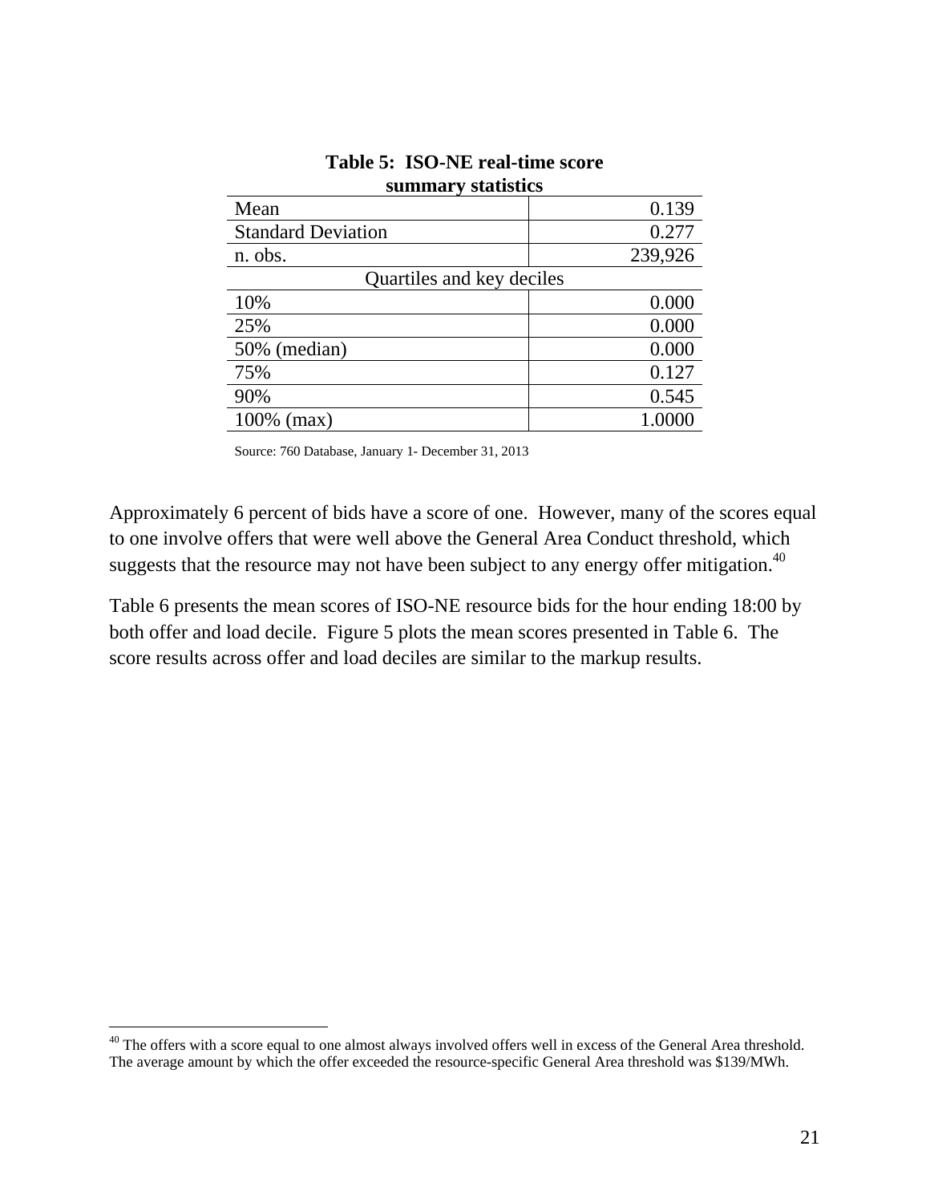**Table 5: ISO-NE real-time score summary statistics**

| | |
|---|---:|
| Mean | 0.139 |
| Standard Deviation | 0.277 |
| n. obs. | 239,926 |
| Quartiles and key deciles | |
| 10% | 0.000 |
| 25% | 0.000 |
| 50% (median) | 0.000 |
| 75% | 0.127 |
| 90% | 0.545 |
| 100% (max) | 1.0000 |

Source: 760 Database, January 1- December 31, 2013

Approximately 6 percent of bids have a score of one. However, many of the scores equal to one involve offers that were well above the General Area Conduct threshold, which suggests that the resource may not have been subject to any energy offer mitigation.[40]

Table 6 presents the mean scores of ISO-NE resource bids for the hour ending 18:00 by both offer and load decile. Figure 5 plots the mean scores presented in Table 6. The score results across offer and load deciles are similar to the markup results.

[40] The offers with a score equal to one almost always involved offers well in excess of the General Area threshold. The average amount by which the offer exceeded the resource-specific General Area threshold was $139/MWh.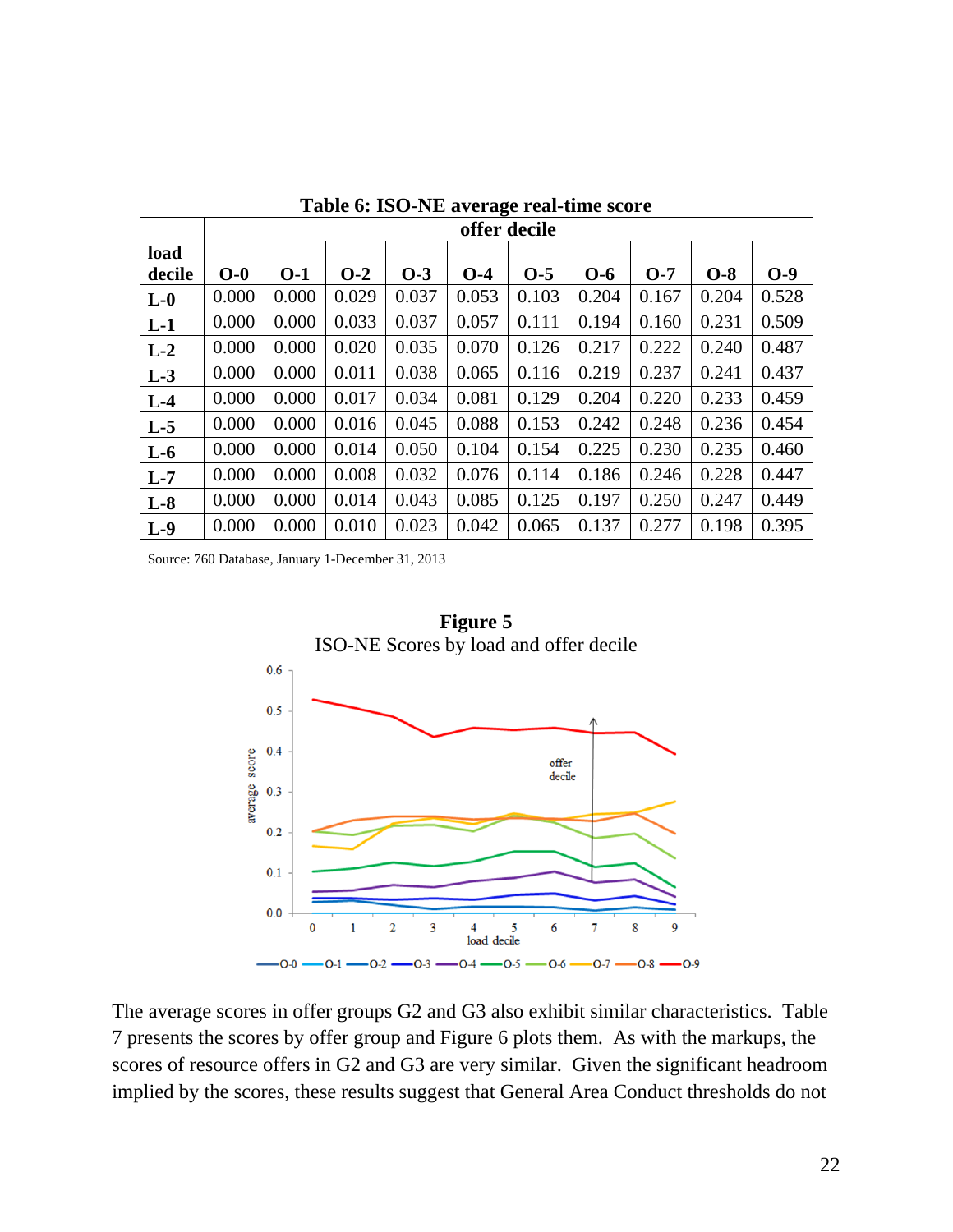**Table 6: ISO-NE average real-time score**

| load decile | offer decile | | | | | | | | | |
|---|---|---|---|---|---|---|---|---|---|---|
| | **O-0** | **O-1** | **O-2** | **O-3** | **O-4** | **O-5** | **O-6** | **O-7** | **O-8** | **O-9** |
| **L-0** | 0.000 | 0.000 | 0.029 | 0.037 | 0.053 | 0.103 | 0.204 | 0.167 | 0.204 | 0.528 |
| **L-1** | 0.000 | 0.000 | 0.033 | 0.037 | 0.057 | 0.111 | 0.194 | 0.160 | 0.231 | 0.509 |
| **L-2** | 0.000 | 0.000 | 0.020 | 0.035 | 0.070 | 0.126 | 0.217 | 0.222 | 0.240 | 0.487 |
| **L-3** | 0.000 | 0.000 | 0.011 | 0.038 | 0.065 | 0.116 | 0.219 | 0.237 | 0.241 | 0.437 |
| **L-4** | 0.000 | 0.000 | 0.017 | 0.034 | 0.081 | 0.129 | 0.204 | 0.220 | 0.233 | 0.459 |
| **L-5** | 0.000 | 0.000 | 0.016 | 0.045 | 0.088 | 0.153 | 0.242 | 0.248 | 0.236 | 0.454 |
| **L-6** | 0.000 | 0.000 | 0.014 | 0.050 | 0.104 | 0.154 | 0.225 | 0.230 | 0.235 | 0.460 |
| **L-7** | 0.000 | 0.000 | 0.008 | 0.032 | 0.076 | 0.114 | 0.186 | 0.246 | 0.228 | 0.447 |
| **L-8** | 0.000 | 0.000 | 0.014 | 0.043 | 0.085 | 0.125 | 0.197 | 0.250 | 0.247 | 0.449 |
| **L-9** | 0.000 | 0.000 | 0.010 | 0.023 | 0.042 | 0.065 | 0.137 | 0.277 | 0.198 | 0.395 |

Source: 760 Database, January 1-December 31, 2013

**Figure 5**
ISO-NE Scores by load and offer decile

The average scores in offer groups G2 and G3 also exhibit similar characteristics. Table 7 presents the scores by offer group and Figure 6 plots them. As with the markups, the scores of resource offers in G2 and G3 are very similar. Given the significant headroom implied by the scores, these results suggest that General Area Conduct thresholds do not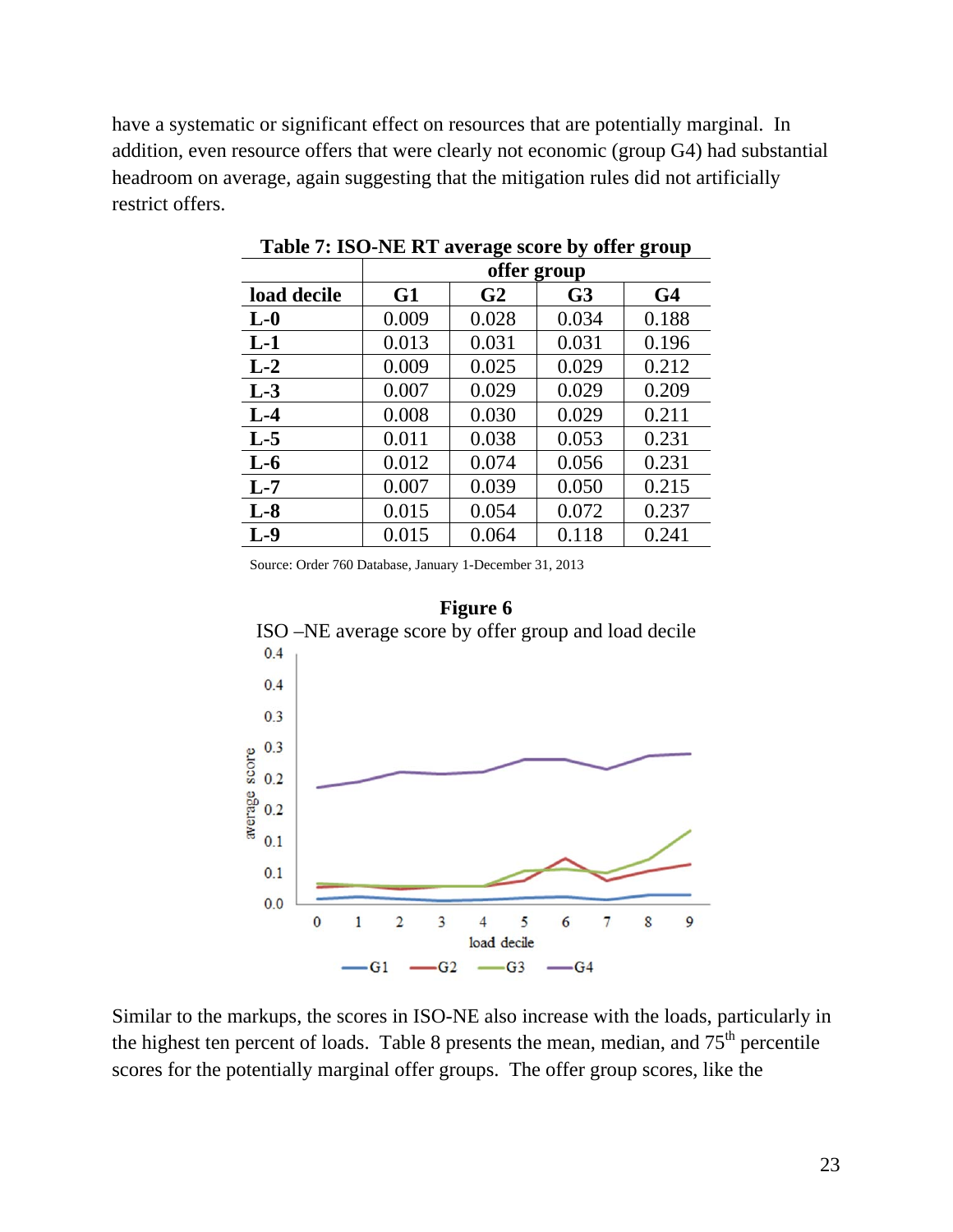have a systematic or significant effect on resources that are potentially marginal. In addition, even resource offers that were clearly not economic (group G4) had substantial headroom on average, again suggesting that the mitigation rules did not artificially restrict offers.

**Table 7: ISO-NE RT average score by offer group**

| | offer group | | | |
|---|---|---|---|---|
| **load decile** | **G1** | **G2** | **G3** | **G4** |
| **L-0** | 0.009 | 0.028 | 0.034 | 0.188 |
| **L-1** | 0.013 | 0.031 | 0.031 | 0.196 |
| **L-2** | 0.009 | 0.025 | 0.029 | 0.212 |
| **L-3** | 0.007 | 0.029 | 0.029 | 0.209 |
| **L-4** | 0.008 | 0.030 | 0.029 | 0.211 |
| **L-5** | 0.011 | 0.038 | 0.053 | 0.231 |
| **L-6** | 0.012 | 0.074 | 0.056 | 0.231 |
| **L-7** | 0.007 | 0.039 | 0.050 | 0.215 |
| **L-8** | 0.015 | 0.054 | 0.072 | 0.237 |
| **L-9** | 0.015 | 0.064 | 0.118 | 0.241 |

Source: Order 760 Database, January 1-December 31, 2013

**Figure 6**

ISO –NE average score by offer group and load decile

Similar to the markups, the scores in ISO-NE also increase with the loads, particularly in the highest ten percent of loads. Table 8 presents the mean, median, and 75$^{th}$ percentile scores for the potentially marginal offer groups. The offer group scores, like the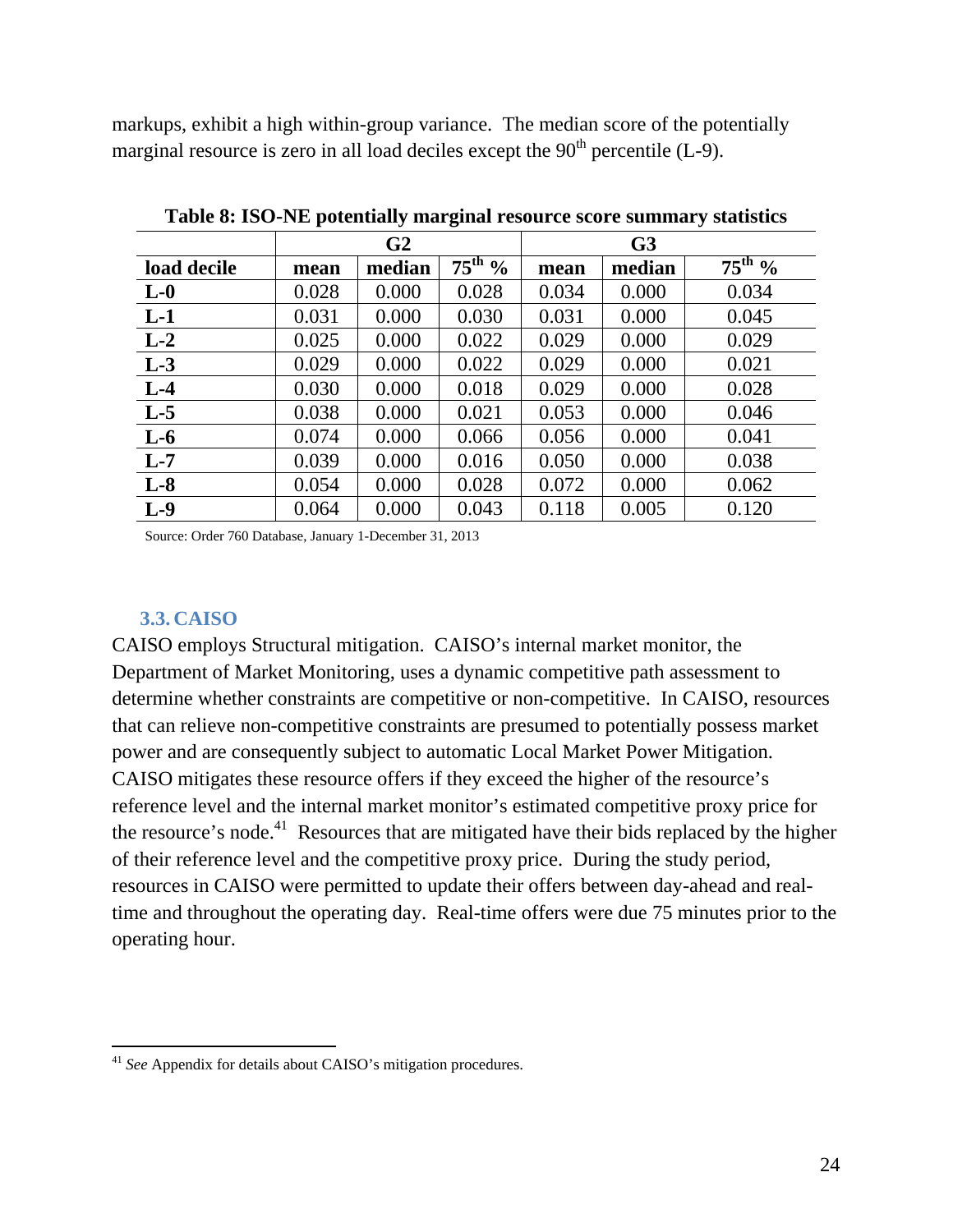markups, exhibit a high within-group variance. The median score of the potentially marginal resource is zero in all load deciles except the 90th percentile (L-9).

**Table 8: ISO-NE potentially marginal resource score summary statistics**

| | G2 | | | G3 | | |
|---|---|---|---|---|---|---|
| **load decile** | **mean** | **median** | **75th %** | **mean** | **median** | **75th %** |
| **L-0** | 0.028 | 0.000 | 0.028 | 0.034 | 0.000 | 0.034 |
| **L-1** | 0.031 | 0.000 | 0.030 | 0.031 | 0.000 | 0.045 |
| **L-2** | 0.025 | 0.000 | 0.022 | 0.029 | 0.000 | 0.029 |
| **L-3** | 0.029 | 0.000 | 0.022 | 0.029 | 0.000 | 0.021 |
| **L-4** | 0.030 | 0.000 | 0.018 | 0.029 | 0.000 | 0.028 |
| **L-5** | 0.038 | 0.000 | 0.021 | 0.053 | 0.000 | 0.046 |
| **L-6** | 0.074 | 0.000 | 0.066 | 0.056 | 0.000 | 0.041 |
| **L-7** | 0.039 | 0.000 | 0.016 | 0.050 | 0.000 | 0.038 |
| **L-8** | 0.054 | 0.000 | 0.028 | 0.072 | 0.000 | 0.062 |
| **L-9** | 0.064 | 0.000 | 0.043 | 0.118 | 0.005 | 0.120 |

Source: Order 760 Database, January 1-December 31, 2013

### 3.3. CAISO

CAISO employs Structural mitigation. CAISO's internal market monitor, the Department of Market Monitoring, uses a dynamic competitive path assessment to determine whether constraints are competitive or non-competitive. In CAISO, resources that can relieve non-competitive constraints are presumed to potentially possess market power and are consequently subject to automatic Local Market Power Mitigation. CAISO mitigates these resource offers if they exceed the higher of the resource's reference level and the internal market monitor's estimated competitive proxy price for the resource's node.[41] Resources that are mitigated have their bids replaced by the higher of their reference level and the competitive proxy price. During the study period, resources in CAISO were permitted to update their offers between day-ahead and real-time and throughout the operating day. Real-time offers were due 75 minutes prior to the operating hour.

[41] *See* Appendix for details about CAISO's mitigation procedures.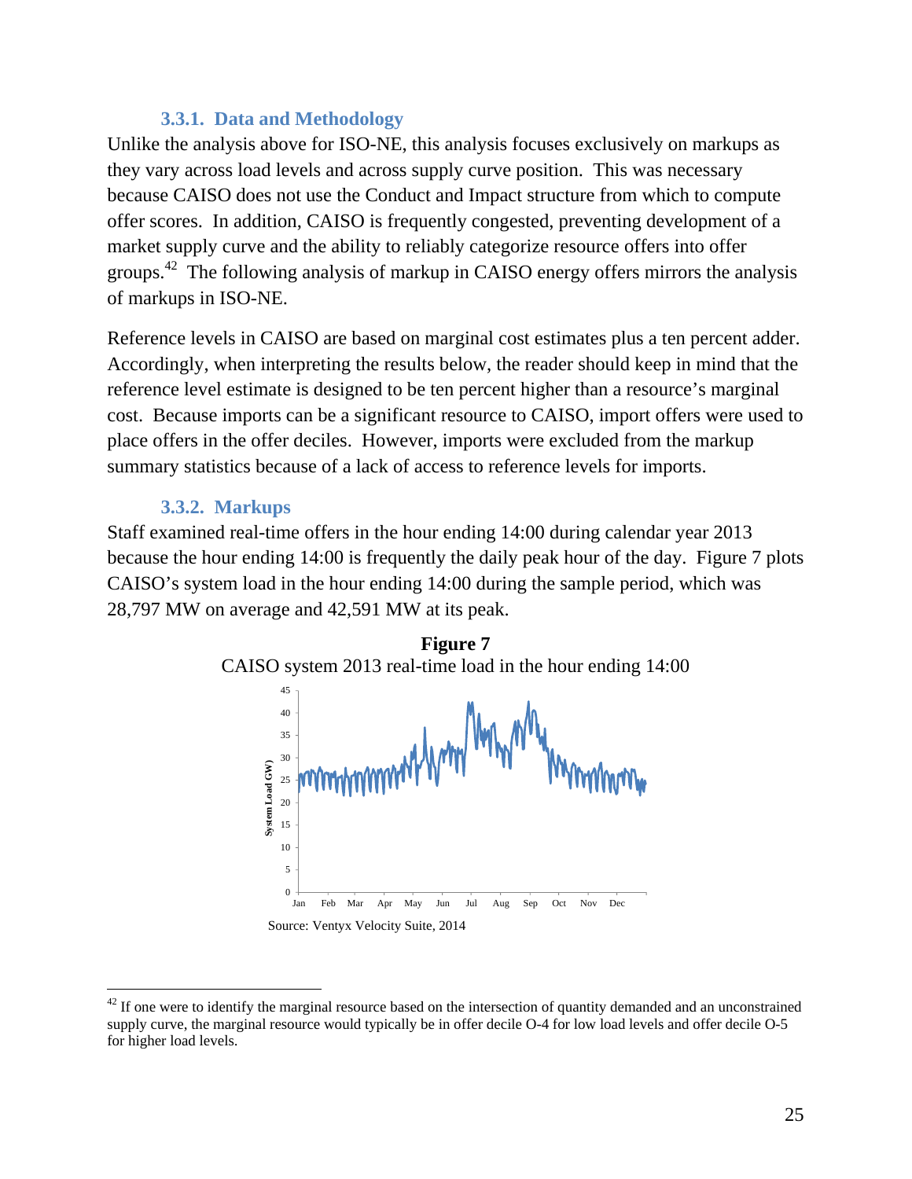### 3.3.1. Data and Methodology

Unlike the analysis above for ISO-NE, this analysis focuses exclusively on markups as they vary across load levels and across supply curve position. This was necessary because CAISO does not use the Conduct and Impact structure from which to compute offer scores. In addition, CAISO is frequently congested, preventing development of a market supply curve and the ability to reliably categorize resource offers into offer groups.[42] The following analysis of markup in CAISO energy offers mirrors the analysis of markups in ISO-NE.

Reference levels in CAISO are based on marginal cost estimates plus a ten percent adder. Accordingly, when interpreting the results below, the reader should keep in mind that the reference level estimate is designed to be ten percent higher than a resource's marginal cost. Because imports can be a significant resource to CAISO, import offers were used to place offers in the offer deciles. However, imports were excluded from the markup summary statistics because of a lack of access to reference levels for imports.

### 3.3.2. Markups

Staff examined real-time offers in the hour ending 14:00 during calendar year 2013 because the hour ending 14:00 is frequently the daily peak hour of the day. Figure 7 plots CAISO's system load in the hour ending 14:00 during the sample period, which was 28,797 MW on average and 42,591 MW at its peak.

**Figure 7**

CAISO system 2013 real-time load in the hour ending 14:00

Source: Ventyx Velocity Suite, 2014

[42] If one were to identify the marginal resource based on the intersection of quantity demanded and an unconstrained supply curve, the marginal resource would typically be in offer decile O-4 for low load levels and offer decile O-5 for higher load levels.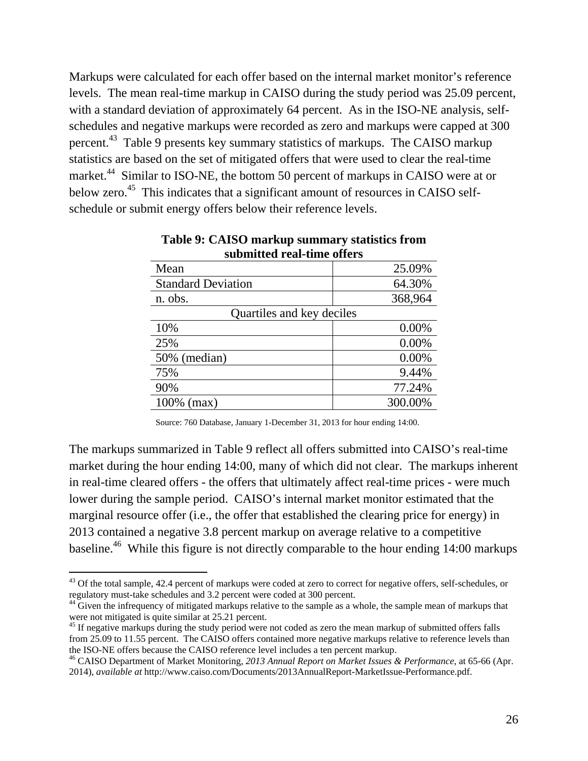Markups were calculated for each offer based on the internal market monitor's reference levels. The mean real-time markup in CAISO during the study period was 25.09 percent, with a standard deviation of approximately 64 percent. As in the ISO-NE analysis, self-schedules and negative markups were recorded as zero and markups were capped at 300 percent.[43] Table 9 presents key summary statistics of markups. The CAISO markup statistics are based on the set of mitigated offers that were used to clear the real-time market.[44] Similar to ISO-NE, the bottom 50 percent of markups in CAISO were at or below zero.[45] This indicates that a significant amount of resources in CAISO self-schedule or submit energy offers below their reference levels.

**Table 9: CAISO markup summary statistics from submitted real-time offers**

| | |
|---|---:|
| Mean | 25.09% |
| Standard Deviation | 64.30% |
| n. obs. | 368,964 |
| Quartiles and key deciles | |
| 10% | 0.00% |
| 25% | 0.00% |
| 50% (median) | 0.00% |
| 75% | 9.44% |
| 90% | 77.24% |
| 100% (max) | 300.00% |

Source: 760 Database, January 1-December 31, 2013 for hour ending 14:00.

The markups summarized in Table 9 reflect all offers submitted into CAISO's real-time market during the hour ending 14:00, many of which did not clear. The markups inherent in real-time cleared offers - the offers that ultimately affect real-time prices - were much lower during the sample period. CAISO's internal market monitor estimated that the marginal resource offer (i.e., the offer that established the clearing price for energy) in 2013 contained a negative 3.8 percent markup on average relative to a competitive baseline.[46] While this figure is not directly comparable to the hour ending 14:00 markups

---

[43] Of the total sample, 42.4 percent of markups were coded at zero to correct for negative offers, self-schedules, or regulatory must-take schedules and 3.2 percent were coded at 300 percent.

[44] Given the infrequency of mitigated markups relative to the sample as a whole, the sample mean of markups that were not mitigated is quite similar at 25.21 percent.

[45] If negative markups during the study period were not coded as zero the mean markup of submitted offers falls from 25.09 to 11.55 percent. The CAISO offers contained more negative markups relative to reference levels than the ISO-NE offers because the CAISO reference level includes a ten percent markup.

[46] CAISO Department of Market Monitoring, *2013 Annual Report on Market Issues & Performance*, at 65-66 (Apr. 2014), *available at* http://www.caiso.com/Documents/2013AnnualReport-MarketIssue-Performance.pdf.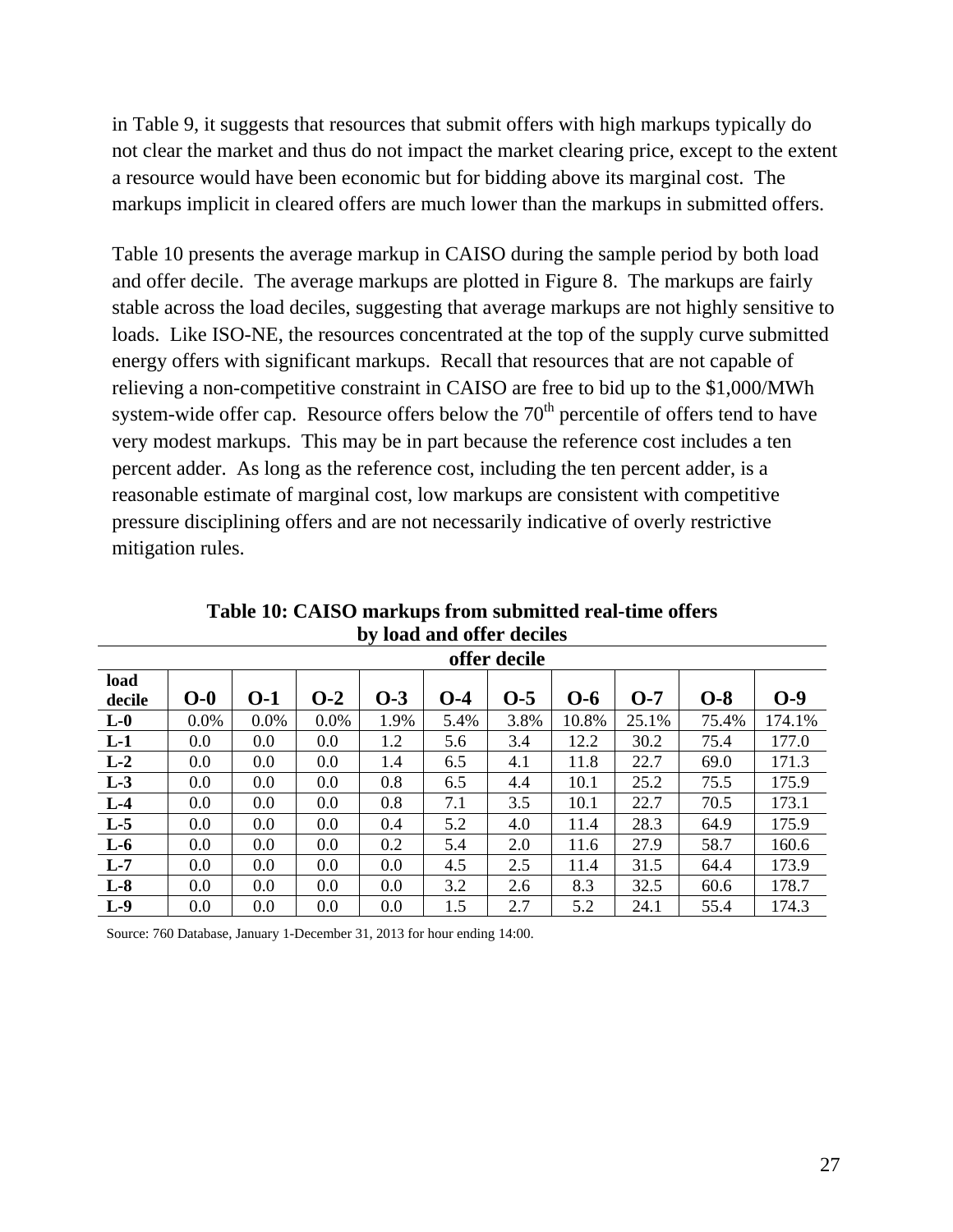in Table 9, it suggests that resources that submit offers with high markups typically do not clear the market and thus do not impact the market clearing price, except to the extent a resource would have been economic but for bidding above its marginal cost. The markups implicit in cleared offers are much lower than the markups in submitted offers.

Table 10 presents the average markup in CAISO during the sample period by both load and offer decile. The average markups are plotted in Figure 8. The markups are fairly stable across the load deciles, suggesting that average markups are not highly sensitive to loads. Like ISO-NE, the resources concentrated at the top of the supply curve submitted energy offers with significant markups. Recall that resources that are not capable of relieving a non-competitive constraint in CAISO are free to bid up to the $1,000/MWh system-wide offer cap. Resource offers below the 70th percentile of offers tend to have very modest markups. This may be in part because the reference cost includes a ten percent adder. As long as the reference cost, including the ten percent adder, is a reasonable estimate of marginal cost, low markups are consistent with competitive pressure disciplining offers and are not necessarily indicative of overly restrictive mitigation rules.

**Table 10: CAISO markups from submitted real-time offers by load and offer deciles**

| | offer decile | | | | | | | | | |
|---|---|---|---|---|---|---|---|---|---|---|
| **load decile** | **O-0** | **O-1** | **O-2** | **O-3** | **O-4** | **O-5** | **O-6** | **O-7** | **O-8** | **O-9** |
| **L-0** | 0.0% | 0.0% | 0.0% | 1.9% | 5.4% | 3.8% | 10.8% | 25.1% | 75.4% | 174.1% |
| **L-1** | 0.0 | 0.0 | 0.0 | 1.2 | 5.6 | 3.4 | 12.2 | 30.2 | 75.4 | 177.0 |
| **L-2** | 0.0 | 0.0 | 0.0 | 1.4 | 6.5 | 4.1 | 11.8 | 22.7 | 69.0 | 171.3 |
| **L-3** | 0.0 | 0.0 | 0.0 | 0.8 | 6.5 | 4.4 | 10.1 | 25.2 | 75.5 | 175.9 |
| **L-4** | 0.0 | 0.0 | 0.0 | 0.8 | 7.1 | 3.5 | 10.1 | 22.7 | 70.5 | 173.1 |
| **L-5** | 0.0 | 0.0 | 0.0 | 0.4 | 5.2 | 4.0 | 11.4 | 28.3 | 64.9 | 175.9 |
| **L-6** | 0.0 | 0.0 | 0.0 | 0.2 | 5.4 | 2.0 | 11.6 | 27.9 | 58.7 | 160.6 |
| **L-7** | 0.0 | 0.0 | 0.0 | 0.0 | 4.5 | 2.5 | 11.4 | 31.5 | 64.4 | 173.9 |
| **L-8** | 0.0 | 0.0 | 0.0 | 0.0 | 3.2 | 2.6 | 8.3 | 32.5 | 60.6 | 178.7 |
| **L-9** | 0.0 | 0.0 | 0.0 | 0.0 | 1.5 | 2.7 | 5.2 | 24.1 | 55.4 | 174.3 |

Source: 760 Database, January 1-December 31, 2013 for hour ending 14:00.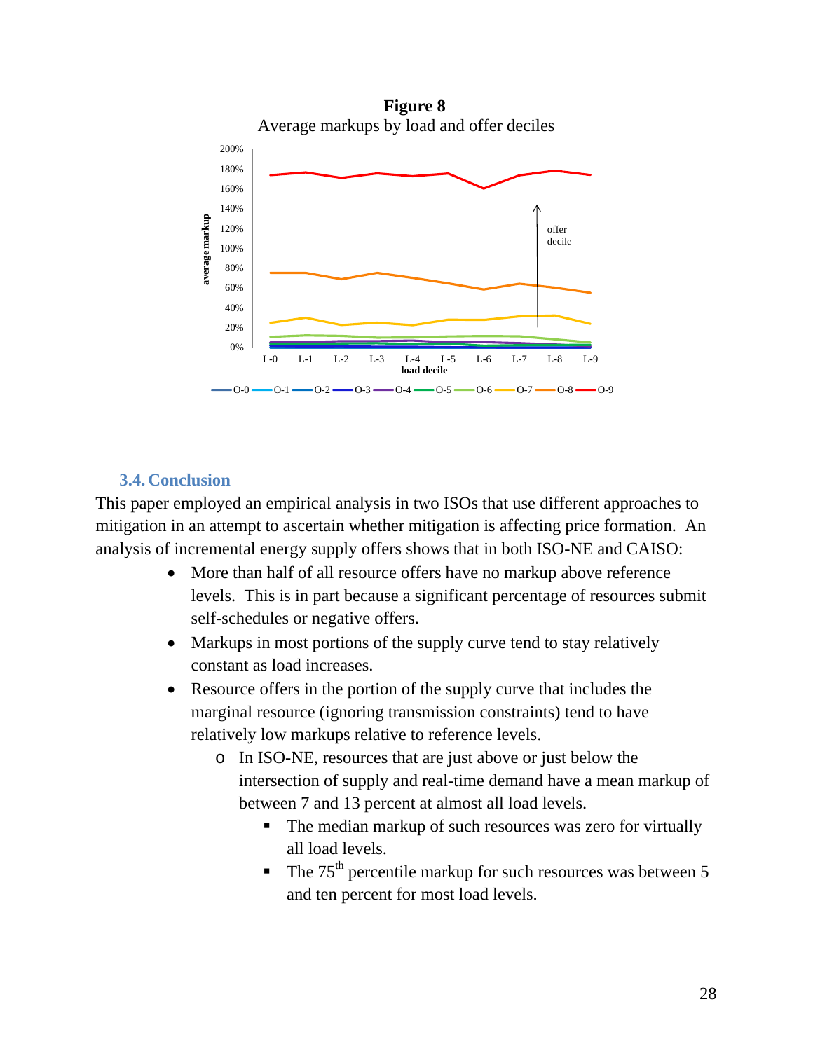**Figure 8**

Average markups by load and offer deciles

### 3.4. Conclusion

This paper employed an empirical analysis in two ISOs that use different approaches to mitigation in an attempt to ascertain whether mitigation is affecting price formation. An analysis of incremental energy supply offers shows that in both ISO-NE and CAISO:

- More than half of all resource offers have no markup above reference levels. This is in part because a significant percentage of resources submit self-schedules or negative offers.
- Markups in most portions of the supply curve tend to stay relatively constant as load increases.
- Resource offers in the portion of the supply curve that includes the marginal resource (ignoring transmission constraints) tend to have relatively low markups relative to reference levels.
    - In ISO-NE, resources that are just above or just below the intersection of supply and real-time demand have a mean markup of between 7 and 13 percent at almost all load levels.
        - The median markup of such resources was zero for virtually all load levels.
        - The 75th percentile markup for such resources was between 5 and ten percent for most load levels.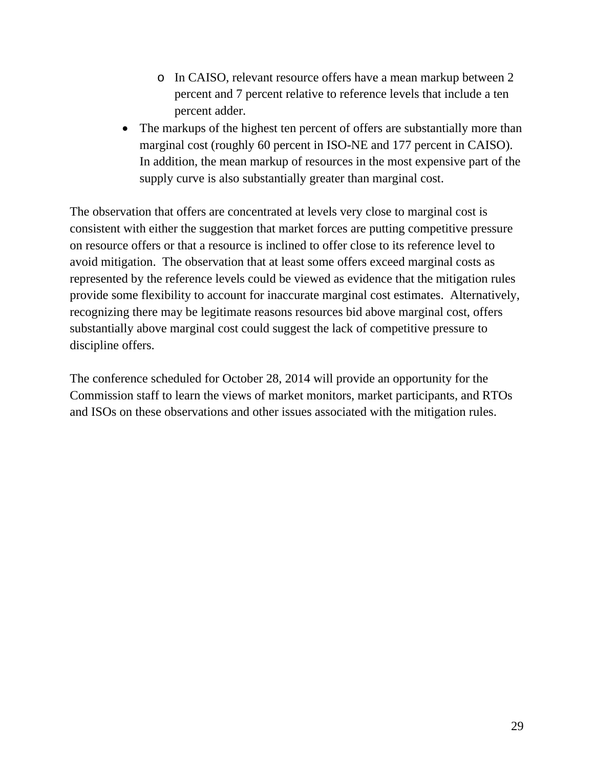- In CAISO, relevant resource offers have a mean markup between 2 percent and 7 percent relative to reference levels that include a ten percent adder.
- The markups of the highest ten percent of offers are substantially more than marginal cost (roughly 60 percent in ISO-NE and 177 percent in CAISO). In addition, the mean markup of resources in the most expensive part of the supply curve is also substantially greater than marginal cost.

The observation that offers are concentrated at levels very close to marginal cost is consistent with either the suggestion that market forces are putting competitive pressure on resource offers or that a resource is inclined to offer close to its reference level to avoid mitigation. The observation that at least some offers exceed marginal costs as represented by the reference levels could be viewed as evidence that the mitigation rules provide some flexibility to account for inaccurate marginal cost estimates. Alternatively, recognizing there may be legitimate reasons resources bid above marginal cost, offers substantially above marginal cost could suggest the lack of competitive pressure to discipline offers.

The conference scheduled for October 28, 2014 will provide an opportunity for the Commission staff to learn the views of market monitors, market participants, and RTOs and ISOs on these observations and other issues associated with the mitigation rules.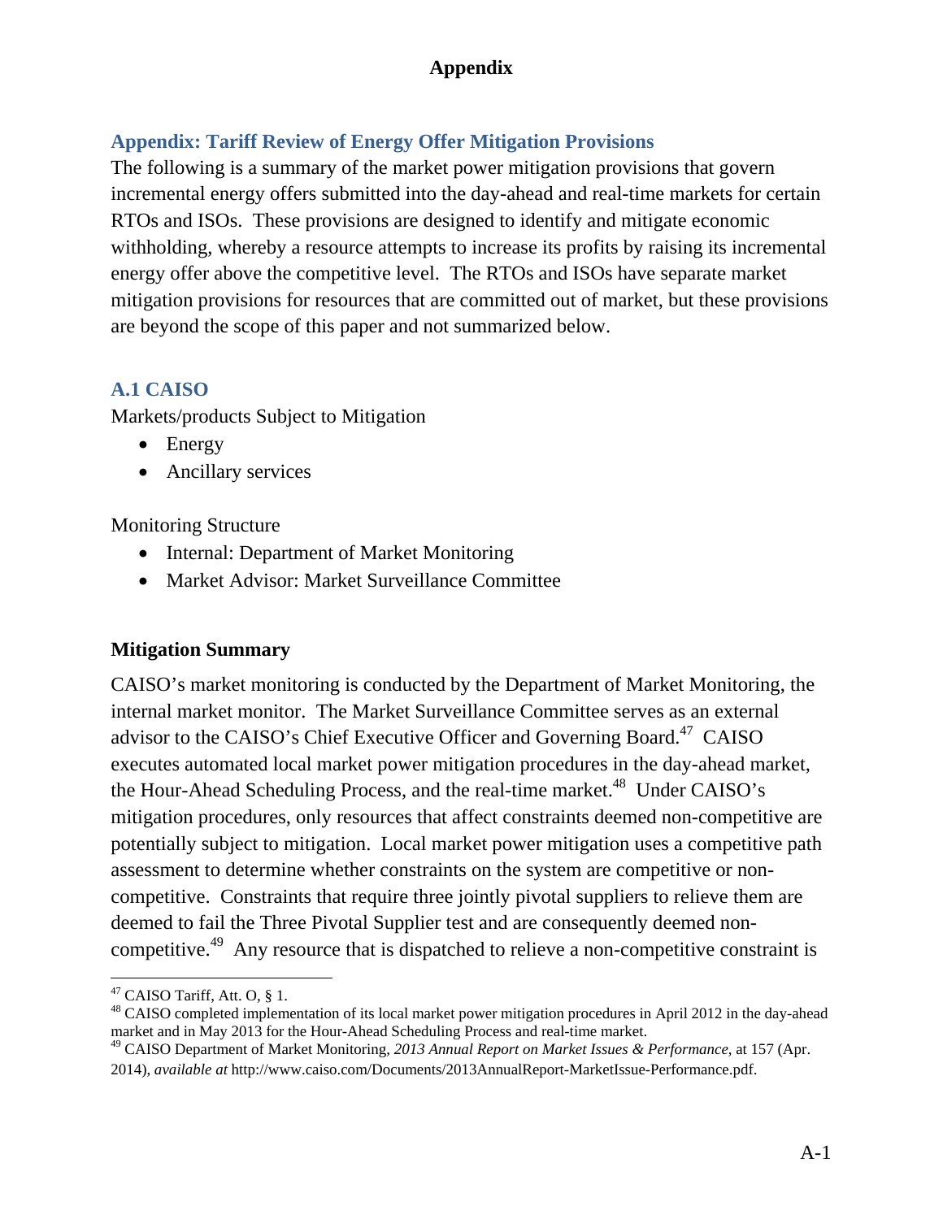# Appendix

## Appendix: Tariff Review of Energy Offer Mitigation Provisions

The following is a summary of the market power mitigation provisions that govern incremental energy offers submitted into the day-ahead and real-time markets for certain RTOs and ISOs. These provisions are designed to identify and mitigate economic withholding, whereby a resource attempts to increase its profits by raising its incremental energy offer above the competitive level. The RTOs and ISOs have separate market mitigation provisions for resources that are committed out of market, but these provisions are beyond the scope of this paper and not summarized below.

### A.1 CAISO

Markets/products Subject to Mitigation

- Energy
- Ancillary services

Monitoring Structure

- Internal: Department of Market Monitoring
- Market Advisor: Market Surveillance Committee

**Mitigation Summary**

CAISO's market monitoring is conducted by the Department of Market Monitoring, the internal market monitor. The Market Surveillance Committee serves as an external advisor to the CAISO's Chief Executive Officer and Governing Board.[47] CAISO executes automated local market power mitigation procedures in the day-ahead market, the Hour-Ahead Scheduling Process, and the real-time market.[48] Under CAISO's mitigation procedures, only resources that affect constraints deemed non-competitive are potentially subject to mitigation. Local market power mitigation uses a competitive path assessment to determine whether constraints on the system are competitive or non-competitive. Constraints that require three jointly pivotal suppliers to relieve them are deemed to fail the Three Pivotal Supplier test and are consequently deemed non-competitive.[49] Any resource that is dispatched to relieve a non-competitive constraint is

---

[47] CAISO Tariff, Att. O, § 1.

[48] CAISO completed implementation of its local market power mitigation procedures in April 2012 in the day-ahead market and in May 2013 for the Hour-Ahead Scheduling Process and real-time market.

[49] CAISO Department of Market Monitoring, *2013 Annual Report on Market Issues & Performance*, at 157 (Apr. 2014), *available at* http://www.caiso.com/Documents/2013AnnualReport-MarketIssue-Performance.pdf.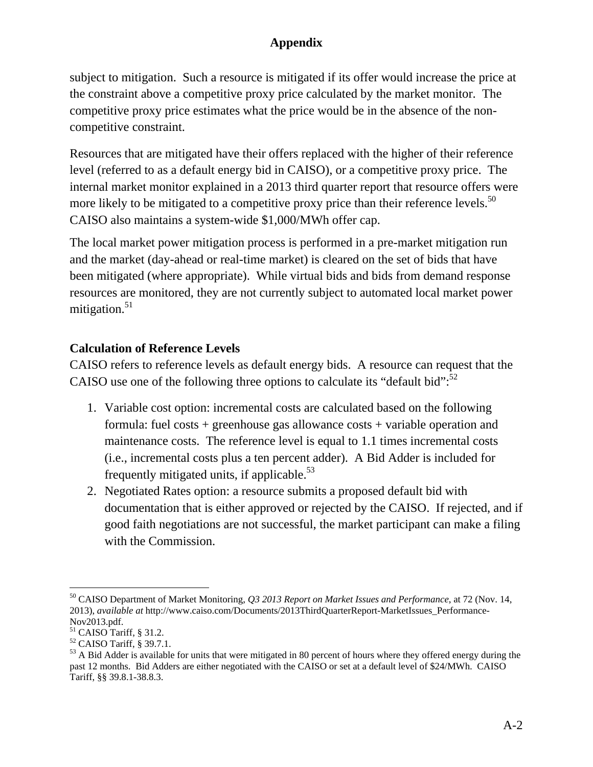subject to mitigation. Such a resource is mitigated if its offer would increase the price at the constraint above a competitive proxy price calculated by the market monitor. The competitive proxy price estimates what the price would be in the absence of the non-competitive constraint.

Resources that are mitigated have their offers replaced with the higher of their reference level (referred to as a default energy bid in CAISO), or a competitive proxy price. The internal market monitor explained in a 2013 third quarter report that resource offers were more likely to be mitigated to a competitive proxy price than their reference levels.[50] CAISO also maintains a system-wide $1,000/MWh offer cap.

The local market power mitigation process is performed in a pre-market mitigation run and the market (day-ahead or real-time market) is cleared on the set of bids that have been mitigated (where appropriate). While virtual bids and bids from demand response resources are monitored, they are not currently subject to automated local market power mitigation.[51]

### Calculation of Reference Levels

CAISO refers to reference levels as default energy bids. A resource can request that the CAISO use one of the following three options to calculate its "default bid":[52]

1. Variable cost option: incremental costs are calculated based on the following formula: fuel costs + greenhouse gas allowance costs + variable operation and maintenance costs. The reference level is equal to 1.1 times incremental costs (i.e., incremental costs plus a ten percent adder). A Bid Adder is included for frequently mitigated units, if applicable.[53]
2. Negotiated Rates option: a resource submits a proposed default bid with documentation that is either approved or rejected by the CAISO. If rejected, and if good faith negotiations are not successful, the market participant can make a filing with the Commission.

---

[50] CAISO Department of Market Monitoring, *Q3 2013 Report on Market Issues and Performance*, at 72 (Nov. 14, 2013), *available at* http://www.caiso.com/Documents/2013ThirdQuarterReport-MarketIssues_Performance-Nov2013.pdf.

[51] CAISO Tariff, § 31.2.

[52] CAISO Tariff, § 39.7.1.

[53] A Bid Adder is available for units that were mitigated in 80 percent of hours where they offered energy during the past 12 months. Bid Adders are either negotiated with the CAISO or set at a default level of $24/MWh. CAISO Tariff, §§ 39.8.1-38.8.3.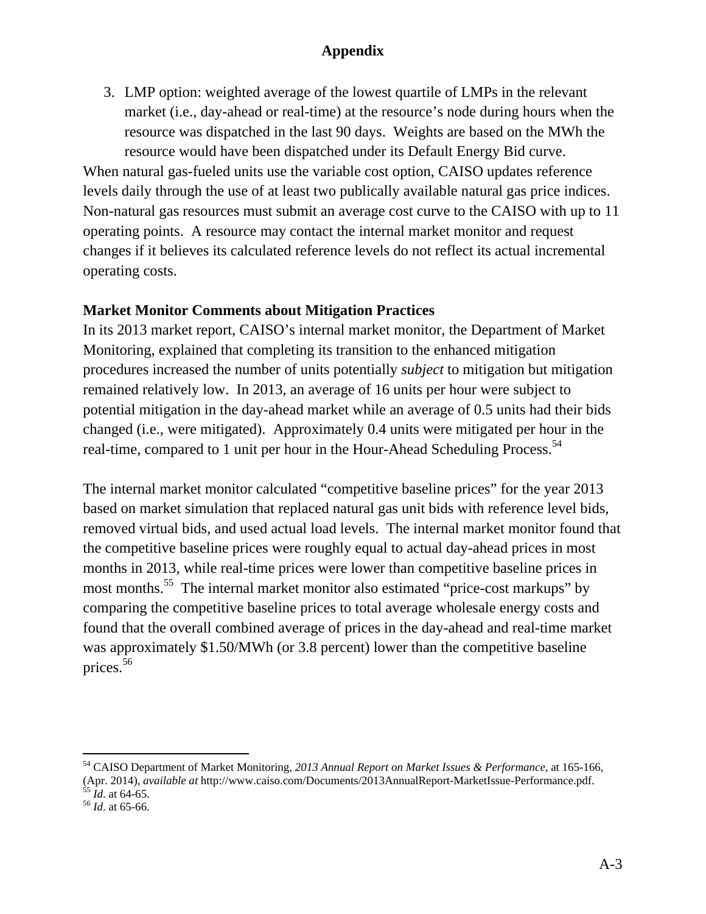**Appendix**

3. LMP option: weighted average of the lowest quartile of LMPs in the relevant market (i.e., day-ahead or real-time) at the resource's node during hours when the resource was dispatched in the last 90 days. Weights are based on the MWh the resource would have been dispatched under its Default Energy Bid curve.

When natural gas-fueled units use the variable cost option, CAISO updates reference levels daily through the use of at least two publically available natural gas price indices. Non-natural gas resources must submit an average cost curve to the CAISO with up to 11 operating points. A resource may contact the internal market monitor and request changes if it believes its calculated reference levels do not reflect its actual incremental operating costs.

**Market Monitor Comments about Mitigation Practices**

In its 2013 market report, CAISO's internal market monitor, the Department of Market Monitoring, explained that completing its transition to the enhanced mitigation procedures increased the number of units potentially *subject* to mitigation but mitigation remained relatively low. In 2013, an average of 16 units per hour were subject to potential mitigation in the day-ahead market while an average of 0.5 units had their bids changed (i.e., were mitigated). Approximately 0.4 units were mitigated per hour in the real-time, compared to 1 unit per hour in the Hour-Ahead Scheduling Process.[54]

The internal market monitor calculated "competitive baseline prices" for the year 2013 based on market simulation that replaced natural gas unit bids with reference level bids, removed virtual bids, and used actual load levels. The internal market monitor found that the competitive baseline prices were roughly equal to actual day-ahead prices in most months in 2013, while real-time prices were lower than competitive baseline prices in most months.[55] The internal market monitor also estimated "price-cost markups" by comparing the competitive baseline prices to total average wholesale energy costs and found that the overall combined average of prices in the day-ahead and real-time market was approximately $1.50/MWh (or 3.8 percent) lower than the competitive baseline prices.[56]

---

[54] CAISO Department of Market Monitoring, *2013 Annual Report on Market Issues & Performance*, at 165-166, (Apr. 2014), *available at* http://www.caiso.com/Documents/2013AnnualReport-MarketIssue-Performance.pdf.

[55] *Id*. at 64-65.

[56] *Id*. at 65-66.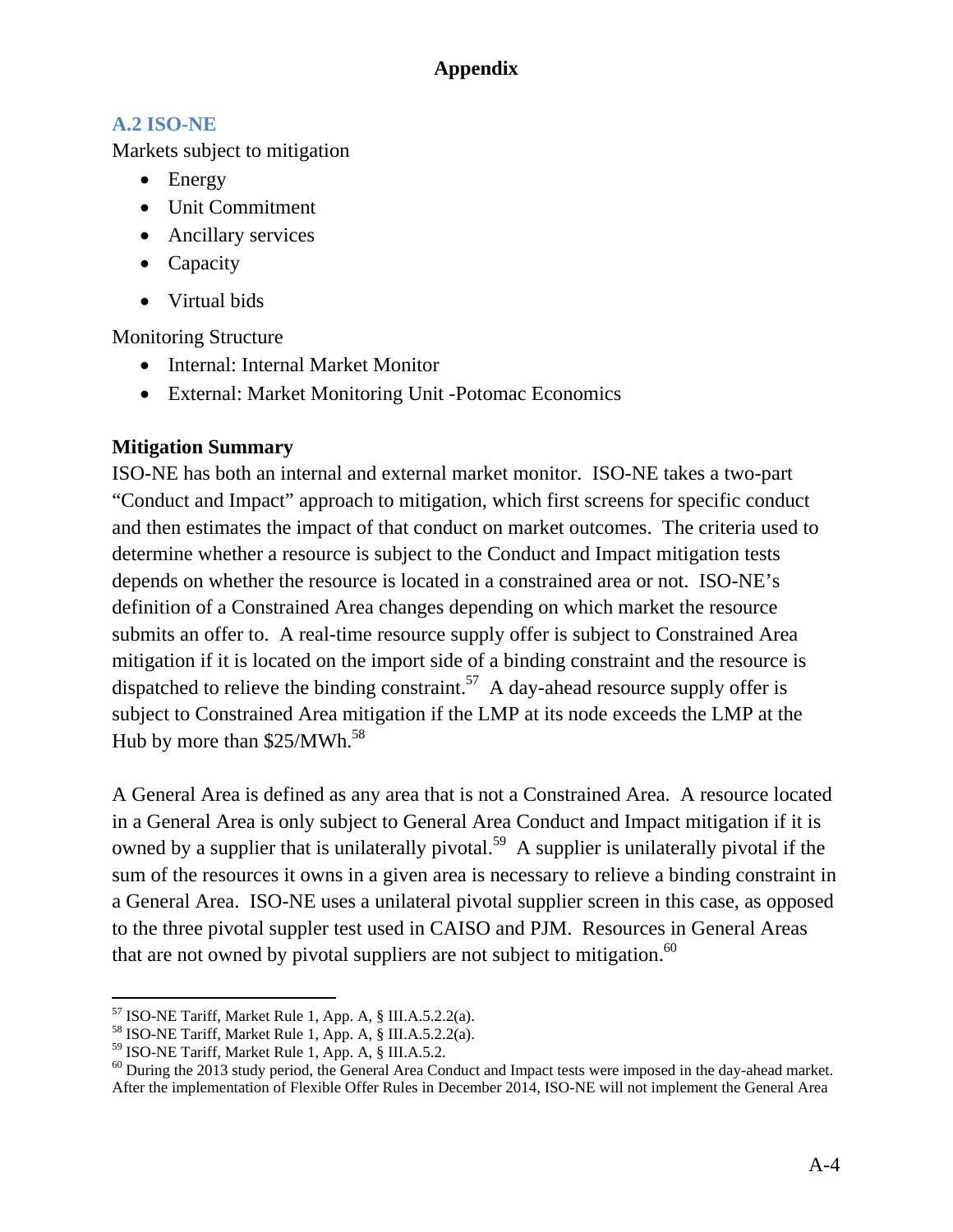# Appendix

## A.2 ISO-NE

Markets subject to mitigation

- Energy
- Unit Commitment
- Ancillary services
- Capacity
- Virtual bids

Monitoring Structure

- Internal: Internal Market Monitor
- External: Market Monitoring Unit -Potomac Economics

**Mitigation Summary**

ISO-NE has both an internal and external market monitor. ISO-NE takes a two-part "Conduct and Impact" approach to mitigation, which first screens for specific conduct and then estimates the impact of that conduct on market outcomes. The criteria used to determine whether a resource is subject to the Conduct and Impact mitigation tests depends on whether the resource is located in a constrained area or not. ISO-NE's definition of a Constrained Area changes depending on which market the resource submits an offer to. A real-time resource supply offer is subject to Constrained Area mitigation if it is located on the import side of a binding constraint and the resource is dispatched to relieve the binding constraint.[57] A day-ahead resource supply offer is subject to Constrained Area mitigation if the LMP at its node exceeds the LMP at the Hub by more than $25/MWh.[58]

A General Area is defined as any area that is not a Constrained Area. A resource located in a General Area is only subject to General Area Conduct and Impact mitigation if it is owned by a supplier that is unilaterally pivotal.[59] A supplier is unilaterally pivotal if the sum of the resources it owns in a given area is necessary to relieve a binding constraint in a General Area. ISO-NE uses a unilateral pivotal supplier screen in this case, as opposed to the three pivotal suppler test used in CAISO and PJM. Resources in General Areas that are not owned by pivotal suppliers are not subject to mitigation.[60]

---

[57] ISO-NE Tariff, Market Rule 1, App. A, § III.A.5.2.2(a).

[58] ISO-NE Tariff, Market Rule 1, App. A, § III.A.5.2.2(a).

[59] ISO-NE Tariff, Market Rule 1, App. A, § III.A.5.2.

[60] During the 2013 study period, the General Area Conduct and Impact tests were imposed in the day-ahead market. After the implementation of Flexible Offer Rules in December 2014, ISO-NE will not implement the General Area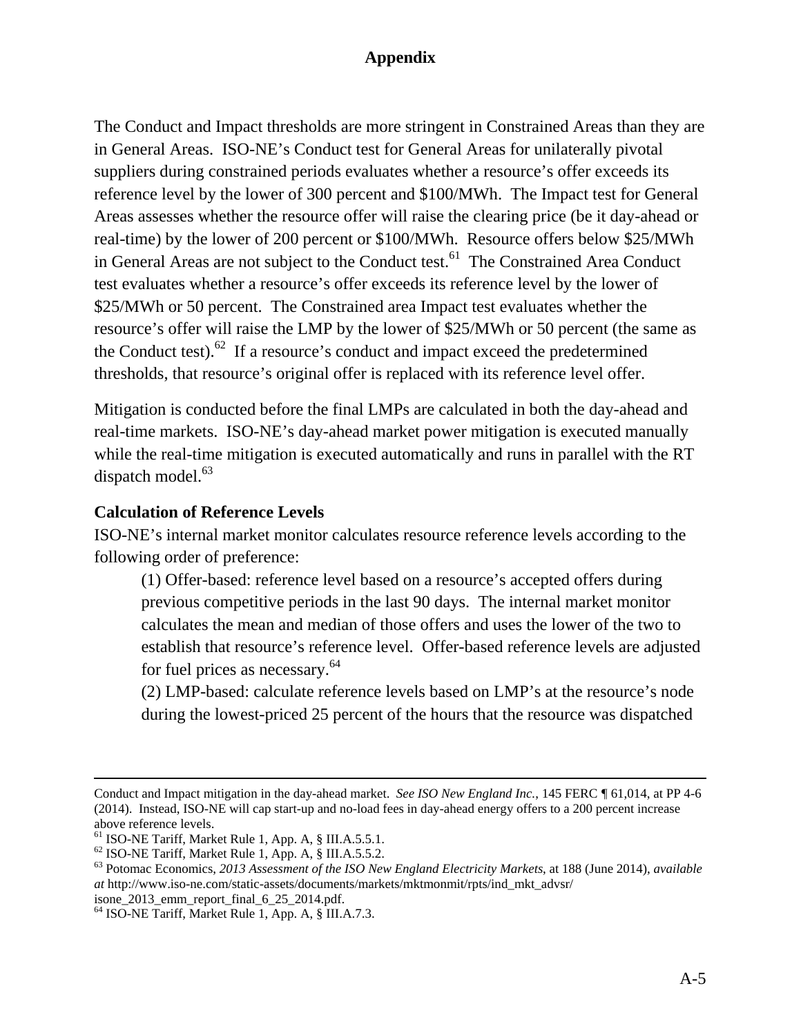The Conduct and Impact thresholds are more stringent in Constrained Areas than they are in General Areas. ISO-NE's Conduct test for General Areas for unilaterally pivotal suppliers during constrained periods evaluates whether a resource's offer exceeds its reference level by the lower of 300 percent and $100/MWh. The Impact test for General Areas assesses whether the resource offer will raise the clearing price (be it day-ahead or real-time) by the lower of 200 percent or $100/MWh. Resource offers below $25/MWh in General Areas are not subject to the Conduct test.[61] The Constrained Area Conduct test evaluates whether a resource's offer exceeds its reference level by the lower of $25/MWh or 50 percent. The Constrained area Impact test evaluates whether the resource's offer will raise the LMP by the lower of $25/MWh or 50 percent (the same as the Conduct test).[62] If a resource's conduct and impact exceed the predetermined thresholds, that resource's original offer is replaced with its reference level offer.

Mitigation is conducted before the final LMPs are calculated in both the day-ahead and real-time markets. ISO-NE's day-ahead market power mitigation is executed manually while the real-time mitigation is executed automatically and runs in parallel with the RT dispatch model.[63]

**Calculation of Reference Levels**

ISO-NE's internal market monitor calculates resource reference levels according to the following order of preference:

(1) Offer-based: reference level based on a resource's accepted offers during previous competitive periods in the last 90 days. The internal market monitor calculates the mean and median of those offers and uses the lower of the two to establish that resource's reference level. Offer-based reference levels are adjusted for fuel prices as necessary.[64]

(2) LMP-based: calculate reference levels based on LMP's at the resource's node during the lowest-priced 25 percent of the hours that the resource was dispatched

---

Conduct and Impact mitigation in the day-ahead market. *See ISO New England Inc.*, 145 FERC ¶ 61,014, at PP 4-6 (2014). Instead, ISO-NE will cap start-up and no-load fees in day-ahead energy offers to a 200 percent increase above reference levels.

[61] ISO-NE Tariff, Market Rule 1, App. A, § III.A.5.5.1.

[62] ISO-NE Tariff, Market Rule 1, App. A, § III.A.5.5.2.

[63] Potomac Economics, *2013 Assessment of the ISO New England Electricity Markets*, at 188 (June 2014), *available at* http://www.iso-ne.com/static-assets/documents/markets/mktmonmit/rpts/ind_mkt_advsr/isone_2013_emm_report_final_6_25_2014.pdf.

[64] ISO-NE Tariff, Market Rule 1, App. A, § III.A.7.3.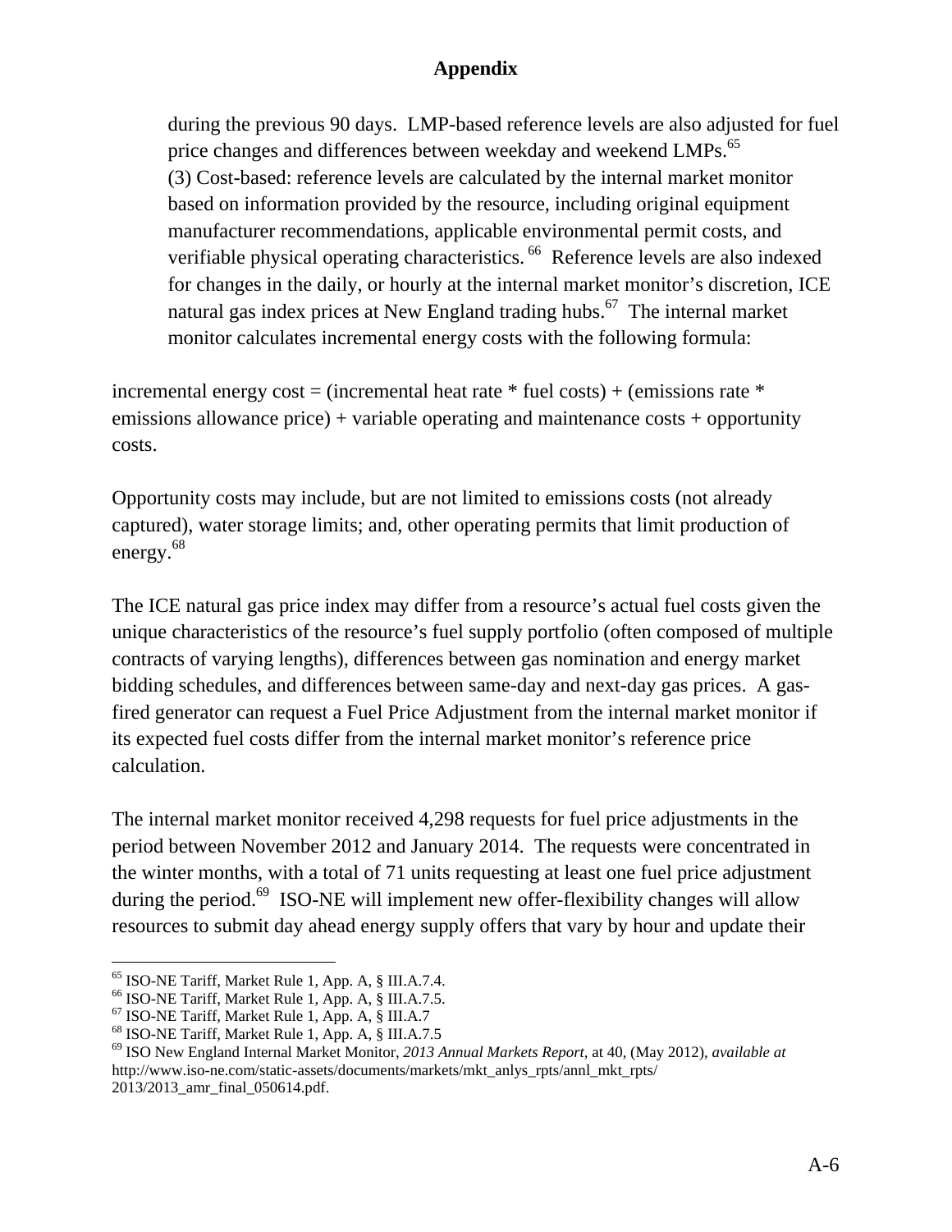during the previous 90 days. LMP-based reference levels are also adjusted for fuel price changes and differences between weekday and weekend LMPs.[65]
(3) Cost-based: reference levels are calculated by the internal market monitor based on information provided by the resource, including original equipment manufacturer recommendations, applicable environmental permit costs, and verifiable physical operating characteristics.[66] Reference levels are also indexed for changes in the daily, or hourly at the internal market monitor's discretion, ICE natural gas index prices at New England trading hubs.[67] The internal market monitor calculates incremental energy costs with the following formula:

incremental energy cost = (incremental heat rate * fuel costs) + (emissions rate * emissions allowance price) + variable operating and maintenance costs + opportunity costs.

Opportunity costs may include, but are not limited to emissions costs (not already captured), water storage limits; and, other operating permits that limit production of energy.[68]

The ICE natural gas price index may differ from a resource's actual fuel costs given the unique characteristics of the resource's fuel supply portfolio (often composed of multiple contracts of varying lengths), differences between gas nomination and energy market bidding schedules, and differences between same-day and next-day gas prices. A gas-fired generator can request a Fuel Price Adjustment from the internal market monitor if its expected fuel costs differ from the internal market monitor's reference price calculation.

The internal market monitor received 4,298 requests for fuel price adjustments in the period between November 2012 and January 2014. The requests were concentrated in the winter months, with a total of 71 units requesting at least one fuel price adjustment during the period.[69] ISO-NE will implement new offer-flexibility changes will allow resources to submit day ahead energy supply offers that vary by hour and update their

---

[65] ISO-NE Tariff, Market Rule 1, App. A, § III.A.7.4.
[66] ISO-NE Tariff, Market Rule 1, App. A, § III.A.7.5.
[67] ISO-NE Tariff, Market Rule 1, App. A, § III.A.7
[68] ISO-NE Tariff, Market Rule 1, App. A, § III.A.7.5
[69] ISO New England Internal Market Monitor, *2013 Annual Markets Report*, at 40, (May 2012), *available at* http://www.iso-ne.com/static-assets/documents/markets/mkt_anlys_rpts/annl_mkt_rpts/2013/2013_amr_final_050614.pdf.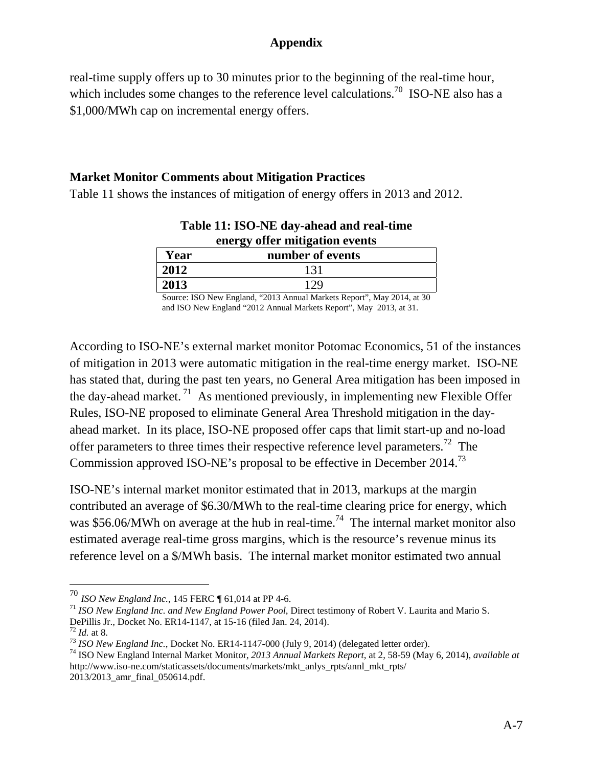real-time supply offers up to 30 minutes prior to the beginning of the real-time hour, which includes some changes to the reference level calculations.[70] ISO-NE also has a $1,000/MWh cap on incremental energy offers.

### Market Monitor Comments about Mitigation Practices

Table 11 shows the instances of mitigation of energy offers in 2013 and 2012.

**Table 11: ISO-NE day-ahead and real-time energy offer mitigation events**

| Year | number of events |
|---|---|
| **2012** | 131 |
| **2013** | 129 |

Source: ISO New England, "2013 Annual Markets Report", May 2014, at 30 and ISO New England "2012 Annual Markets Report", May 2013, at 31.

According to ISO-NE's external market monitor Potomac Economics, 51 of the instances of mitigation in 2013 were automatic mitigation in the real-time energy market. ISO-NE has stated that, during the past ten years, no General Area mitigation has been imposed in the day-ahead market.[71] As mentioned previously, in implementing new Flexible Offer Rules, ISO-NE proposed to eliminate General Area Threshold mitigation in the day-ahead market. In its place, ISO-NE proposed offer caps that limit start-up and no-load offer parameters to three times their respective reference level parameters.[72] The Commission approved ISO-NE's proposal to be effective in December 2014.[73]

ISO-NE's internal market monitor estimated that in 2013, markups at the margin contributed an average of $6.30/MWh to the real-time clearing price for energy, which was $56.06/MWh on average at the hub in real-time.[74] The internal market monitor also estimated average real-time gross margins, which is the resource's revenue minus its reference level on a $/MWh basis. The internal market monitor estimated two annual

---

[70] *ISO New England Inc.*, 145 FERC ¶ 61,014 at PP 4-6.

[71] *ISO New England Inc. and New England Power Pool*, Direct testimony of Robert V. Laurita and Mario S. DePillis Jr., Docket No. ER14-1147, at 15-16 (filed Jan. 24, 2014).

[72] *Id.* at 8.

[73] *ISO New England Inc.*, Docket No. ER14-1147-000 (July 9, 2014) (delegated letter order).

[74] ISO New England Internal Market Monitor, *2013 Annual Markets Report*, at 2, 58-59 (May 6, 2014), *available at* http://www.iso-ne.com/staticassets/documents/markets/mkt_anlys_rpts/annl_mkt_rpts/2013/2013_amr_final_050614.pdf.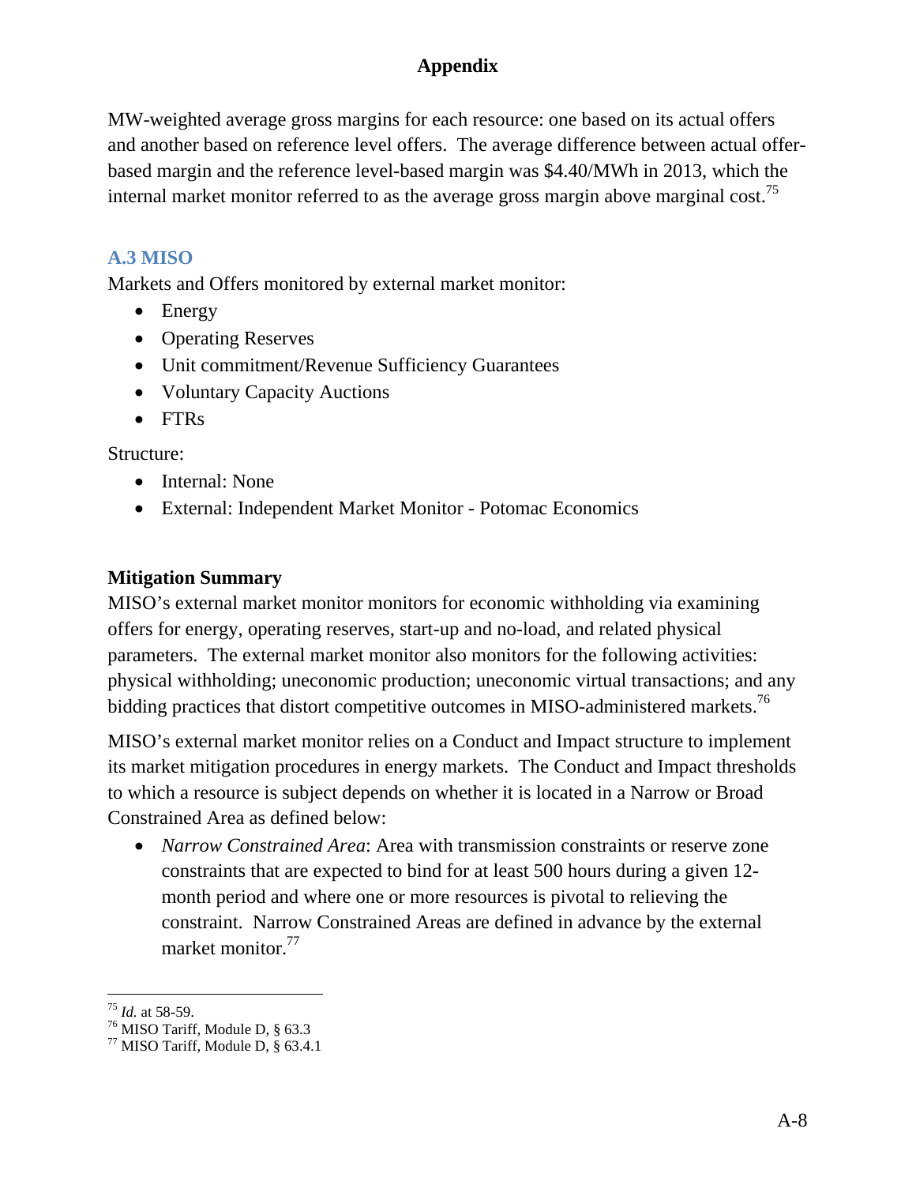MW-weighted average gross margins for each resource: one based on its actual offers and another based on reference level offers. The average difference between actual offer-based margin and the reference level-based margin was $4.40/MWh in 2013, which the internal market monitor referred to as the average gross margin above marginal cost.[75]

### A.3 MISO

Markets and Offers monitored by external market monitor:

- Energy
- Operating Reserves
- Unit commitment/Revenue Sufficiency Guarantees
- Voluntary Capacity Auctions
- FTRs

Structure:

- Internal: None
- External: Independent Market Monitor - Potomac Economics

**Mitigation Summary**

MISO's external market monitor monitors for economic withholding via examining offers for energy, operating reserves, start-up and no-load, and related physical parameters. The external market monitor also monitors for the following activities: physical withholding; uneconomic production; uneconomic virtual transactions; and any bidding practices that distort competitive outcomes in MISO-administered markets.[76]

MISO's external market monitor relies on a Conduct and Impact structure to implement its market mitigation procedures in energy markets. The Conduct and Impact thresholds to which a resource is subject depends on whether it is located in a Narrow or Broad Constrained Area as defined below:

- *Narrow Constrained Area*: Area with transmission constraints or reserve zone constraints that are expected to bind for at least 500 hours during a given 12-month period and where one or more resources is pivotal to relieving the constraint. Narrow Constrained Areas are defined in advance by the external market monitor.[77]

---

[75] *Id.* at 58-59.

[76] MISO Tariff, Module D, § 63.3

[77] MISO Tariff, Module D, § 63.4.1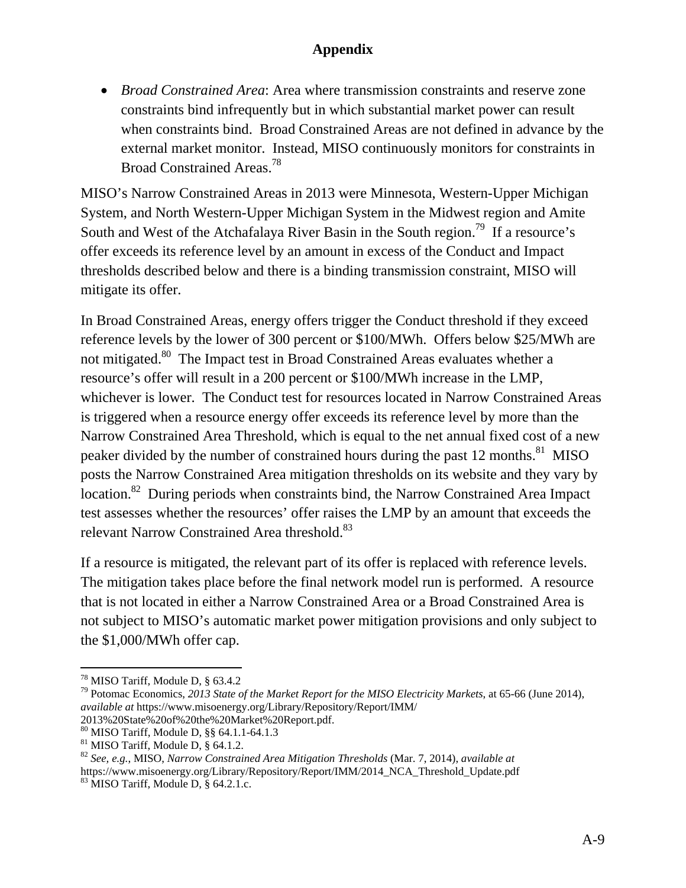## Appendix

- *Broad Constrained Area*: Area where transmission constraints and reserve zone constraints bind infrequently but in which substantial market power can result when constraints bind. Broad Constrained Areas are not defined in advance by the external market monitor. Instead, MISO continuously monitors for constraints in Broad Constrained Areas.[78]

MISO's Narrow Constrained Areas in 2013 were Minnesota, Western-Upper Michigan System, and North Western-Upper Michigan System in the Midwest region and Amite South and West of the Atchafalaya River Basin in the South region.[79] If a resource's offer exceeds its reference level by an amount in excess of the Conduct and Impact thresholds described below and there is a binding transmission constraint, MISO will mitigate its offer.

In Broad Constrained Areas, energy offers trigger the Conduct threshold if they exceed reference levels by the lower of 300 percent or $100/MWh. Offers below $25/MWh are not mitigated.[80] The Impact test in Broad Constrained Areas evaluates whether a resource's offer will result in a 200 percent or $100/MWh increase in the LMP, whichever is lower. The Conduct test for resources located in Narrow Constrained Areas is triggered when a resource energy offer exceeds its reference level by more than the Narrow Constrained Area Threshold, which is equal to the net annual fixed cost of a new peaker divided by the number of constrained hours during the past 12 months.[81] MISO posts the Narrow Constrained Area mitigation thresholds on its website and they vary by location.[82] During periods when constraints bind, the Narrow Constrained Area Impact test assesses whether the resources' offer raises the LMP by an amount that exceeds the relevant Narrow Constrained Area threshold.[83]

If a resource is mitigated, the relevant part of its offer is replaced with reference levels. The mitigation takes place before the final network model run is performed. A resource that is not located in either a Narrow Constrained Area or a Broad Constrained Area is not subject to MISO's automatic market power mitigation provisions and only subject to the $1,000/MWh offer cap.

---

[78] MISO Tariff, Module D, § 63.4.2

[79] Potomac Economics, *2013 State of the Market Report for the MISO Electricity Markets*, at 65-66 (June 2014), *available at* https://www.misoenergy.org/Library/Repository/Report/IMM/2013%20State%20of%20the%20Market%20Report.pdf.

[80] MISO Tariff, Module D, §§ 64.1.1-64.1.3

[81] MISO Tariff, Module D, § 64.1.2.

[82] *See, e.g.*, MISO, *Narrow Constrained Area Mitigation Thresholds* (Mar. 7, 2014), *available at* https://www.misoenergy.org/Library/Repository/Report/IMM/2014_NCA_Threshold_Update.pdf

[83] MISO Tariff, Module D, § 64.2.1.c.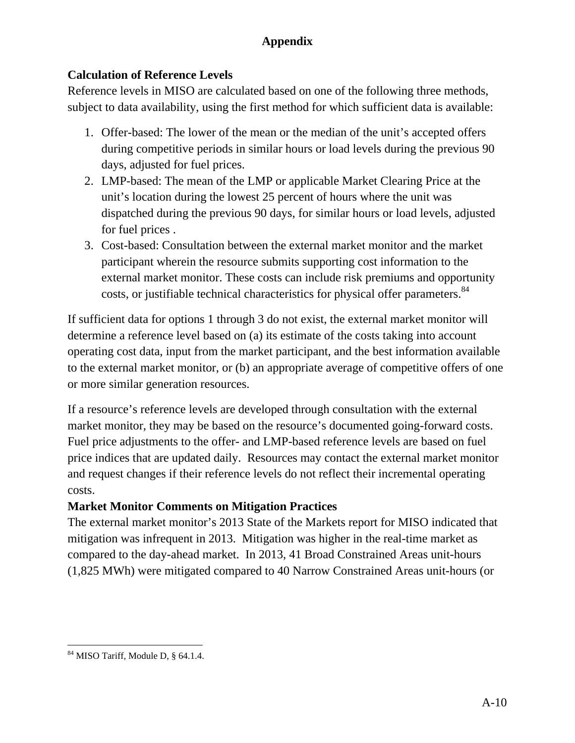# Appendix

## Calculation of Reference Levels

Reference levels in MISO are calculated based on one of the following three methods, subject to data availability, using the first method for which sufficient data is available:

1. Offer-based: The lower of the mean or the median of the unit's accepted offers during competitive periods in similar hours or load levels during the previous 90 days, adjusted for fuel prices.
2. LMP-based: The mean of the LMP or applicable Market Clearing Price at the unit's location during the lowest 25 percent of hours where the unit was dispatched during the previous 90 days, for similar hours or load levels, adjusted for fuel prices .
3. Cost-based: Consultation between the external market monitor and the market participant wherein the resource submits supporting cost information to the external market monitor. These costs can include risk premiums and opportunity costs, or justifiable technical characteristics for physical offer parameters.[84]

If sufficient data for options 1 through 3 do not exist, the external market monitor will determine a reference level based on (a) its estimate of the costs taking into account operating cost data, input from the market participant, and the best information available to the external market monitor, or (b) an appropriate average of competitive offers of one or more similar generation resources.

If a resource's reference levels are developed through consultation with the external market monitor, they may be based on the resource's documented going-forward costs. Fuel price adjustments to the offer- and LMP-based reference levels are based on fuel price indices that are updated daily. Resources may contact the external market monitor and request changes if their reference levels do not reflect their incremental operating costs.

## Market Monitor Comments on Mitigation Practices

The external market monitor's 2013 State of the Markets report for MISO indicated that mitigation was infrequent in 2013. Mitigation was higher in the real-time market as compared to the day-ahead market. In 2013, 41 Broad Constrained Areas unit-hours (1,825 MWh) were mitigated compared to 40 Narrow Constrained Areas unit-hours (or

[84] MISO Tariff, Module D, § 64.1.4.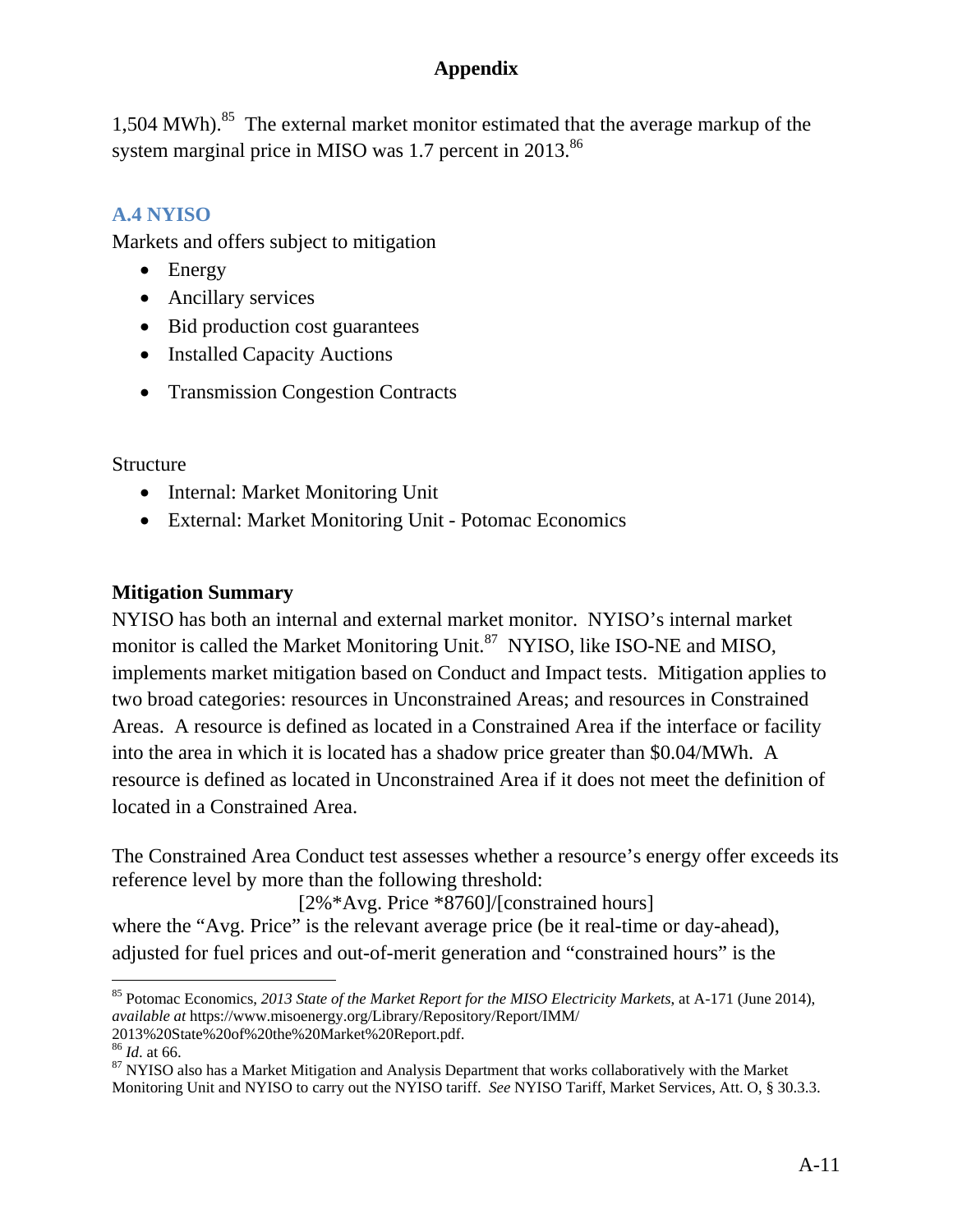1,504 MWh).[85] The external market monitor estimated that the average markup of the system marginal price in MISO was 1.7 percent in 2013.[86]

### A.4 NYISO

Markets and offers subject to mitigation

- Energy
- Ancillary services
- Bid production cost guarantees
- Installed Capacity Auctions
- Transmission Congestion Contracts

Structure

- Internal: Market Monitoring Unit
- External: Market Monitoring Unit - Potomac Economics

**Mitigation Summary**

NYISO has both an internal and external market monitor. NYISO's internal market monitor is called the Market Monitoring Unit.[87] NYISO, like ISO-NE and MISO, implements market mitigation based on Conduct and Impact tests. Mitigation applies to two broad categories: resources in Unconstrained Areas; and resources in Constrained Areas. A resource is defined as located in a Constrained Area if the interface or facility into the area in which it is located has a shadow price greater than $0.04/MWh. A resource is defined as located in Unconstrained Area if it does not meet the definition of located in a Constrained Area.

The Constrained Area Conduct test assesses whether a resource's energy offer exceeds its reference level by more than the following threshold:

[2%*Avg. Price *8760]/[constrained hours]

where the "Avg. Price" is the relevant average price (be it real-time or day-ahead), adjusted for fuel prices and out-of-merit generation and "constrained hours" is the

---

[85] Potomac Economics, *2013 State of the Market Report for the MISO Electricity Markets*, at A-171 (June 2014), *available at* https://www.misoenergy.org/Library/Repository/Report/IMM/2013%20State%20of%20the%20Market%20Report.pdf.

[86] *Id*. at 66.

[87] NYISO also has a Market Mitigation and Analysis Department that works collaboratively with the Market Monitoring Unit and NYISO to carry out the NYISO tariff. *See* NYISO Tariff, Market Services, Att. O, § 30.3.3.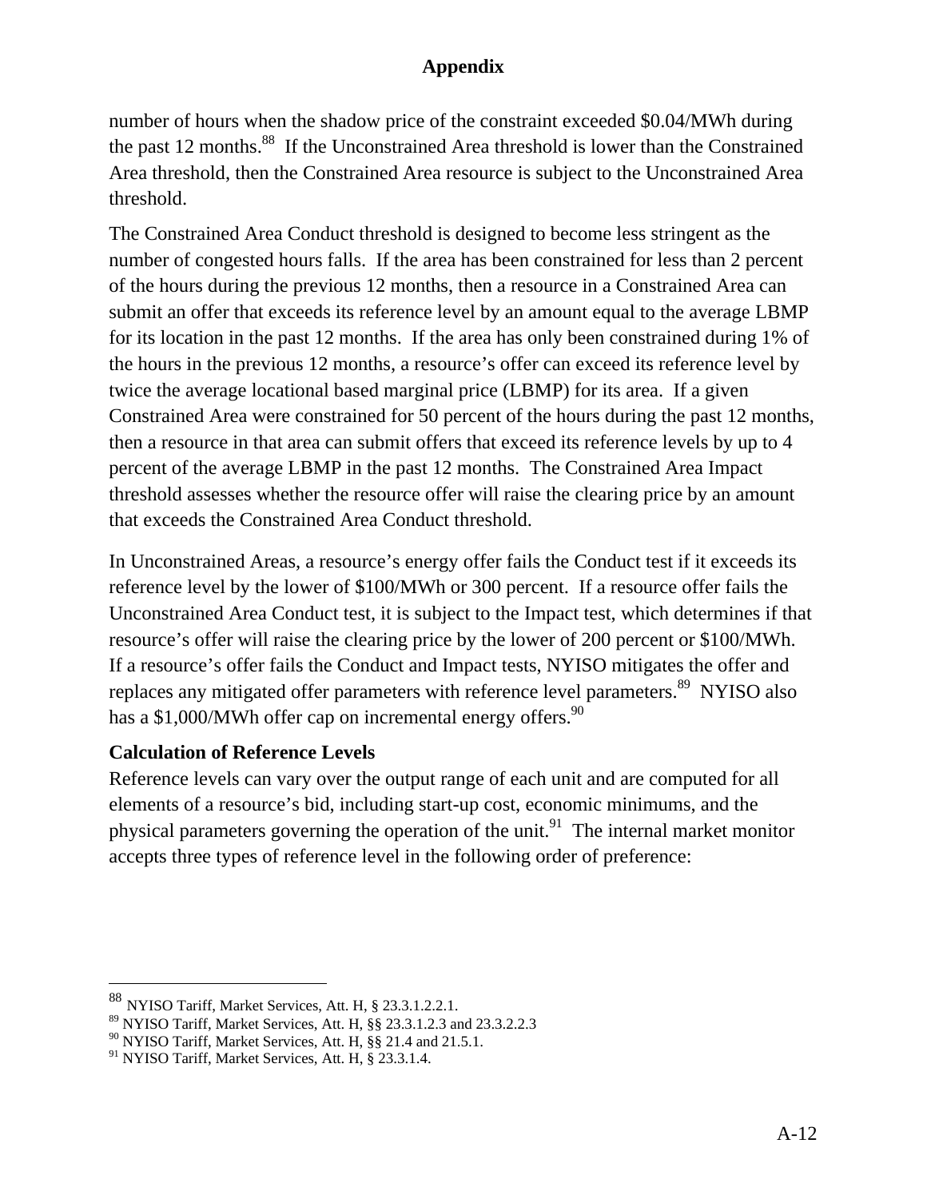number of hours when the shadow price of the constraint exceeded $0.04/MWh during the past 12 months.[88] If the Unconstrained Area threshold is lower than the Constrained Area threshold, then the Constrained Area resource is subject to the Unconstrained Area threshold.

The Constrained Area Conduct threshold is designed to become less stringent as the number of congested hours falls. If the area has been constrained for less than 2 percent of the hours during the previous 12 months, then a resource in a Constrained Area can submit an offer that exceeds its reference level by an amount equal to the average LBMP for its location in the past 12 months. If the area has only been constrained during 1% of the hours in the previous 12 months, a resource's offer can exceed its reference level by twice the average locational based marginal price (LBMP) for its area. If a given Constrained Area were constrained for 50 percent of the hours during the past 12 months, then a resource in that area can submit offers that exceed its reference levels by up to 4 percent of the average LBMP in the past 12 months. The Constrained Area Impact threshold assesses whether the resource offer will raise the clearing price by an amount that exceeds the Constrained Area Conduct threshold.

In Unconstrained Areas, a resource's energy offer fails the Conduct test if it exceeds its reference level by the lower of $100/MWh or 300 percent. If a resource offer fails the Unconstrained Area Conduct test, it is subject to the Impact test, which determines if that resource's offer will raise the clearing price by the lower of 200 percent or $100/MWh. If a resource's offer fails the Conduct and Impact tests, NYISO mitigates the offer and replaces any mitigated offer parameters with reference level parameters.[89] NYISO also has a $1,000/MWh offer cap on incremental energy offers.[90]

**Calculation of Reference Levels**

Reference levels can vary over the output range of each unit and are computed for all elements of a resource's bid, including start-up cost, economic minimums, and the physical parameters governing the operation of the unit.[91] The internal market monitor accepts three types of reference level in the following order of preference:

---

[88] NYISO Tariff, Market Services, Att. H, § 23.3.1.2.2.1.

[89] NYISO Tariff, Market Services, Att. H, §§ 23.3.1.2.3 and 23.3.2.2.3

[90] NYISO Tariff, Market Services, Att. H, §§ 21.4 and 21.5.1.

[91] NYISO Tariff, Market Services, Att. H, § 23.3.1.4.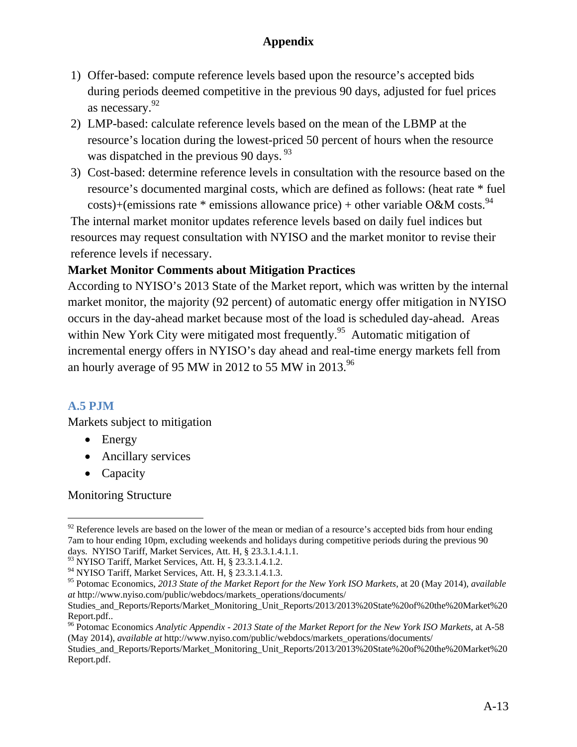1) Offer-based: compute reference levels based upon the resource's accepted bids during periods deemed competitive in the previous 90 days, adjusted for fuel prices as necessary.[92]
2) LMP-based: calculate reference levels based on the mean of the LBMP at the resource's location during the lowest-priced 50 percent of hours when the resource was dispatched in the previous 90 days.[93]
3) Cost-based: determine reference levels in consultation with the resource based on the resource's documented marginal costs, which are defined as follows: (heat rate * fuel costs)+(emissions rate * emissions allowance price) + other variable O&M costs.[94]

The internal market monitor updates reference levels based on daily fuel indices but resources may request consultation with NYISO and the market monitor to revise their reference levels if necessary.

**Market Monitor Comments about Mitigation Practices**

According to NYISO's 2013 State of the Market report, which was written by the internal market monitor, the majority (92 percent) of automatic energy offer mitigation in NYISO occurs in the day-ahead market because most of the load is scheduled day-ahead. Areas within New York City were mitigated most frequently.[95] Automatic mitigation of incremental energy offers in NYISO's day ahead and real-time energy markets fell from an hourly average of 95 MW in 2012 to 55 MW in 2013.[96]

## A.5 PJM

Markets subject to mitigation

- Energy
- Ancillary services
- Capacity

Monitoring Structure

---

[92] Reference levels are based on the lower of the mean or median of a resource's accepted bids from hour ending 7am to hour ending 10pm, excluding weekends and holidays during competitive periods during the previous 90 days. NYISO Tariff, Market Services, Att. H, § 23.3.1.4.1.1.

[93] NYISO Tariff, Market Services, Att. H, § 23.3.1.4.1.2.

[94] NYISO Tariff, Market Services, Att. H, § 23.3.1.4.1.3.

[95] Potomac Economics, *2013 State of the Market Report for the New York ISO Markets*, at 20 (May 2014), *available at* http://www.nyiso.com/public/webdocs/markets_operations/documents/Studies_and_Reports/Reports/Market_Monitoring_Unit_Reports/2013/2013%20State%20of%20the%20Market%20Report.pdf..

[96] Potomac Economics *Analytic Appendix - 2013 State of the Market Report for the New York ISO Markets*, at A-58 (May 2014), *available at* http://www.nyiso.com/public/webdocs/markets_operations/documents/Studies_and_Reports/Reports/Market_Monitoring_Unit_Reports/2013/2013%20State%20of%20the%20Market%20Report.pdf.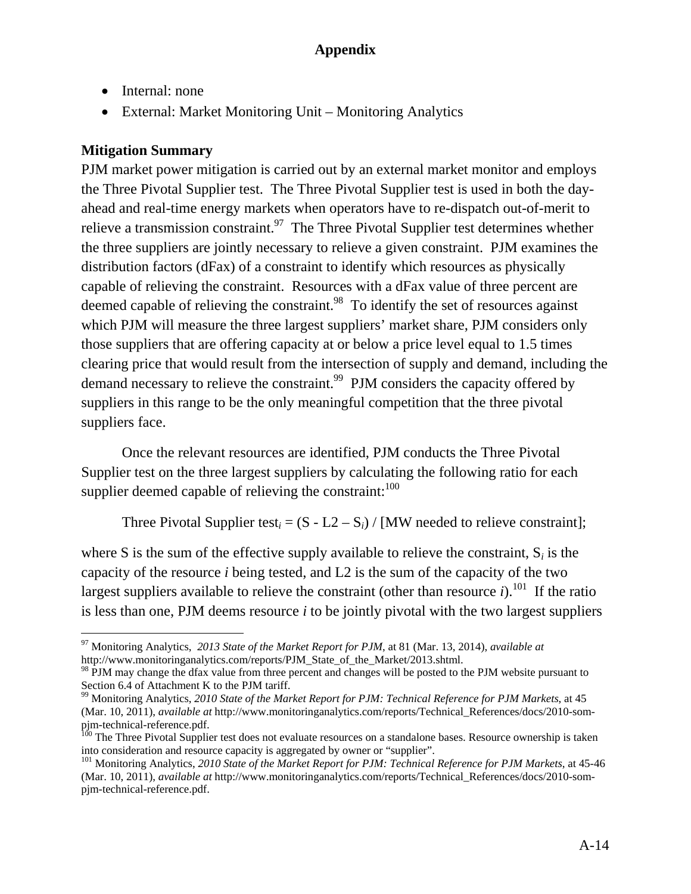# Appendix

- Internal: none
- External: Market Monitoring Unit – Monitoring Analytics

**Mitigation Summary**

PJM market power mitigation is carried out by an external market monitor and employs the Three Pivotal Supplier test. The Three Pivotal Supplier test is used in both the day-ahead and real-time energy markets when operators have to re-dispatch out-of-merit to relieve a transmission constraint.[97] The Three Pivotal Supplier test determines whether the three suppliers are jointly necessary to relieve a given constraint. PJM examines the distribution factors (dFax) of a constraint to identify which resources as physically capable of relieving the constraint. Resources with a dFax value of three percent are deemed capable of relieving the constraint.[98] To identify the set of resources against which PJM will measure the three largest suppliers' market share, PJM considers only those suppliers that are offering capacity at or below a price level equal to 1.5 times clearing price that would result from the intersection of supply and demand, including the demand necessary to relieve the constraint.[99] PJM considers the capacity offered by suppliers in this range to be the only meaningful competition that the three pivotal suppliers face.

Once the relevant resources are identified, PJM conducts the Three Pivotal Supplier test on the three largest suppliers by calculating the following ratio for each supplier deemed capable of relieving the constraint:[100]

Three Pivotal Supplier test$_i$ = $(S - L2 - S_i)$ / [MW needed to relieve constraint];

where S is the sum of the effective supply available to relieve the constraint, $S_i$ is the capacity of the resource *i* being tested, and L2 is the sum of the capacity of the two largest suppliers available to relieve the constraint (other than resource *i*).[101] If the ratio is less than one, PJM deems resource *i* to be jointly pivotal with the two largest suppliers

---

[97] Monitoring Analytics, *2013 State of the Market Report for PJM*, at 81 (Mar. 13, 2014), *available at* http://www.monitoringanalytics.com/reports/PJM_State_of_the_Market/2013.shtml.

[98] PJM may change the dfax value from three percent and changes will be posted to the PJM website pursuant to Section 6.4 of Attachment K to the PJM tariff.

[99] Monitoring Analytics, *2010 State of the Market Report for PJM: Technical Reference for PJM Markets*, at 45 (Mar. 10, 2011), *available at* http://www.monitoringanalytics.com/reports/Technical_References/docs/2010-som-pjm-technical-reference.pdf.

[100] The Three Pivotal Supplier test does not evaluate resources on a standalone bases. Resource ownership is taken into consideration and resource capacity is aggregated by owner or "supplier".

[101] Monitoring Analytics, *2010 State of the Market Report for PJM: Technical Reference for PJM Markets*, at 45-46 (Mar. 10, 2011), *available at* http://www.monitoringanalytics.com/reports/Technical_References/docs/2010-som-pjm-technical-reference.pdf.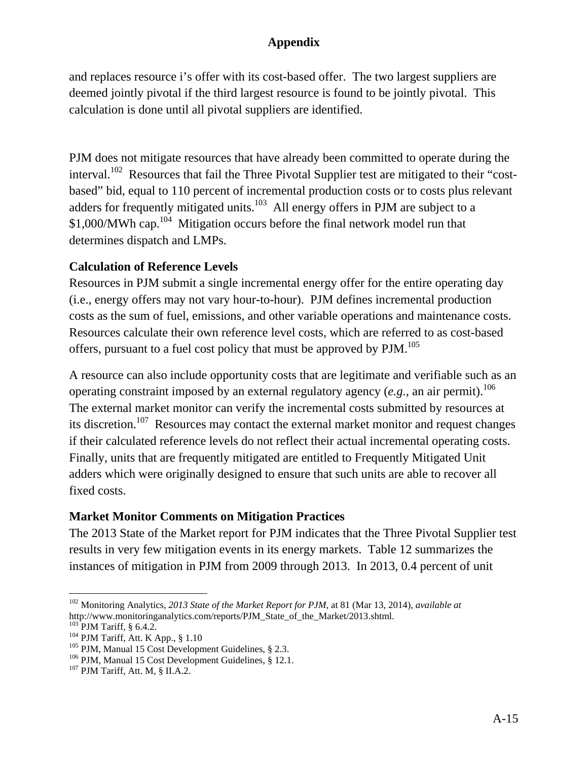and replaces resource i's offer with its cost-based offer. The two largest suppliers are deemed jointly pivotal if the third largest resource is found to be jointly pivotal. This calculation is done until all pivotal suppliers are identified.

PJM does not mitigate resources that have already been committed to operate during the interval.[102] Resources that fail the Three Pivotal Supplier test are mitigated to their "cost-based" bid, equal to 110 percent of incremental production costs or to costs plus relevant adders for frequently mitigated units.[103] All energy offers in PJM are subject to a $1,000/MWh cap.[104] Mitigation occurs before the final network model run that determines dispatch and LMPs.

### Calculation of Reference Levels

Resources in PJM submit a single incremental energy offer for the entire operating day (i.e., energy offers may not vary hour-to-hour). PJM defines incremental production costs as the sum of fuel, emissions, and other variable operations and maintenance costs. Resources calculate their own reference level costs, which are referred to as cost-based offers, pursuant to a fuel cost policy that must be approved by PJM.[105]

A resource can also include opportunity costs that are legitimate and verifiable such as an operating constraint imposed by an external regulatory agency (*e.g.*, an air permit).[106] The external market monitor can verify the incremental costs submitted by resources at its discretion.[107] Resources may contact the external market monitor and request changes if their calculated reference levels do not reflect their actual incremental operating costs. Finally, units that are frequently mitigated are entitled to Frequently Mitigated Unit adders which were originally designed to ensure that such units are able to recover all fixed costs.

### Market Monitor Comments on Mitigation Practices

The 2013 State of the Market report for PJM indicates that the Three Pivotal Supplier test results in very few mitigation events in its energy markets. Table 12 summarizes the instances of mitigation in PJM from 2009 through 2013. In 2013, 0.4 percent of unit

---

[102] Monitoring Analytics, *2013 State of the Market Report for PJM*, at 81 (Mar 13, 2014), *available at* http://www.monitoringanalytics.com/reports/PJM_State_of_the_Market/2013.shtml.

[103] PJM Tariff, § 6.4.2.

[104] PJM Tariff, Att. K App., § 1.10

[105] PJM, Manual 15 Cost Development Guidelines, § 2.3.

[106] PJM, Manual 15 Cost Development Guidelines, § 12.1.

[107] PJM Tariff, Att. M, § II.A.2.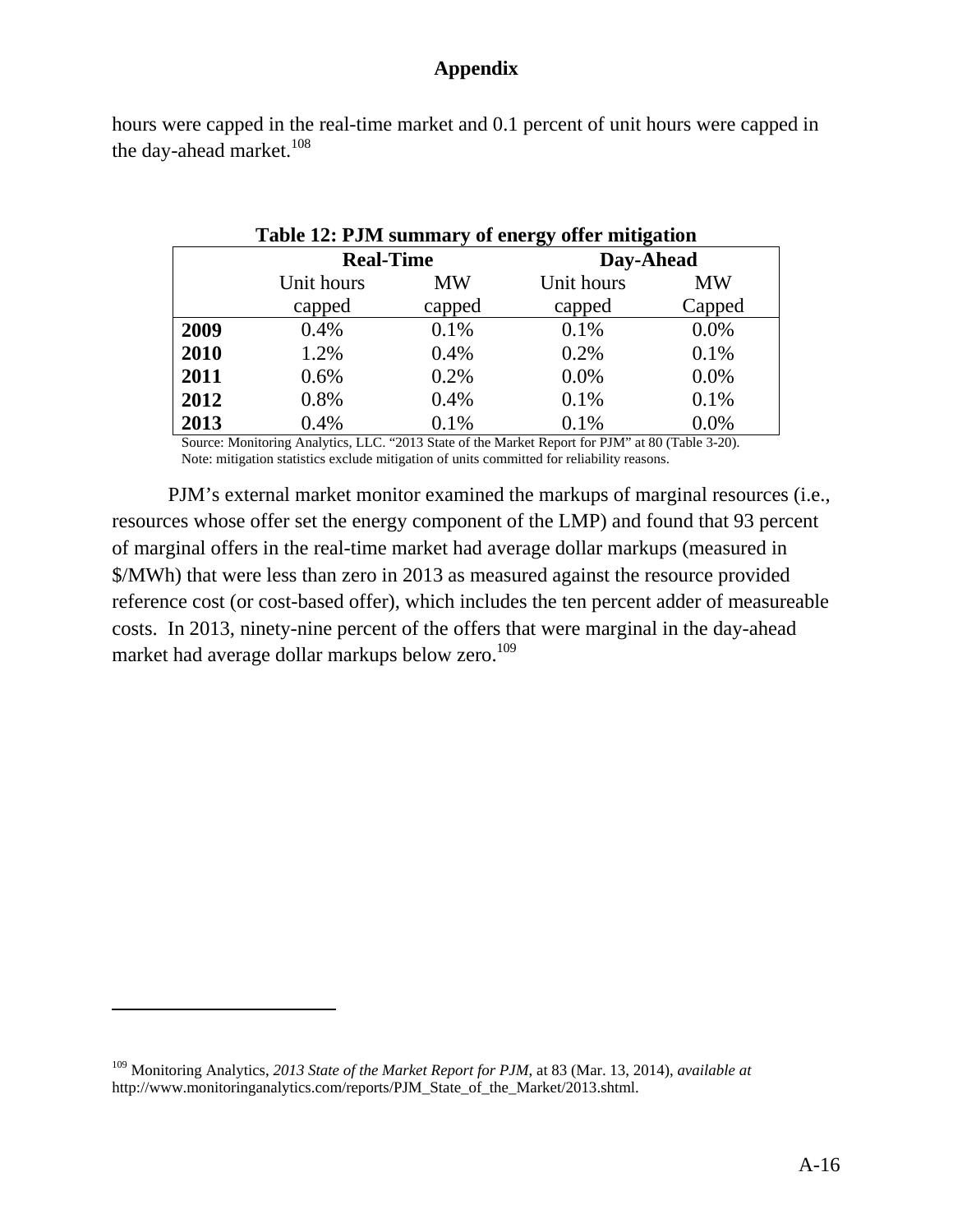hours were capped in the real-time market and 0.1 percent of unit hours were capped in the day-ahead market.[108]

**Table 12: PJM summary of energy offer mitigation**

| | Real-Time | | Day-Ahead | |
|---|---|---|---|---|
| | Unit hours capped | MW capped | Unit hours capped | MW Capped |
| **2009** | 0.4% | 0.1% | 0.1% | 0.0% |
| **2010** | 1.2% | 0.4% | 0.2% | 0.1% |
| **2011** | 0.6% | 0.2% | 0.0% | 0.0% |
| **2012** | 0.8% | 0.4% | 0.1% | 0.1% |
| **2013** | 0.4% | 0.1% | 0.1% | 0.0% |

Source: Monitoring Analytics, LLC. "2013 State of the Market Report for PJM" at 80 (Table 3-20).
Note: mitigation statistics exclude mitigation of units committed for reliability reasons.

PJM's external market monitor examined the markups of marginal resources (i.e., resources whose offer set the energy component of the LMP) and found that 93 percent of marginal offers in the real-time market had average dollar markups (measured in $/MWh) that were less than zero in 2013 as measured against the resource provided reference cost (or cost-based offer), which includes the ten percent adder of measureable costs. In 2013, ninety-nine percent of the offers that were marginal in the day-ahead market had average dollar markups below zero.[109]

---

[109] Monitoring Analytics, *2013 State of the Market Report for PJM*, at 83 (Mar. 13, 2014), *available at* http://www.monitoringanalytics.com/reports/PJM_State_of_the_Market/2013.shtml.